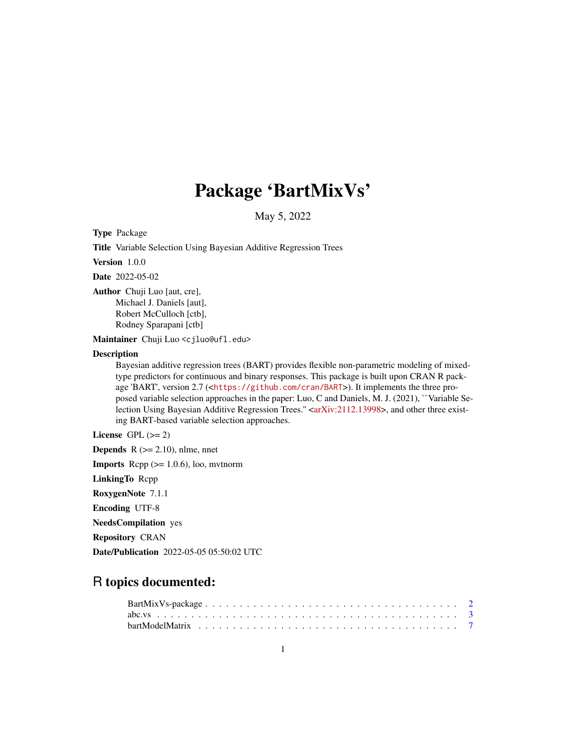# Package 'BartMixVs'

May 5, 2022

**Type** Package

**Title** Variable Selection Using Bayesian Additive Regression Trees

**Version** 1.0.0

**Date** 2022-05-02

**Author** Chuji Luo [aut, cre],
Michael J. Daniels [aut],
Robert McCulloch [ctb],
Rodney Sparapani [ctb]

**Maintainer** Chuji Luo <cjluo@ufl.edu>

**Description**
Bayesian additive regression trees (BART) provides flexible non-parametric modeling of mixed-type predictors for continuous and binary responses. This package is built upon CRAN R package 'BART', version 2.7 (<https://github.com/cran/BART>). It implements the three proposed variable selection approaches in the paper: Luo, C and Daniels, M. J. (2021), ``Variable Selection Using Bayesian Additive Regression Trees.'' <arXiv:2112.13998>, and other three existing BART-based variable selection approaches.

**License** GPL (>= 2)

**Depends** R (>= 2.10), nlme, nnet

**Imports** Rcpp (>= 1.0.6), loo, mvtnorm

**LinkingTo** Rcpp

**RoxygenNote** 7.1.1

**Encoding** UTF-8

**NeedsCompilation** yes

**Repository** CRAN

**Date/Publication** 2022-05-05 05:50:02 UTC

## R topics documented:

BartMixVs-package . . . . . . . . . . . . . . . . . . . . . . . . . . . . . . . . . . . . 2
abc.vs . . . . . . . . . . . . . . . . . . . . . . . . . . . . . . . . . . . . . . . . . . 3
bartModelMatrix . . . . . . . . . . . . . . . . . . . . . . . . . . . . . . . . . . . . . 7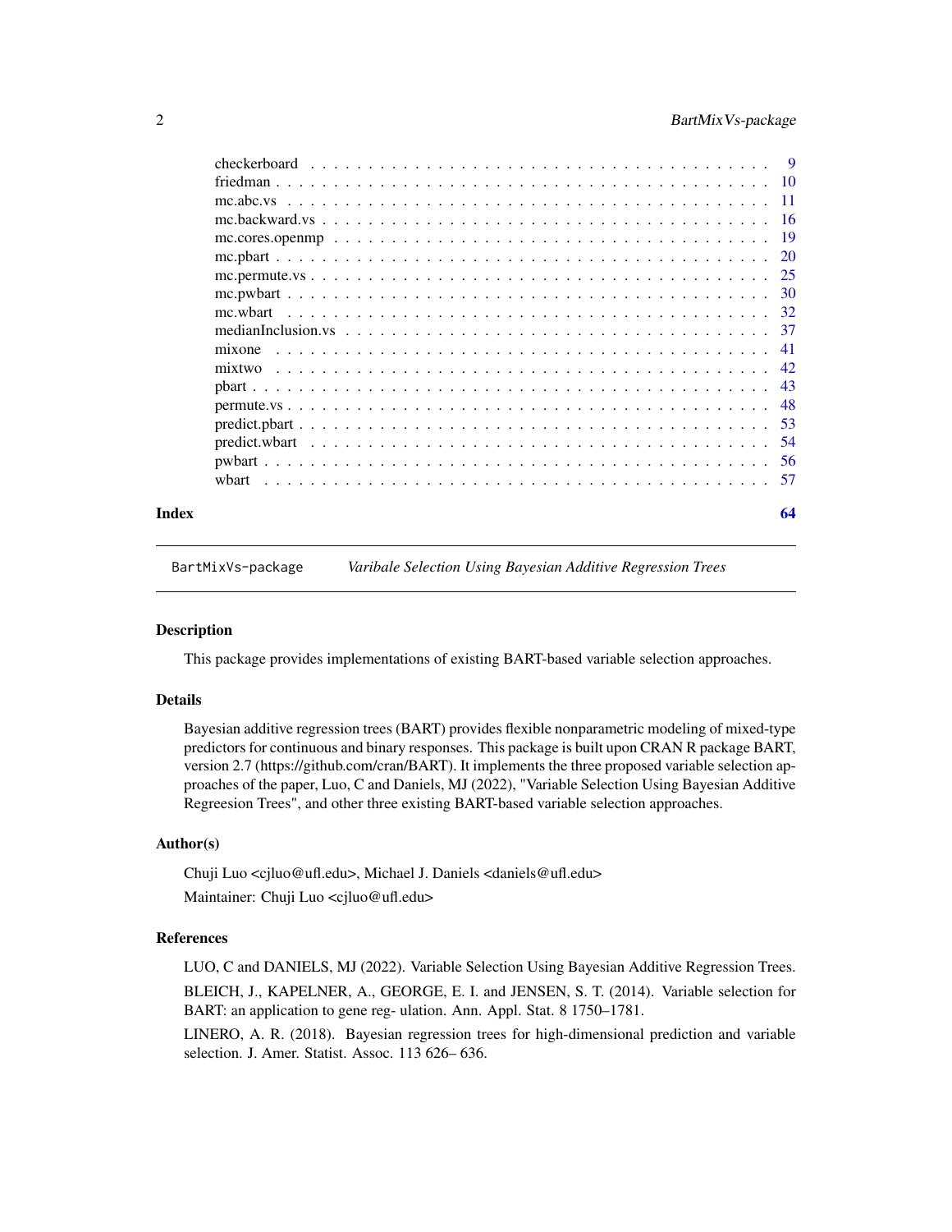checkerboard . . . . . . . . . . . . . . . . . . . . . . . . . . . . . . . . . . . . . 9
friedman . . . . . . . . . . . . . . . . . . . . . . . . . . . . . . . . . . . . . . . 10
mc.abc.vs . . . . . . . . . . . . . . . . . . . . . . . . . . . . . . . . . . . . . . 11
mc.backward.vs . . . . . . . . . . . . . . . . . . . . . . . . . . . . . . . . . . . 16
mc.cores.openmp . . . . . . . . . . . . . . . . . . . . . . . . . . . . . . . . . . 19
mc.pbart . . . . . . . . . . . . . . . . . . . . . . . . . . . . . . . . . . . . . . . 20
mc.permute.vs . . . . . . . . . . . . . . . . . . . . . . . . . . . . . . . . . . . 25
mc.pwbart . . . . . . . . . . . . . . . . . . . . . . . . . . . . . . . . . . . . . . 30
mc.wbart . . . . . . . . . . . . . . . . . . . . . . . . . . . . . . . . . . . . . . 32
medianInclusion.vs . . . . . . . . . . . . . . . . . . . . . . . . . . . . . . . . 37
mixone . . . . . . . . . . . . . . . . . . . . . . . . . . . . . . . . . . . . . . . 41
mixtwo . . . . . . . . . . . . . . . . . . . . . . . . . . . . . . . . . . . . . . . 42
pbart . . . . . . . . . . . . . . . . . . . . . . . . . . . . . . . . . . . . . . . . 43
permute.vs . . . . . . . . . . . . . . . . . . . . . . . . . . . . . . . . . . . . . 48
predict.pbart . . . . . . . . . . . . . . . . . . . . . . . . . . . . . . . . . . . . 53
predict.wbart . . . . . . . . . . . . . . . . . . . . . . . . . . . . . . . . . . . . 54
pwbart . . . . . . . . . . . . . . . . . . . . . . . . . . . . . . . . . . . . . . . 56
wbart . . . . . . . . . . . . . . . . . . . . . . . . . . . . . . . . . . . . . . . . 57

**Index** 64

---

`BartMixVs-package` *Varibale Selection Using Bayesian Additive Regression Trees*

---

### Description

This package provides implementations of existing BART-based variable selection approaches.

### Details

Bayesian additive regression trees (BART) provides flexible nonparametric modeling of mixed-type predictors for continuous and binary responses. This package is built upon CRAN R package BART, version 2.7 (https://github.com/cran/BART). It implements the three proposed variable selection approaches of the paper, Luo, C and Daniels, MJ (2022), "Variable Selection Using Bayesian Additive Regreesion Trees", and other three existing BART-based variable selection approaches.

### Author(s)

Chuji Luo <cjluo@ufl.edu>, Michael J. Daniels <daniels@ufl.edu>

Maintainer: Chuji Luo <cjluo@ufl.edu>

### References

LUO, C and DANIELS, MJ (2022). Variable Selection Using Bayesian Additive Regression Trees.

BLEICH, J., KAPELNER, A., GEORGE, E. I. and JENSEN, S. T. (2014). Variable selection for BART: an application to gene reg- ulation. Ann. Appl. Stat. 8 1750–1781.

LINERO, A. R. (2018). Bayesian regression trees for high-dimensional prediction and variable selection. J. Amer. Statist. Assoc. 113 626– 636.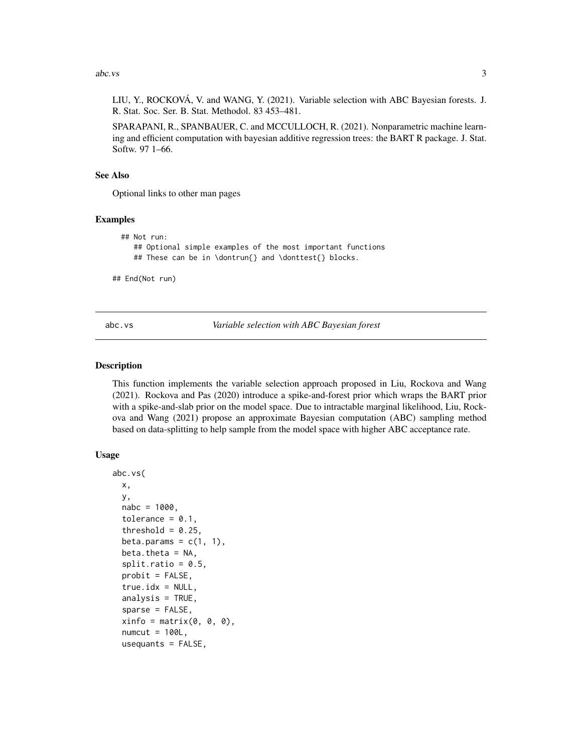LIU, Y., ROCKOVÁ, V. and WANG, Y. (2021). Variable selection with ABC Bayesian forests. J. R. Stat. Soc. Ser. B. Stat. Methodol. 83 453–481.

SPARAPANI, R., SPANBAUER, C. and MCCULLOCH, R. (2021). Nonparametric machine learning and efficient computation with bayesian additive regression trees: the BART R package. J. Stat. Softw. 97 1–66.

### See Also

Optional links to other man pages

### Examples

```
## Not run:
   ## Optional simple examples of the most important functions
   ## These can be in \dontrun{} and \donttest{} blocks.

## End(Not run)
```

---

## abc.vs — *Variable selection with ABC Bayesian forest*

### Description

This function implements the variable selection approach proposed in Liu, Rockova and Wang (2021). Rockova and Pas (2020) introduce a spike-and-forest prior which wraps the BART prior with a spike-and-slab prior on the model space. Due to intractable marginal likelihood, Liu, Rockova and Wang (2021) propose an approximate Bayesian computation (ABC) sampling method based on data-splitting to help sample from the model space with higher ABC acceptance rate.

### Usage

```
abc.vs(
  x,
  y,
  nabc = 1000,
  tolerance = 0.1,
  threshold = 0.25,
  beta.params = c(1, 1),
  beta.theta = NA,
  split.ratio = 0.5,
  probit = FALSE,
  true.idx = NULL,
  analysis = TRUE,
  sparse = FALSE,
  xinfo = matrix(0, 0, 0),
  numcut = 100L,
  usequants = FALSE,
```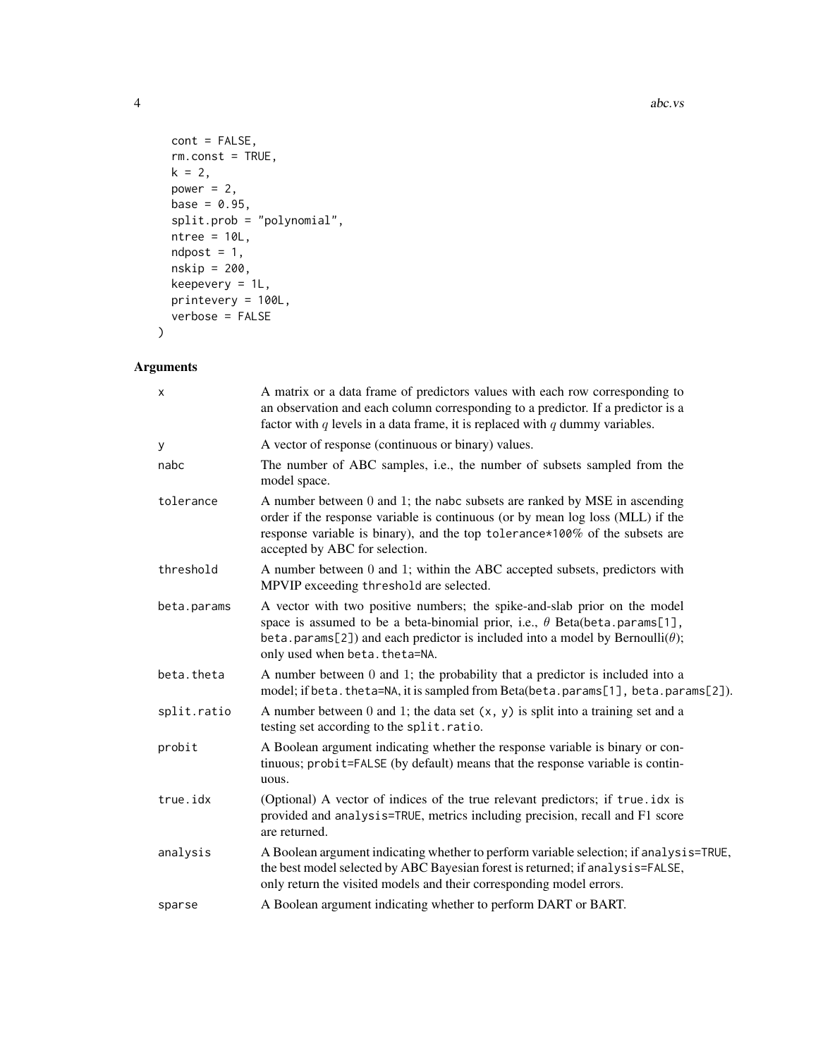```
  cont = FALSE,
  rm.const = TRUE,
  k = 2,
  power = 2,
  base = 0.95,
  split.prob = "polynomial",
  ntree = 10L,
  ndpost = 1,
  nskip = 200,
  keepevery = 1L,
  printevery = 100L,
  verbose = FALSE
)
```

## Arguments

| | |
|---|---|
| x | A matrix or a data frame of predictors values with each row corresponding to an observation and each column corresponding to a predictor. If a predictor is a factor with $q$ levels in a data frame, it is replaced with $q$ dummy variables. |
| y | A vector of response (continuous or binary) values. |
| nabc | The number of ABC samples, i.e., the number of subsets sampled from the model space. |
| tolerance | A number between 0 and 1; the nabc subsets are ranked by MSE in ascending order if the response variable is continuous (or by mean log loss (MLL) if the response variable is binary), and the top tolerance*100% of the subsets are accepted by ABC for selection. |
| threshold | A number between 0 and 1; within the ABC accepted subsets, predictors with MPVIP exceeding threshold are selected. |
| beta.params | A vector with two positive numbers; the spike-and-slab prior on the model space is assumed to be a beta-binomial prior, i.e., $\theta$ Beta(beta.params[1], beta.params[2]) and each predictor is included into a model by Bernoulli($\theta$); only used when beta.theta=NA. |
| beta.theta | A number between 0 and 1; the probability that a predictor is included into a model; if beta.theta=NA, it is sampled from Beta(beta.params[1], beta.params[2]). |
| split.ratio | A number between 0 and 1; the data set (x, y) is split into a training set and a testing set according to the split.ratio. |
| probit | A Boolean argument indicating whether the response variable is binary or continuous; probit=FALSE (by default) means that the response variable is continuous. |
| true.idx | (Optional) A vector of indices of the true relevant predictors; if true.idx is provided and analysis=TRUE, metrics including precision, recall and F1 score are returned. |
| analysis | A Boolean argument indicating whether to perform variable selection; if analysis=TRUE, the best model selected by ABC Bayesian forest is returned; if analysis=FALSE, only return the visited models and their corresponding model errors. |
| sparse | A Boolean argument indicating whether to perform DART or BART. |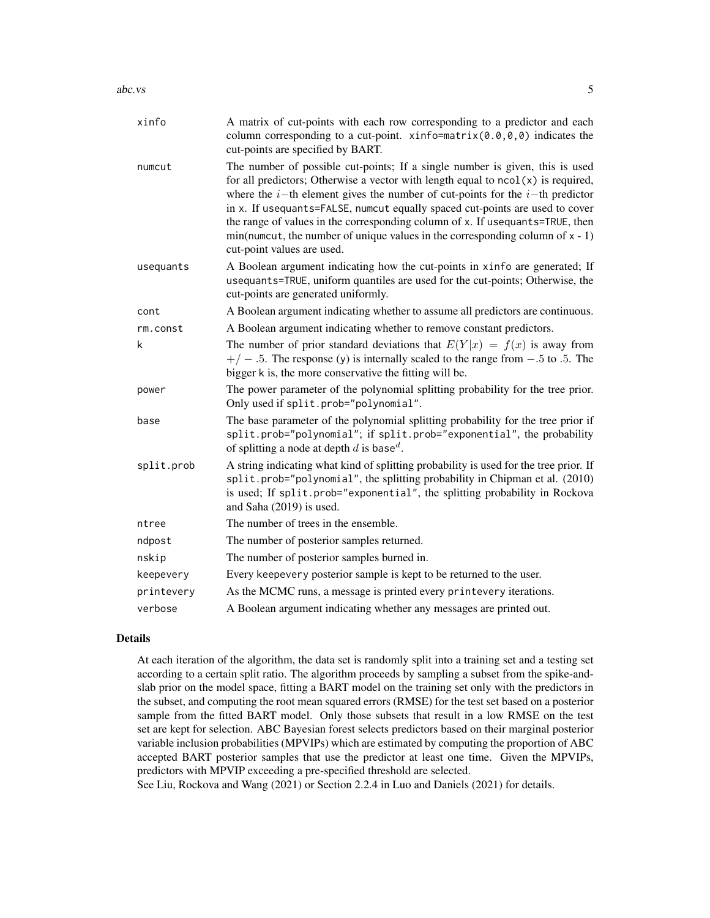| | |
|---|---|
| xinfo | A matrix of cut-points with each row corresponding to a predictor and each column corresponding to a cut-point. `xinfo=matrix(0.0,0,0)` indicates the cut-points are specified by BART. |
| numcut | The number of possible cut-points; If a single number is given, this is used for all predictors; Otherwise a vector with length equal to `ncol(x)` is required, where the $i-$th element gives the number of cut-points for the $i-$th predictor in `x`. If `usequants=FALSE`, `numcut` equally spaced cut-points are used to cover the range of values in the corresponding column of `x`. If `usequants=TRUE`, then min(`numcut`, the number of unique values in the corresponding column of `x` - 1) cut-point values are used. |
| usequants | A Boolean argument indicating how the cut-points in `xinfo` are generated; If `usequants=TRUE`, uniform quantiles are used for the cut-points; Otherwise, the cut-points are generated uniformly. |
| cont | A Boolean argument indicating whether to assume all predictors are continuous. |
| rm.const | A Boolean argument indicating whether to remove constant predictors. |
| k | The number of prior standard deviations that $E(Y\|x) = f(x)$ is away from $+/-.5$. The response (`y`) is internally scaled to the range from $-.5$ to $.5$. The bigger `k` is, the more conservative the fitting will be. |
| power | The power parameter of the polynomial splitting probability for the tree prior. Only used if `split.prob="polynomial"`. |
| base | The base parameter of the polynomial splitting probability for the tree prior if `split.prob="polynomial"`; if `split.prob="exponential"`, the probability of splitting a node at depth $d$ is `base`$^d$. |
| split.prob | A string indicating what kind of splitting probability is used for the tree prior. If `split.prob="polynomial"`, the splitting probability in Chipman et al. (2010) is used; If `split.prob="exponential"`, the splitting probability in Rockova and Saha (2019) is used. |
| ntree | The number of trees in the ensemble. |
| ndpost | The number of posterior samples returned. |
| nskip | The number of posterior samples burned in. |
| keepevery | Every `keepevery` posterior sample is kept to be returned to the user. |
| printevery | As the MCMC runs, a message is printed every `printevery` iterations. |
| verbose | A Boolean argument indicating whether any messages are printed out. |

## Details

At each iteration of the algorithm, the data set is randomly split into a training set and a testing set according to a certain split ratio. The algorithm proceeds by sampling a subset from the spike-and-slab prior on the model space, fitting a BART model on the training set only with the predictors in the subset, and computing the root mean squared errors (RMSE) for the test set based on a posterior sample from the fitted BART model. Only those subsets that result in a low RMSE on the test set are kept for selection. ABC Bayesian forest selects predictors based on their marginal posterior variable inclusion probabilities (MPVIPs) which are estimated by computing the proportion of ABC accepted BART posterior samples that use the predictor at least one time. Given the MPVIPs, predictors with MPVIP exceeding a pre-specified threshold are selected.
See Liu, Rockova and Wang (2021) or Section 2.2.4 in Luo and Daniels (2021) for details.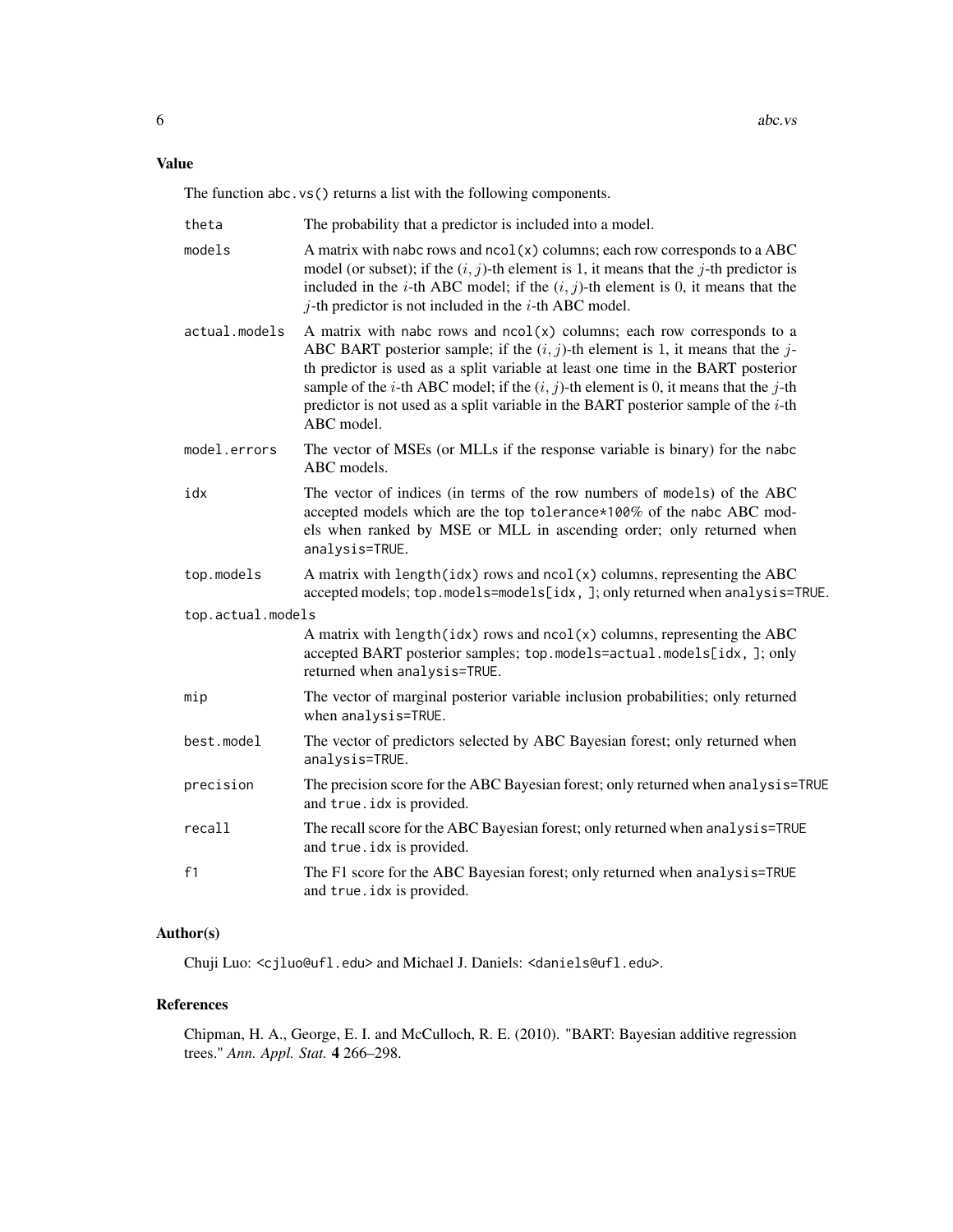## Value

The function `abc.vs()` returns a list with the following components.

`theta` The probability that a predictor is included into a model.

`models` A matrix with `nabc` rows and `ncol(x)` columns; each row corresponds to a ABC model (or subset); if the $(i, j)$-th element is 1, it means that the $j$-th predictor is included in the $i$-th ABC model; if the $(i, j)$-th element is 0, it means that the $j$-th predictor is not included in the $i$-th ABC model.

`actual.models` A matrix with `nabc` rows and `ncol(x)` columns; each row corresponds to a ABC BART posterior sample; if the $(i, j)$-th element is 1, it means that the $j$-th predictor is used as a split variable at least one time in the BART posterior sample of the $i$-th ABC model; if the $(i, j)$-th element is 0, it means that the $j$-th predictor is not used as a split variable in the BART posterior sample of the $i$-th ABC model.

`model.errors` The vector of MSEs (or MLLs if the response variable is binary) for the `nabc` ABC models.

`idx` The vector of indices (in terms of the row numbers of `models`) of the ABC accepted models which are the top `tolerance*100%` of the `nabc` ABC models when ranked by MSE or MLL in ascending order; only returned when `analysis=TRUE`.

`top.models` A matrix with `length(idx)` rows and `ncol(x)` columns, representing the ABC accepted models; `top.models=models[idx, ]`; only returned when `analysis=TRUE`.

`top.actual.models` A matrix with `length(idx)` rows and `ncol(x)` columns, representing the ABC accepted BART posterior samples; `top.models=actual.models[idx, ]`; only returned when `analysis=TRUE`.

`mip` The vector of marginal posterior variable inclusion probabilities; only returned when `analysis=TRUE`.

`best.model` The vector of predictors selected by ABC Bayesian forest; only returned when `analysis=TRUE`.

`precision` The precision score for the ABC Bayesian forest; only returned when `analysis=TRUE` and `true.idx` is provided.

`recall` The recall score for the ABC Bayesian forest; only returned when `analysis=TRUE` and `true.idx` is provided.

`f1` The F1 score for the ABC Bayesian forest; only returned when `analysis=TRUE` and `true.idx` is provided.

## Author(s)

Chuji Luo: <cjluo@ufl.edu> and Michael J. Daniels: <daniels@ufl.edu>.

## References

Chipman, H. A., George, E. I. and McCulloch, R. E. (2010). "BART: Bayesian additive regression trees." *Ann. Appl. Stat.* **4** 266–298.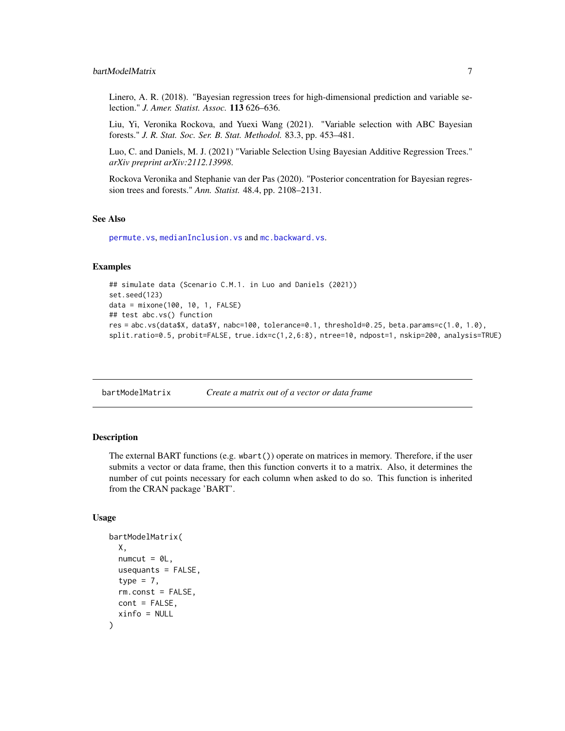Linero, A. R. (2018). "Bayesian regression trees for high-dimensional prediction and variable selection." *J. Amer. Statist. Assoc.* **113** 626–636.

Liu, Yi, Veronika Rockova, and Yuexi Wang (2021). "Variable selection with ABC Bayesian forests." *J. R. Stat. Soc. Ser. B. Stat. Methodol.* 83.3, pp. 453–481.

Luo, C. and Daniels, M. J. (2021) "Variable Selection Using Bayesian Additive Regression Trees." *arXiv preprint arXiv:2112.13998.*

Rockova Veronika and Stephanie van der Pas (2020). "Posterior concentration for Bayesian regression trees and forests." *Ann. Statist.* 48.4, pp. 2108–2131.

### See Also

permute.vs, medianInclusion.vs and mc.backward.vs.

### Examples

```
## simulate data (Scenario C.M.1. in Luo and Daniels (2021))
set.seed(123)
data = mixone(100, 10, 1, FALSE)
## test abc.vs() function
res = abc.vs(data$X, data$Y, nabc=100, tolerance=0.1, threshold=0.25, beta.params=c(1.0, 1.0),
split.ratio=0.5, probit=FALSE, true.idx=c(1,2,6:8), ntree=10, ndpost=1, nskip=200, analysis=TRUE)
```

---

## bartModelMatrix — *Create a matrix out of a vector or data frame*

### Description

The external BART functions (e.g. wbart()) operate on matrices in memory. Therefore, if the user submits a vector or data frame, then this function converts it to a matrix. Also, it determines the number of cut points necessary for each column when asked to do so. This function is inherited from the CRAN package 'BART'.

### Usage

```
bartModelMatrix(
  X,
  numcut = 0L,
  usequants = FALSE,
  type = 7,
  rm.const = FALSE,
  cont = FALSE,
  xinfo = NULL
)
```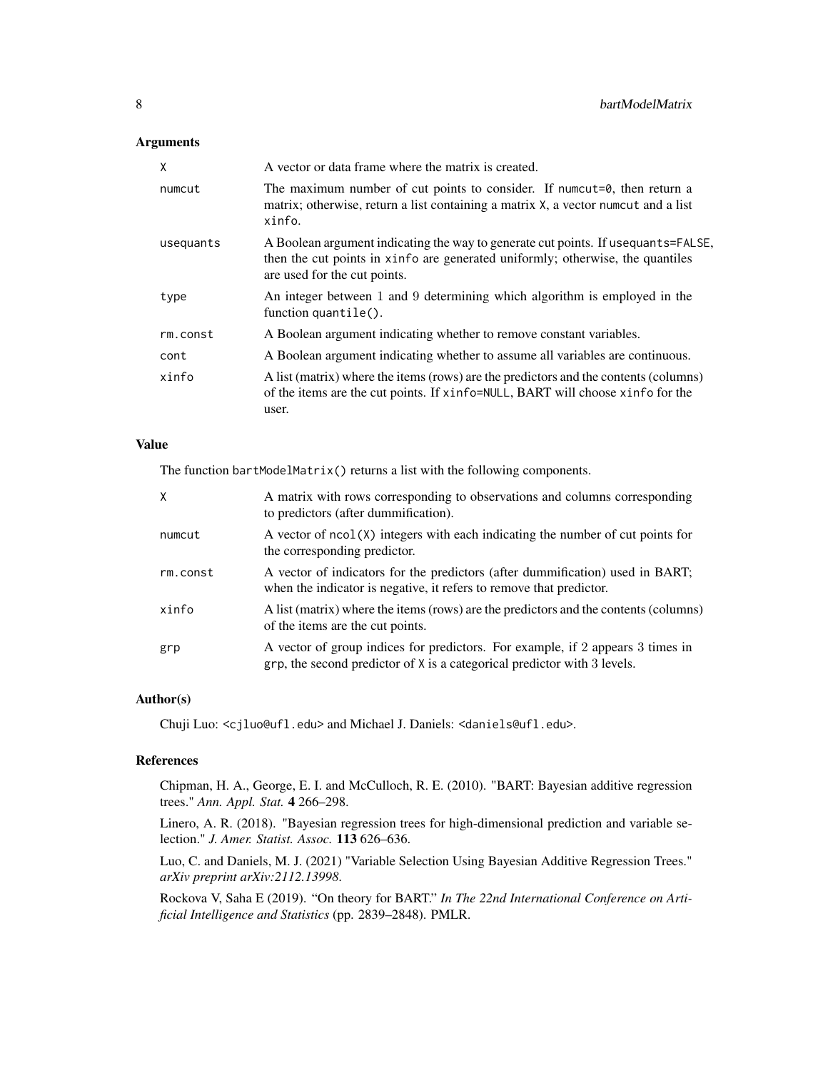## Arguments

| | |
|---|---|
| `X` | A vector or data frame where the matrix is created. |
| `numcut` | The maximum number of cut points to consider. If `numcut=0`, then return a matrix; otherwise, return a list containing a matrix `X`, a vector `numcut` and a list `xinfo`. |
| `usequants` | A Boolean argument indicating the way to generate cut points. If `usequants=FALSE`, then the cut points in `xinfo` are generated uniformly; otherwise, the quantiles are used for the cut points. |
| `type` | An integer between 1 and 9 determining which algorithm is employed in the function `quantile()`. |
| `rm.const` | A Boolean argument indicating whether to remove constant variables. |
| `cont` | A Boolean argument indicating whether to assume all variables are continuous. |
| `xinfo` | A list (matrix) where the items (rows) are the predictors and the contents (columns) of the items are the cut points. If `xinfo=NULL`, BART will choose `xinfo` for the user. |

## Value

The function `bartModelMatrix()` returns a list with the following components.

| | |
|---|---|
| `X` | A matrix with rows corresponding to observations and columns corresponding to predictors (after dummification). |
| `numcut` | A vector of `ncol(X)` integers with each indicating the number of cut points for the corresponding predictor. |
| `rm.const` | A vector of indicators for the predictors (after dummification) used in BART; when the indicator is negative, it refers to remove that predictor. |
| `xinfo` | A list (matrix) where the items (rows) are the predictors and the contents (columns) of the items are the cut points. |
| `grp` | A vector of group indices for predictors. For example, if 2 appears 3 times in `grp`, the second predictor of `X` is a categorical predictor with 3 levels. |

## Author(s)

Chuji Luo: <cjluo@ufl.edu> and Michael J. Daniels: <daniels@ufl.edu>.

## References

Chipman, H. A., George, E. I. and McCulloch, R. E. (2010). "BART: Bayesian additive regression trees." *Ann. Appl. Stat.* **4** 266–298.

Linero, A. R. (2018). "Bayesian regression trees for high-dimensional prediction and variable selection." *J. Amer. Statist. Assoc.* **113** 626–636.

Luo, C. and Daniels, M. J. (2021) "Variable Selection Using Bayesian Additive Regression Trees." *arXiv preprint arXiv:2112.13998.*

Rockova V, Saha E (2019). "On theory for BART." *In The 22nd International Conference on Artificial Intelligence and Statistics* (pp. 2839–2848). PMLR.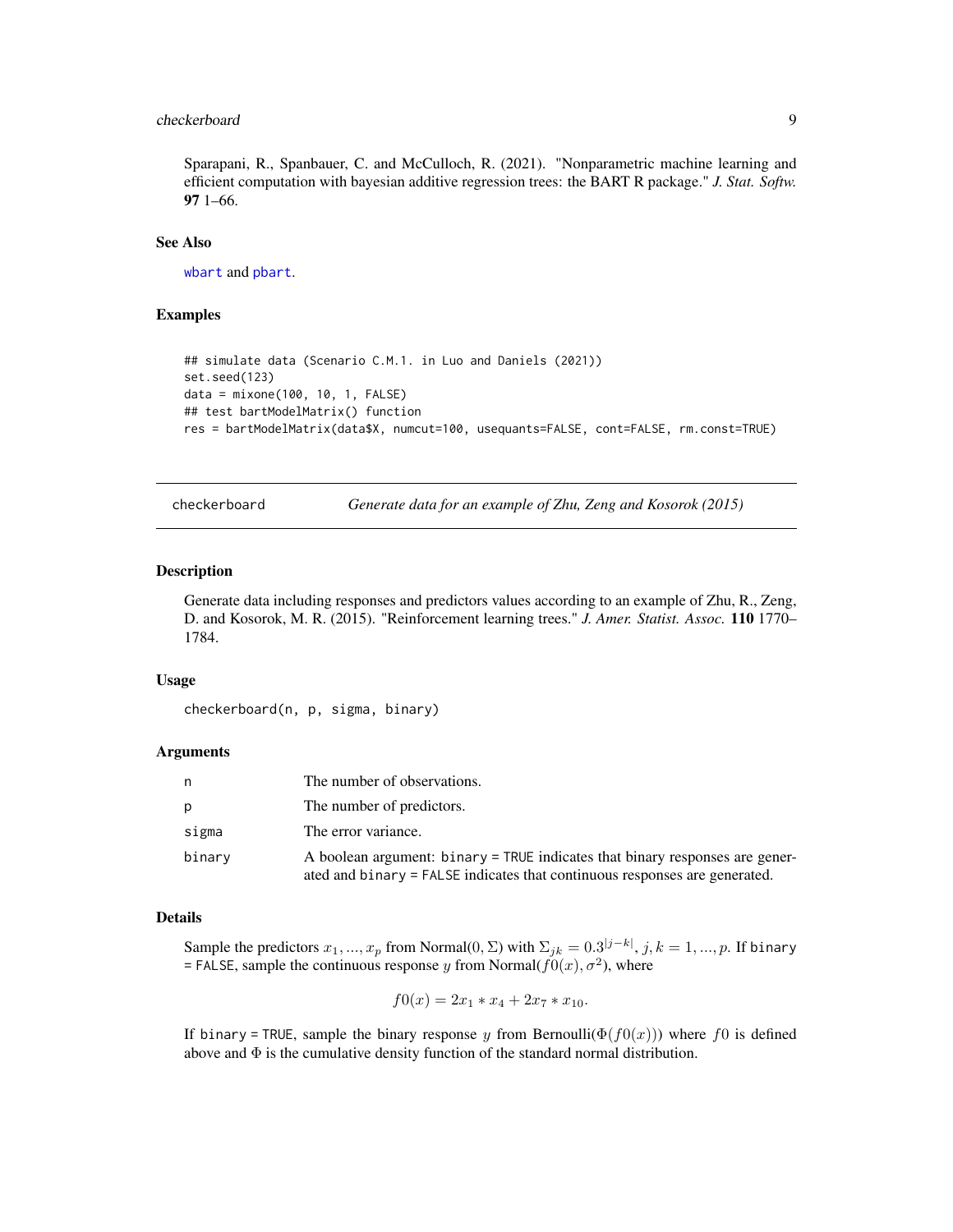Sparapani, R., Spanbauer, C. and McCulloch, R. (2021). "Nonparametric machine learning and efficient computation with bayesian additive regression trees: the BART R package." *J. Stat. Softw.* **97** 1–66.

### See Also

wbart and pbart.

### Examples

```
## simulate data (Scenario C.M.1. in Luo and Daniels (2021))
set.seed(123)
data = mixone(100, 10, 1, FALSE)
## test bartModelMatrix() function
res = bartModelMatrix(data$X, numcut=100, usequants=FALSE, cont=FALSE, rm.const=TRUE)
```

---

## checkerboard — *Generate data for an example of Zhu, Zeng and Kosorok (2015)*

---

### Description

Generate data including responses and predictors values according to an example of Zhu, R., Zeng, D. and Kosorok, M. R. (2015). "Reinforcement learning trees." *J. Amer. Statist. Assoc.* **110** 1770–1784.

### Usage

```
checkerboard(n, p, sigma, binary)
```

### Arguments

| | |
|---|---|
| n | The number of observations. |
| p | The number of predictors. |
| sigma | The error variance. |
| binary | A boolean argument: binary = TRUE indicates that binary responses are generated and binary = FALSE indicates that continuous responses are generated. |

### Details

Sample the predictors $x_1, ..., x_p$ from Normal$(0, \Sigma)$ with $\Sigma_{jk} = 0.3^{|j-k|}$, $j, k = 1, ..., p$. If binary = FALSE, sample the continuous response $y$ from Normal$(f0(x), \sigma^2)$, where

$$f0(x) = 2x_1 * x_4 + 2x_7 * x_{10}.$$

If binary = TRUE, sample the binary response $y$ from Bernoulli$(\Phi(f0(x)))$ where $f0$ is defined above and $\Phi$ is the cumulative density function of the standard normal distribution.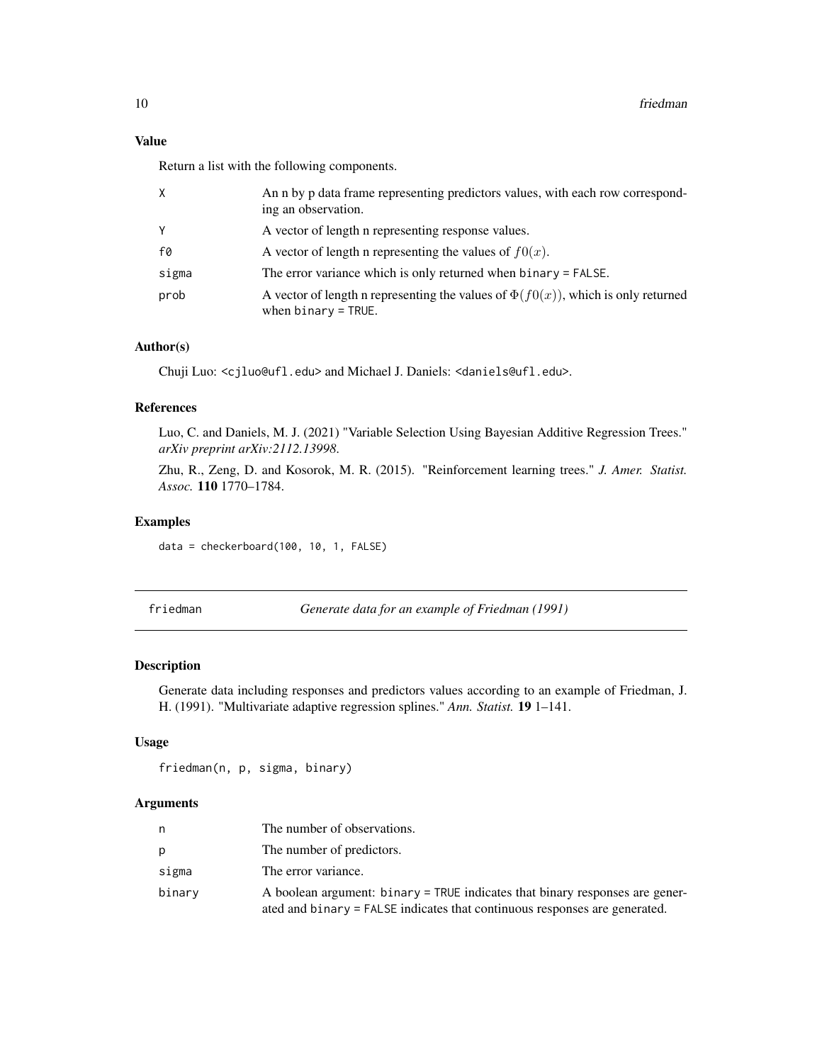### Value

Return a list with the following components.

| | |
|---|---|
| X | An n by p data frame representing predictors values, with each row corresponding an observation. |
| Y | A vector of length n representing response values. |
| f0 | A vector of length n representing the values of $f0(x)$. |
| sigma | The error variance which is only returned when binary = FALSE. |
| prob | A vector of length n representing the values of $\Phi(f0(x))$, which is only returned when binary = TRUE. |

### Author(s)

Chuji Luo: <cjluo@ufl.edu> and Michael J. Daniels: <daniels@ufl.edu>.

### References

Luo, C. and Daniels, M. J. (2021) "Variable Selection Using Bayesian Additive Regression Trees." *arXiv preprint arXiv:2112.13998*.

Zhu, R., Zeng, D. and Kosorok, M. R. (2015). "Reinforcement learning trees." *J. Amer. Statist. Assoc.* **110** 1770–1784.

### Examples

```
data = checkerboard(100, 10, 1, FALSE)
```

---

## friedman — *Generate data for an example of Friedman (1991)*

### Description

Generate data including responses and predictors values according to an example of Friedman, J. H. (1991). "Multivariate adaptive regression splines." *Ann. Statist.* **19** 1–141.

### Usage

```
friedman(n, p, sigma, binary)
```

### Arguments

| | |
|---|---|
| n | The number of observations. |
| p | The number of predictors. |
| sigma | The error variance. |
| binary | A boolean argument: binary = TRUE indicates that binary responses are generated and binary = FALSE indicates that continuous responses are generated. |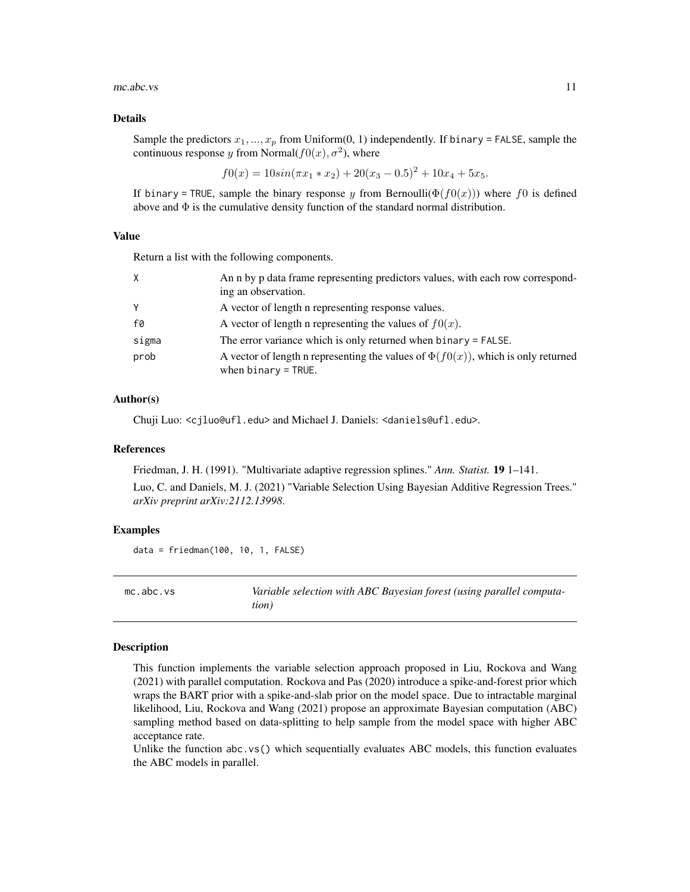### Details

Sample the predictors $x_1, ..., x_p$ from Uniform(0, 1) independently. If `binary = FALSE`, sample the continuous response $y$ from Normal($f0(x), \sigma^2$), where

$$f0(x) = 10sin(\pi x_1 * x_2) + 20(x_3 - 0.5)^2 + 10x_4 + 5x_5.$$

If `binary = TRUE`, sample the binary response $y$ from Bernoulli($\Phi(f0(x))$) where $f0$ is defined above and $\Phi$ is the cumulative density function of the standard normal distribution.

### Value

Return a list with the following components.

| | |
|---|---|
| `X` | An n by p data frame representing predictors values, with each row corresponding an observation. |
| `Y` | A vector of length n representing response values. |
| `f0` | A vector of length n representing the values of $f0(x)$. |
| `sigma` | The error variance which is only returned when `binary = FALSE`. |
| `prob` | A vector of length n representing the values of $\Phi(f0(x))$, which is only returned when `binary = TRUE`. |

### Author(s)

Chuji Luo: <cjluo@ufl.edu> and Michael J. Daniels: <daniels@ufl.edu>.

### References

Friedman, J. H. (1991). "Multivariate adaptive regression splines." *Ann. Statist.* **19** 1–141.

Luo, C. and Daniels, M. J. (2021) "Variable Selection Using Bayesian Additive Regression Trees." *arXiv preprint arXiv:2112.13998.*

### Examples

```
data = friedman(100, 10, 1, FALSE)
```

---

## mc.abc.vs — *Variable selection with ABC Bayesian forest (using parallel computation)*

### Description

This function implements the variable selection approach proposed in Liu, Rockova and Wang (2021) with parallel computation. Rockova and Pas (2020) introduce a spike-and-forest prior which wraps the BART prior with a spike-and-slab prior on the model space. Due to intractable marginal likelihood, Liu, Rockova and Wang (2021) propose an approximate Bayesian computation (ABC) sampling method based on data-splitting to help sample from the model space with higher ABC acceptance rate.

Unlike the function `abc.vs()` which sequentially evaluates ABC models, this function evaluates the ABC models in parallel.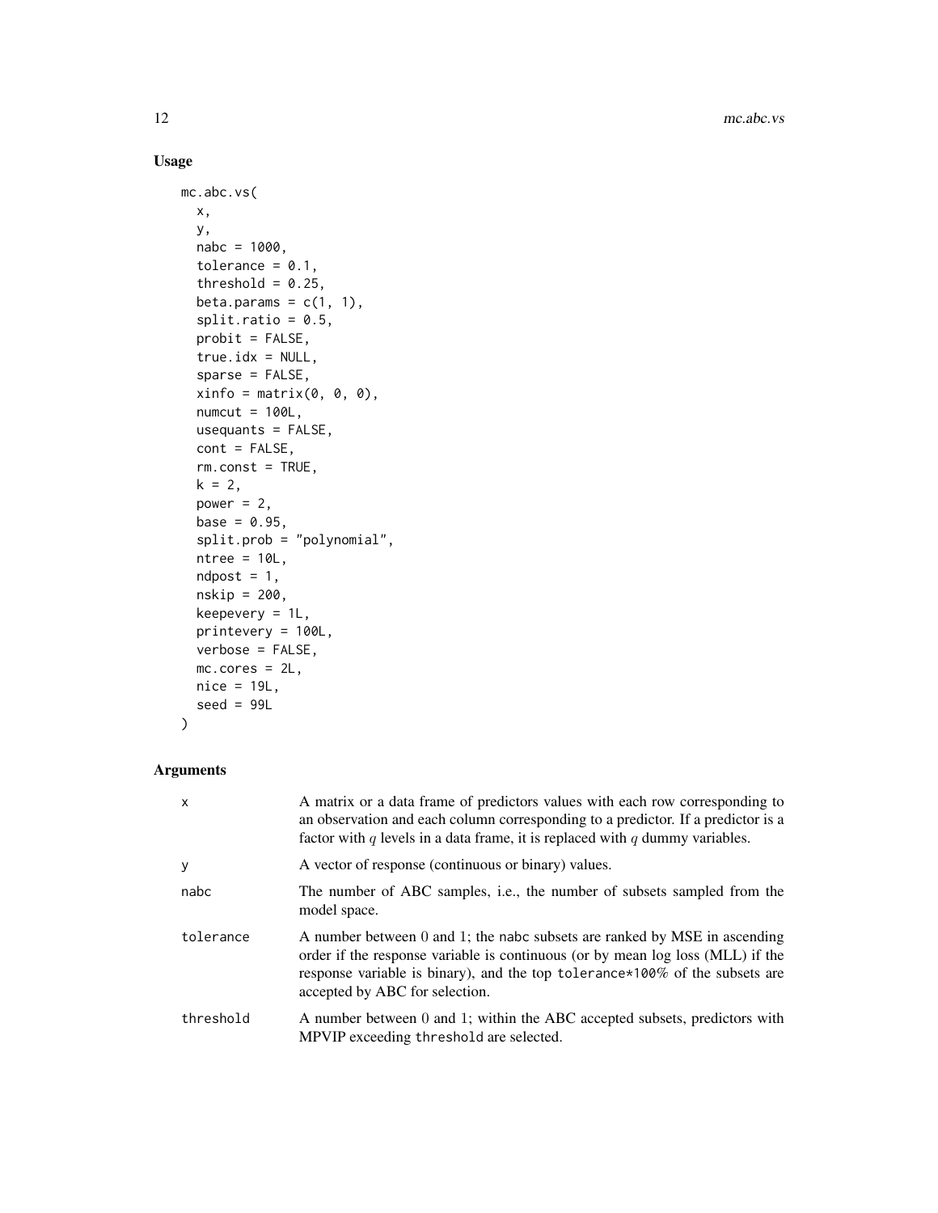## Usage

```
mc.abc.vs(
  x,
  y,
  nabc = 1000,
  tolerance = 0.1,
  threshold = 0.25,
  beta.params = c(1, 1),
  split.ratio = 0.5,
  probit = FALSE,
  true.idx = NULL,
  sparse = FALSE,
  xinfo = matrix(0, 0, 0),
  numcut = 100L,
  usequants = FALSE,
  cont = FALSE,
  rm.const = TRUE,
  k = 2,
  power = 2,
  base = 0.95,
  split.prob = "polynomial",
  ntree = 10L,
  ndpost = 1,
  nskip = 200,
  keepevery = 1L,
  printevery = 100L,
  verbose = FALSE,
  mc.cores = 2L,
  nice = 19L,
  seed = 99L
)
```

## Arguments

| | |
|---|---|
| `x` | A matrix or a data frame of predictors values with each row corresponding to an observation and each column corresponding to a predictor. If a predictor is a factor with $q$ levels in a data frame, it is replaced with $q$ dummy variables. |
| `y` | A vector of response (continuous or binary) values. |
| `nabc` | The number of ABC samples, i.e., the number of subsets sampled from the model space. |
| `tolerance` | A number between 0 and 1; the `nabc` subsets are ranked by MSE in ascending order if the response variable is continuous (or by mean log loss (MLL) if the response variable is binary), and the top `tolerance*100%` of the subsets are accepted by ABC for selection. |
| `threshold` | A number between 0 and 1; within the ABC accepted subsets, predictors with MPVIP exceeding `threshold` are selected. |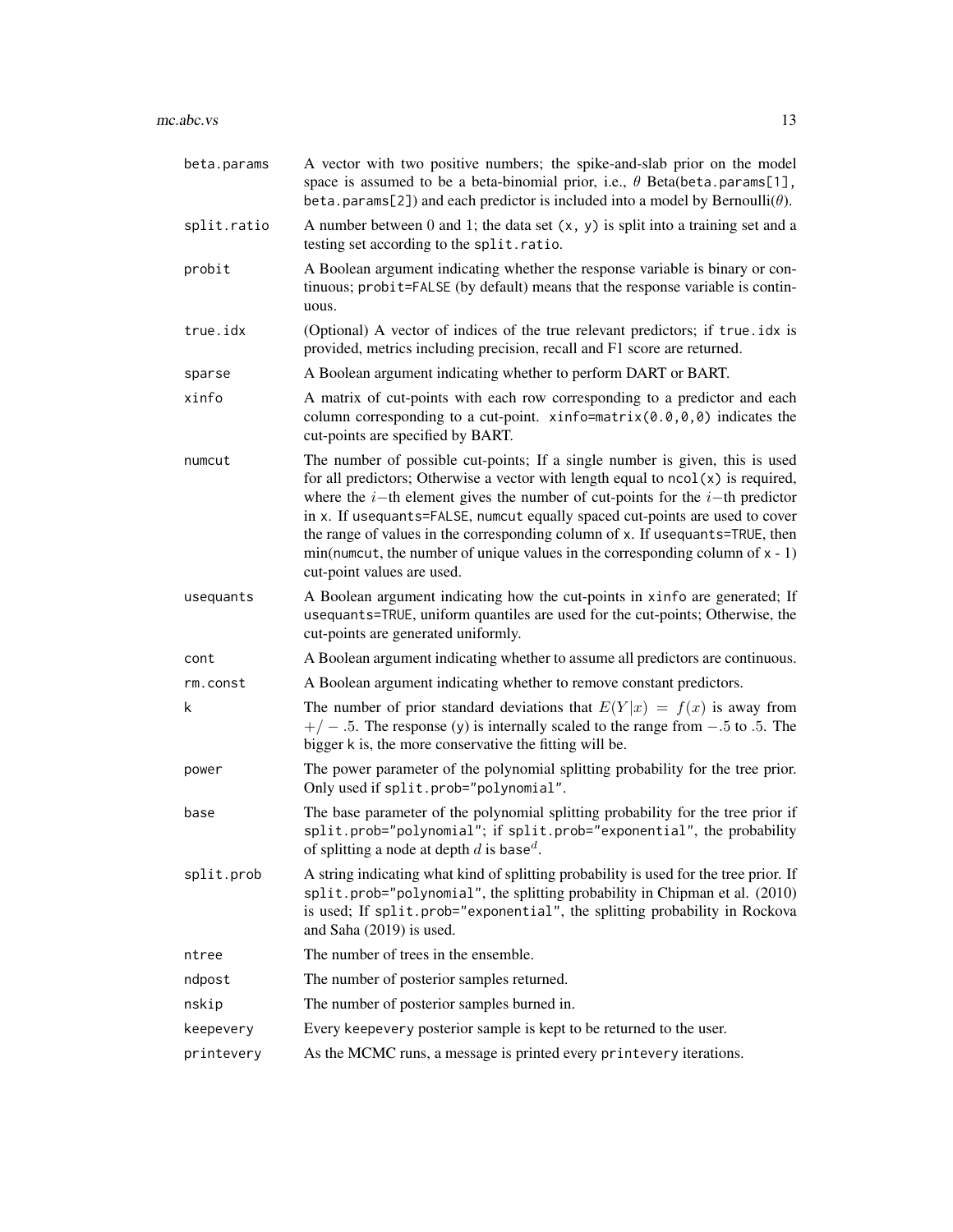| | |
|---|---|
| `beta.params` | A vector with two positive numbers; the spike-and-slab prior on the model space is assumed to be a beta-binomial prior, i.e., $\theta$ Beta(`beta.params[1]`, `beta.params[2]`) and each predictor is included into a model by Bernoulli($\theta$). |
| `split.ratio` | A number between 0 and 1; the data set `(x, y)` is split into a training set and a testing set according to the `split.ratio`. |
| `probit` | A Boolean argument indicating whether the response variable is binary or continuous; `probit=FALSE` (by default) means that the response variable is continuous. |
| `true.idx` | (Optional) A vector of indices of the true relevant predictors; if `true.idx` is provided, metrics including precision, recall and F1 score are returned. |
| `sparse` | A Boolean argument indicating whether to perform DART or BART. |
| `xinfo` | A matrix of cut-points with each row corresponding to a predictor and each column corresponding to a cut-point. `xinfo=matrix(0.0,0,0)` indicates the cut-points are specified by BART. |
| `numcut` | The number of possible cut-points; If a single number is given, this is used for all predictors; Otherwise a vector with length equal to `ncol(x)` is required, where the $i-$th element gives the number of cut-points for the $i-$th predictor in `x`. If `usequants=FALSE`, `numcut` equally spaced cut-points are used to cover the range of values in the corresponding column of `x`. If `usequants=TRUE`, then min(`numcut`, the number of unique values in the corresponding column of `x` - 1) cut-point values are used. |
| `usequants` | A Boolean argument indicating how the cut-points in `xinfo` are generated; If `usequants=TRUE`, uniform quantiles are used for the cut-points; Otherwise, the cut-points are generated uniformly. |
| `cont` | A Boolean argument indicating whether to assume all predictors are continuous. |
| `rm.const` | A Boolean argument indicating whether to remove constant predictors. |
| `k` | The number of prior standard deviations that $E(Y\|x) = f(x)$ is away from $+/-.5$. The response (`y`) is internally scaled to the range from $-.5$ to $.5$. The bigger `k` is, the more conservative the fitting will be. |
| `power` | The power parameter of the polynomial splitting probability for the tree prior. Only used if `split.prob="polynomial"`. |
| `base` | The base parameter of the polynomial splitting probability for the tree prior if `split.prob="polynomial"`; if `split.prob="exponential"`, the probability of splitting a node at depth $d$ is $\texttt{base}^d$. |
| `split.prob` | A string indicating what kind of splitting probability is used for the tree prior. If `split.prob="polynomial"`, the splitting probability in Chipman et al. (2010) is used; If `split.prob="exponential"`, the splitting probability in Rockova and Saha (2019) is used. |
| `ntree` | The number of trees in the ensemble. |
| `ndpost` | The number of posterior samples returned. |
| `nskip` | The number of posterior samples burned in. |
| `keepevery` | Every `keepevery` posterior sample is kept to be returned to the user. |
| `printevery` | As the MCMC runs, a message is printed every `printevery` iterations. |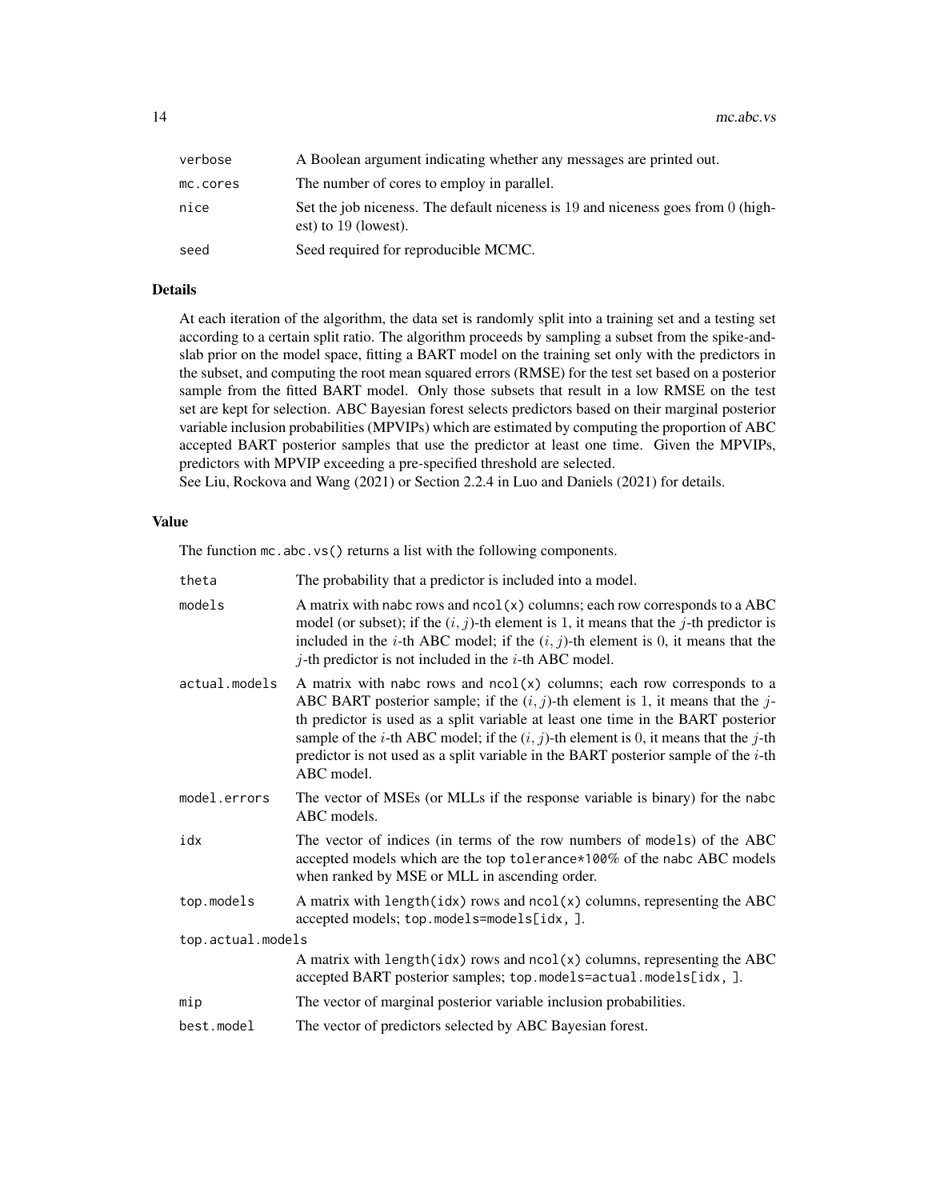| | |
|---|---|
| `verbose` | A Boolean argument indicating whether any messages are printed out. |
| `mc.cores` | The number of cores to employ in parallel. |
| `nice` | Set the job niceness. The default niceness is 19 and niceness goes from 0 (highest) to 19 (lowest). |
| `seed` | Seed required for reproducible MCMC. |

## Details

At each iteration of the algorithm, the data set is randomly split into a training set and a testing set according to a certain split ratio. The algorithm proceeds by sampling a subset from the spike-and-slab prior on the model space, fitting a BART model on the training set only with the predictors in the subset, and computing the root mean squared errors (RMSE) for the test set based on a posterior sample from the fitted BART model. Only those subsets that result in a low RMSE on the test set are kept for selection. ABC Bayesian forest selects predictors based on their marginal posterior variable inclusion probabilities (MPVIPs) which are estimated by computing the proportion of ABC accepted BART posterior samples that use the predictor at least one time. Given the MPVIPs, predictors with MPVIP exceeding a pre-specified threshold are selected.
See Liu, Rockova and Wang (2021) or Section 2.2.4 in Luo and Daniels (2021) for details.

## Value

The function `mc.abc.vs()` returns a list with the following components.

| | |
|---|---|
| `theta` | The probability that a predictor is included into a model. |
| `models` | A matrix with `nabc` rows and `ncol(x)` columns; each row corresponds to a ABC model (or subset); if the $(i, j)$-th element is 1, it means that the $j$-th predictor is included in the $i$-th ABC model; if the $(i, j)$-th element is 0, it means that the $j$-th predictor is not included in the $i$-th ABC model. |
| `actual.models` | A matrix with `nabc` rows and `ncol(x)` columns; each row corresponds to a ABC BART posterior sample; if the $(i, j)$-th element is 1, it means that the $j$-th predictor is used as a split variable at least one time in the BART posterior sample of the $i$-th ABC model; if the $(i, j)$-th element is 0, it means that the $j$-th predictor is not used as a split variable in the BART posterior sample of the $i$-th ABC model. |
| `model.errors` | The vector of MSEs (or MLLs if the response variable is binary) for the `nabc` ABC models. |
| `idx` | The vector of indices (in terms of the row numbers of `models`) of the ABC accepted models which are the top `tolerance*100%` of the `nabc` ABC models when ranked by MSE or MLL in ascending order. |
| `top.models` | A matrix with `length(idx)` rows and `ncol(x)` columns, representing the ABC accepted models; `top.models=models[idx, ]`. |
| `top.actual.models` | A matrix with `length(idx)` rows and `ncol(x)` columns, representing the ABC accepted BART posterior samples; `top.models=actual.models[idx, ]`. |
| `mip` | The vector of marginal posterior variable inclusion probabilities. |
| `best.model` | The vector of predictors selected by ABC Bayesian forest. |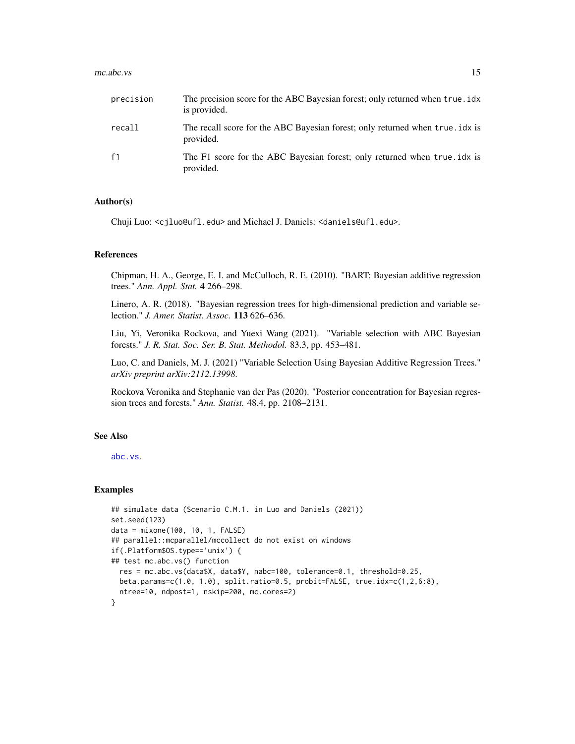| | |
|---|---|
| precision | The precision score for the ABC Bayesian forest; only returned when `true.idx` is provided. |
| recall | The recall score for the ABC Bayesian forest; only returned when `true.idx` is provided. |
| f1 | The F1 score for the ABC Bayesian forest; only returned when `true.idx` is provided. |

### Author(s)

Chuji Luo: <cjluo@ufl.edu> and Michael J. Daniels: <daniels@ufl.edu>.

### References

Chipman, H. A., George, E. I. and McCulloch, R. E. (2010). "BART: Bayesian additive regression trees." *Ann. Appl. Stat.* **4** 266–298.

Linero, A. R. (2018). "Bayesian regression trees for high-dimensional prediction and variable selection." *J. Amer. Statist. Assoc.* **113** 626–636.

Liu, Yi, Veronika Rockova, and Yuexi Wang (2021). "Variable selection with ABC Bayesian forests." *J. R. Stat. Soc. Ser. B. Stat. Methodol.* 83.3, pp. 453–481.

Luo, C. and Daniels, M. J. (2021) "Variable Selection Using Bayesian Additive Regression Trees." *arXiv preprint arXiv:2112.13998.*

Rockova Veronika and Stephanie van der Pas (2020). "Posterior concentration for Bayesian regression trees and forests." *Ann. Statist.* 48.4, pp. 2108–2131.

### See Also

abc.vs.

### Examples

```
## simulate data (Scenario C.M.1. in Luo and Daniels (2021))
set.seed(123)
data = mixone(100, 10, 1, FALSE)
## parallel::mcparallel/mccollect do not exist on windows
if(.Platform$OS.type=='unix') {
## test mc.abc.vs() function
  res = mc.abc.vs(data$X, data$Y, nabc=100, tolerance=0.1, threshold=0.25,
  beta.params=c(1.0, 1.0), split.ratio=0.5, probit=FALSE, true.idx=c(1,2,6:8),
  ntree=10, ndpost=1, nskip=200, mc.cores=2)
}
```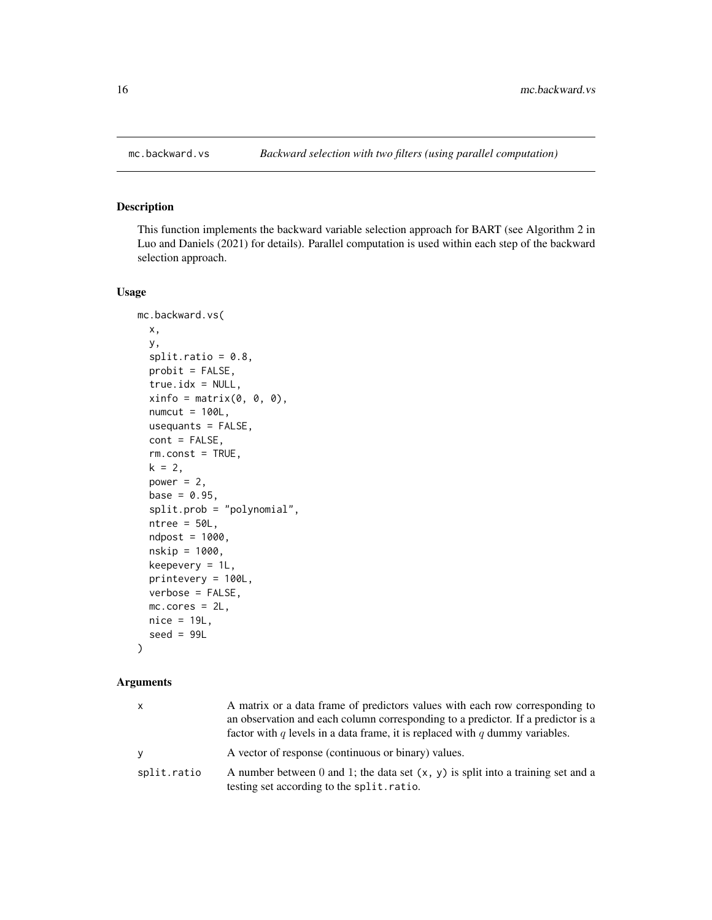## mc.backward.vs — *Backward selection with two filters (using parallel computation)*

### Description

This function implements the backward variable selection approach for BART (see Algorithm 2 in Luo and Daniels (2021) for details). Parallel computation is used within each step of the backward selection approach.

### Usage

```
mc.backward.vs(
  x,
  y,
  split.ratio = 0.8,
  probit = FALSE,
  true.idx = NULL,
  xinfo = matrix(0, 0, 0),
  numcut = 100L,
  usequants = FALSE,
  cont = FALSE,
  rm.const = TRUE,
  k = 2,
  power = 2,
  base = 0.95,
  split.prob = "polynomial",
  ntree = 50L,
  ndpost = 1000,
  nskip = 1000,
  keepevery = 1L,
  printevery = 100L,
  verbose = FALSE,
  mc.cores = 2L,
  nice = 19L,
  seed = 99L
)
```

### Arguments

| | |
|---|---|
| `x` | A matrix or a data frame of predictors values with each row corresponding to an observation and each column corresponding to a predictor. If a predictor is a factor with $q$ levels in a data frame, it is replaced with $q$ dummy variables. |
| `y` | A vector of response (continuous or binary) values. |
| `split.ratio` | A number between 0 and 1; the data set `(x, y)` is split into a training set and a testing set according to the `split.ratio`. |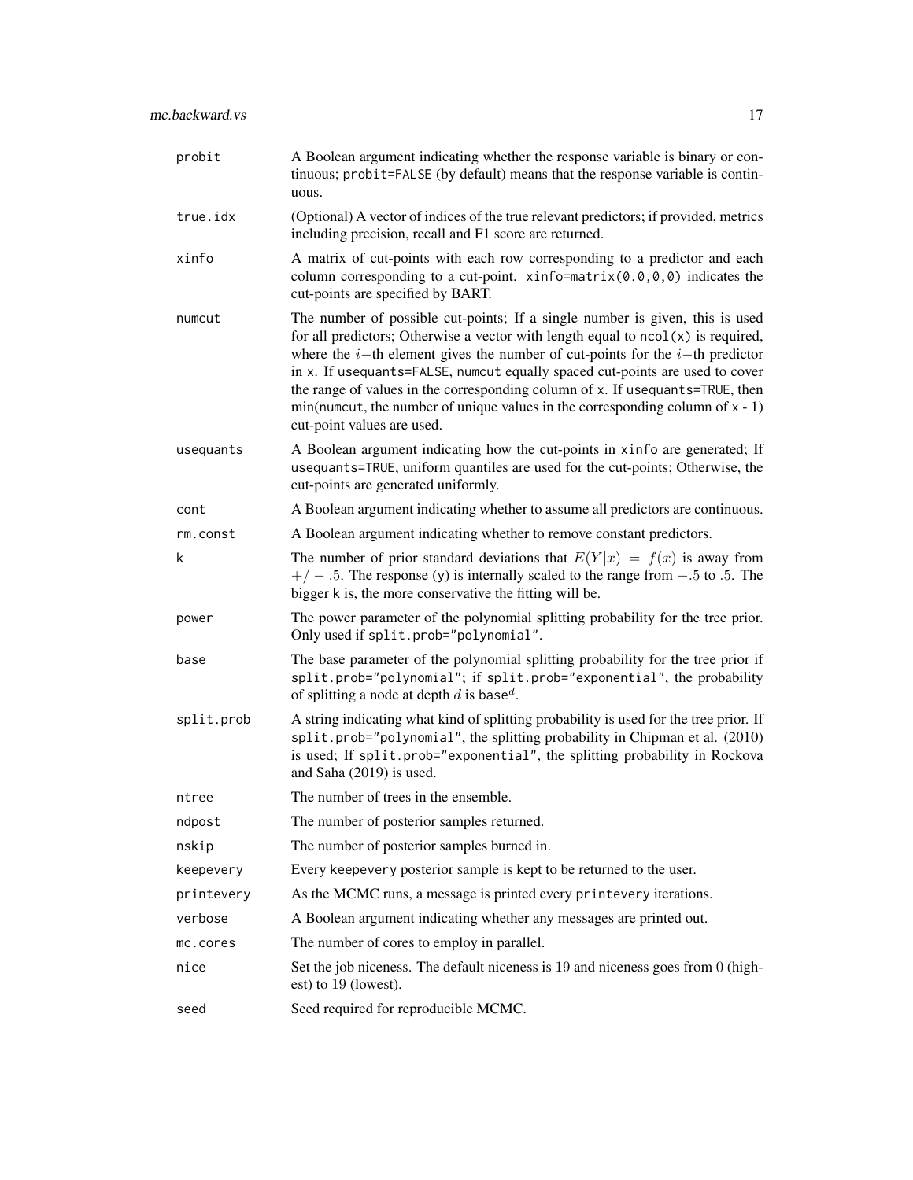| | |
|---|---|
| `probit` | A Boolean argument indicating whether the response variable is binary or continuous; `probit=FALSE` (by default) means that the response variable is continuous. |
| `true.idx` | (Optional) A vector of indices of the true relevant predictors; if provided, metrics including precision, recall and F1 score are returned. |
| `xinfo` | A matrix of cut-points with each row corresponding to a predictor and each column corresponding to a cut-point. `xinfo=matrix(0.0,0,0)` indicates the cut-points are specified by BART. |
| `numcut` | The number of possible cut-points; If a single number is given, this is used for all predictors; Otherwise a vector with length equal to `ncol(x)` is required, where the $i-$th element gives the number of cut-points for the $i-$th predictor in `x`. If `usequants=FALSE`, `numcut` equally spaced cut-points are used to cover the range of values in the corresponding column of `x`. If `usequants=TRUE`, then min(`numcut`, the number of unique values in the corresponding column of `x - 1`) cut-point values are used. |
| `usequants` | A Boolean argument indicating how the cut-points in `xinfo` are generated; If `usequants=TRUE`, uniform quantiles are used for the cut-points; Otherwise, the cut-points are generated uniformly. |
| `cont` | A Boolean argument indicating whether to assume all predictors are continuous. |
| `rm.const` | A Boolean argument indicating whether to remove constant predictors. |
| `k` | The number of prior standard deviations that $E(Y\|x) = f(x)$ is away from $+/-.5$. The response (`y`) is internally scaled to the range from $-.5$ to $.5$. The bigger `k` is, the more conservative the fitting will be. |
| `power` | The power parameter of the polynomial splitting probability for the tree prior. Only used if `split.prob="polynomial"`. |
| `base` | The base parameter of the polynomial splitting probability for the tree prior if `split.prob="polynomial"`; if `split.prob="exponential"`, the probability of splitting a node at depth $d$ is `base`$^d$. |
| `split.prob` | A string indicating what kind of splitting probability is used for the tree prior. If `split.prob="polynomial"`, the splitting probability in Chipman et al. (2010) is used; If `split.prob="exponential"`, the splitting probability in Rockova and Saha (2019) is used. |
| `ntree` | The number of trees in the ensemble. |
| `ndpost` | The number of posterior samples returned. |
| `nskip` | The number of posterior samples burned in. |
| `keepevery` | Every `keepevery` posterior sample is kept to be returned to the user. |
| `printevery` | As the MCMC runs, a message is printed every `printevery` iterations. |
| `verbose` | A Boolean argument indicating whether any messages are printed out. |
| `mc.cores` | The number of cores to employ in parallel. |
| `nice` | Set the job niceness. The default niceness is 19 and niceness goes from 0 (highest) to 19 (lowest). |
| `seed` | Seed required for reproducible MCMC. |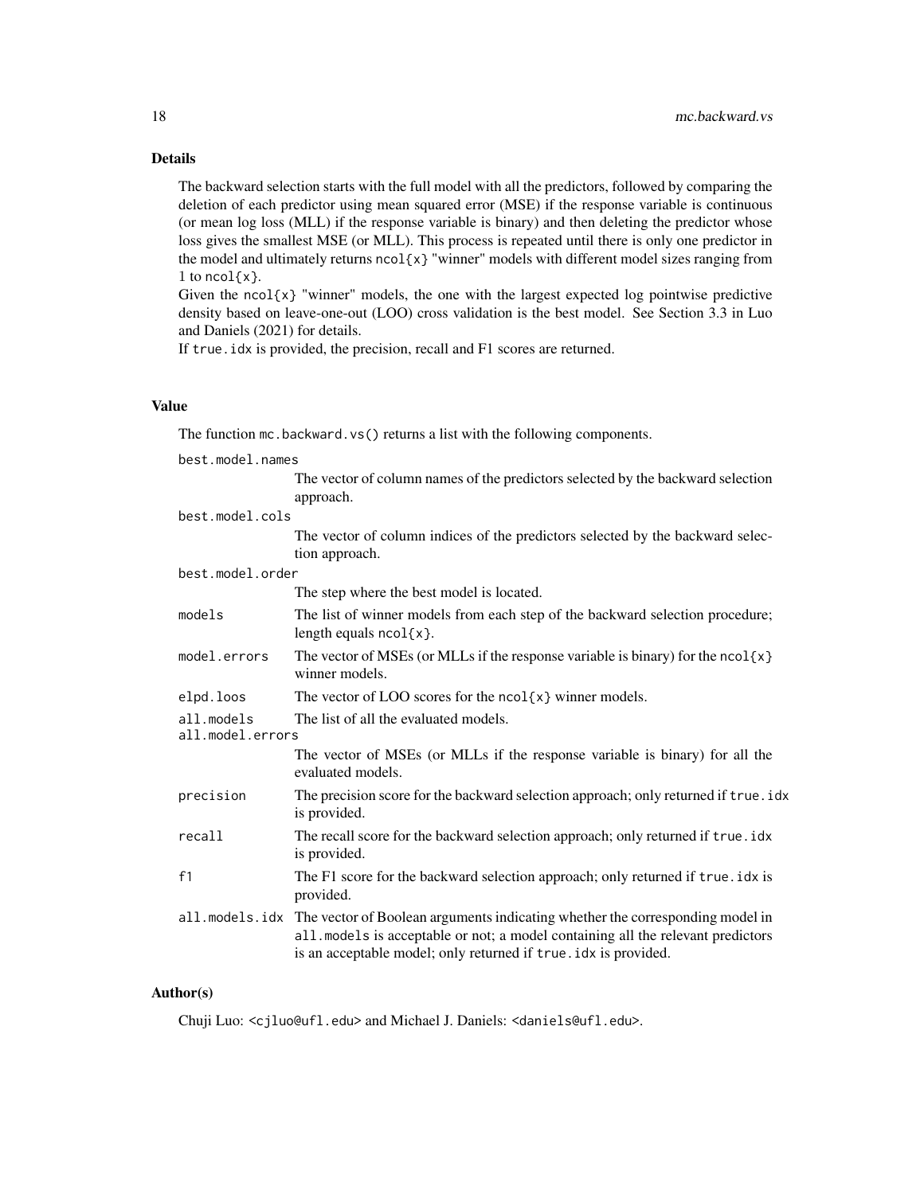## Details

The backward selection starts with the full model with all the predictors, followed by comparing the deletion of each predictor using mean squared error (MSE) if the response variable is continuous (or mean log loss (MLL) if the response variable is binary) and then deleting the predictor whose loss gives the smallest MSE (or MLL). This process is repeated until there is only one predictor in the model and ultimately returns `ncol{x}` "winner" models with different model sizes ranging from 1 to `ncol{x}`.

Given the `ncol{x}` "winner" models, the one with the largest expected log pointwise predictive density based on leave-one-out (LOO) cross validation is the best model. See Section 3.3 in Luo and Daniels (2021) for details.

If `true.idx` is provided, the precision, recall and F1 scores are returned.

## Value

The function `mc.backward.vs()` returns a list with the following components.

`best.model.names`
: The vector of column names of the predictors selected by the backward selection approach.

`best.model.cols`
: The vector of column indices of the predictors selected by the backward selection approach.

`best.model.order`
: The step where the best model is located.

`models`
: The list of winner models from each step of the backward selection procedure; length equals `ncol{x}`.

`model.errors`
: The vector of MSEs (or MLLs if the response variable is binary) for the `ncol{x}` winner models.

`elpd.loos`
: The vector of LOO scores for the `ncol{x}` winner models.

`all.models`
: The list of all the evaluated models.

`all.model.errors`
: The vector of MSEs (or MLLs if the response variable is binary) for all the evaluated models.

`precision`
: The precision score for the backward selection approach; only returned if `true.idx` is provided.

`recall`
: The recall score for the backward selection approach; only returned if `true.idx` is provided.

`f1`
: The F1 score for the backward selection approach; only returned if `true.idx` is provided.

`all.models.idx`
: The vector of Boolean arguments indicating whether the corresponding model in `all.models` is acceptable or not; a model containing all the relevant predictors is an acceptable model; only returned if `true.idx` is provided.

## Author(s)

Chuji Luo: <cjluo@ufl.edu> and Michael J. Daniels: <daniels@ufl.edu>.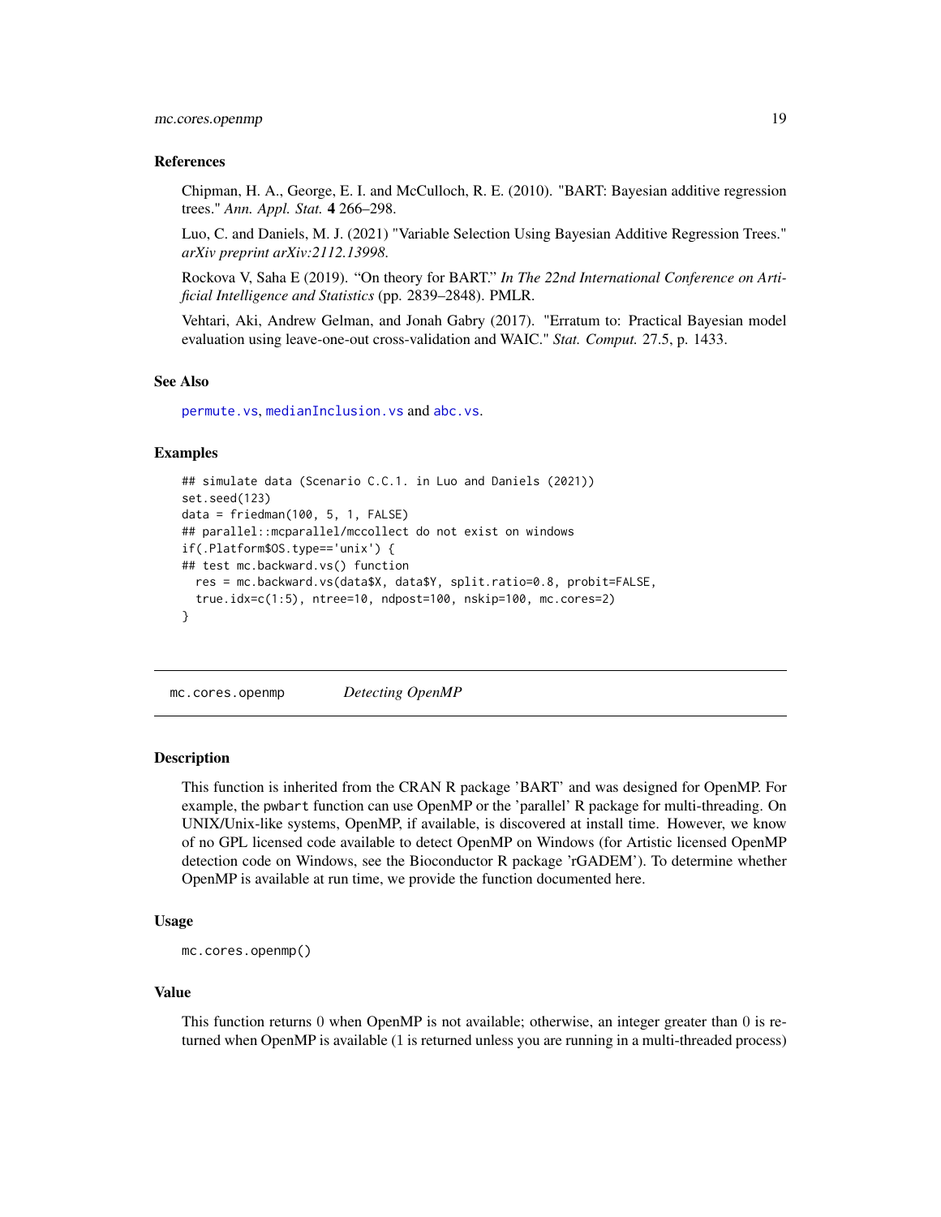### References

Chipman, H. A., George, E. I. and McCulloch, R. E. (2010). "BART: Bayesian additive regression trees." *Ann. Appl. Stat.* **4** 266–298.

Luo, C. and Daniels, M. J. (2021) "Variable Selection Using Bayesian Additive Regression Trees." *arXiv preprint arXiv:2112.13998.*

Rockova V, Saha E (2019). "On theory for BART." *In The 22nd International Conference on Artificial Intelligence and Statistics* (pp. 2839–2848). PMLR.

Vehtari, Aki, Andrew Gelman, and Jonah Gabry (2017). "Erratum to: Practical Bayesian model evaluation using leave-one-out cross-validation and WAIC." *Stat. Comput.* 27.5, p. 1433.

### See Also

permute.vs, medianInclusion.vs and abc.vs.

### Examples

```
## simulate data (Scenario C.C.1. in Luo and Daniels (2021))
set.seed(123)
data = friedman(100, 5, 1, FALSE)
## parallel::mcparallel/mccollect do not exist on windows
if(.Platform$OS.type=='unix') {
## test mc.backward.vs() function
  res = mc.backward.vs(data$X, data$Y, split.ratio=0.8, probit=FALSE,
  true.idx=c(1:5), ntree=10, ndpost=100, nskip=100, mc.cores=2)
}
```

---

## mc.cores.openmp *Detecting OpenMP*

### Description

This function is inherited from the CRAN R package 'BART' and was designed for OpenMP. For example, the pwbart function can use OpenMP or the 'parallel' R package for multi-threading. On UNIX/Unix-like systems, OpenMP, if available, is discovered at install time. However, we know of no GPL licensed code available to detect OpenMP on Windows (for Artistic licensed OpenMP detection code on Windows, see the Bioconductor R package 'rGADEM'). To determine whether OpenMP is available at run time, we provide the function documented here.

### Usage

```
mc.cores.openmp()
```

### Value

This function returns 0 when OpenMP is not available; otherwise, an integer greater than 0 is returned when OpenMP is available (1 is returned unless you are running in a multi-threaded process)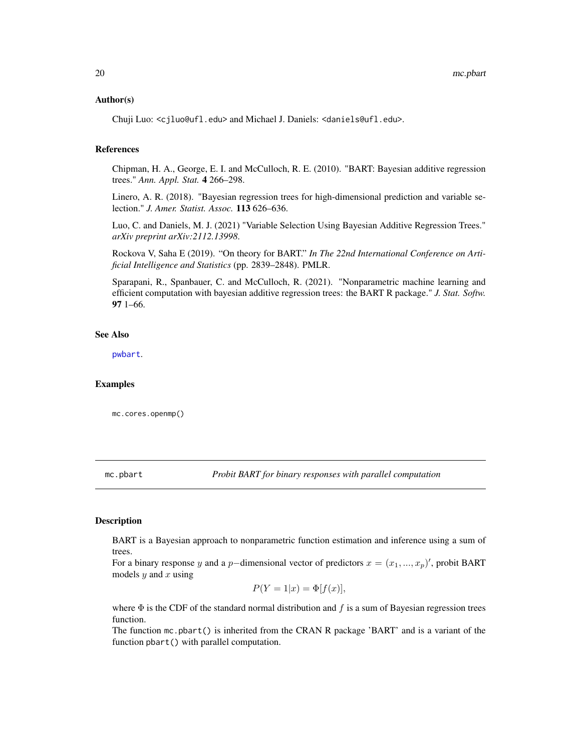### Author(s)

Chuji Luo: <cjluo@ufl.edu> and Michael J. Daniels: <daniels@ufl.edu>.

### References

Chipman, H. A., George, E. I. and McCulloch, R. E. (2010). "BART: Bayesian additive regression trees." *Ann. Appl. Stat.* **4** 266–298.

Linero, A. R. (2018). "Bayesian regression trees for high-dimensional prediction and variable selection." *J. Amer. Statist. Assoc.* **113** 626–636.

Luo, C. and Daniels, M. J. (2021) "Variable Selection Using Bayesian Additive Regression Trees." *arXiv preprint arXiv:2112.13998*.

Rockova V, Saha E (2019). "On theory for BART." *In The 22nd International Conference on Artificial Intelligence and Statistics* (pp. 2839–2848). PMLR.

Sparapani, R., Spanbauer, C. and McCulloch, R. (2021). "Nonparametric machine learning and efficient computation with bayesian additive regression trees: the BART R package." *J. Stat. Softw.* **97** 1–66.

### See Also

pwbart.

### Examples

```
mc.cores.openmp()
```

---

## mc.pbart — *Probit BART for binary responses with parallel computation*

### Description

BART is a Bayesian approach to nonparametric function estimation and inference using a sum of trees.
For a binary response $y$ and a $p-$dimensional vector of predictors $x = (x_1, ..., x_p)'$, probit BART models $y$ and $x$ using

$$P(Y = 1|x) = \Phi[f(x)],$$

where $\Phi$ is the CDF of the standard normal distribution and $f$ is a sum of Bayesian regression trees function.
The function `mc.pbart()` is inherited from the CRAN R package 'BART' and is a variant of the function `pbart()` with parallel computation.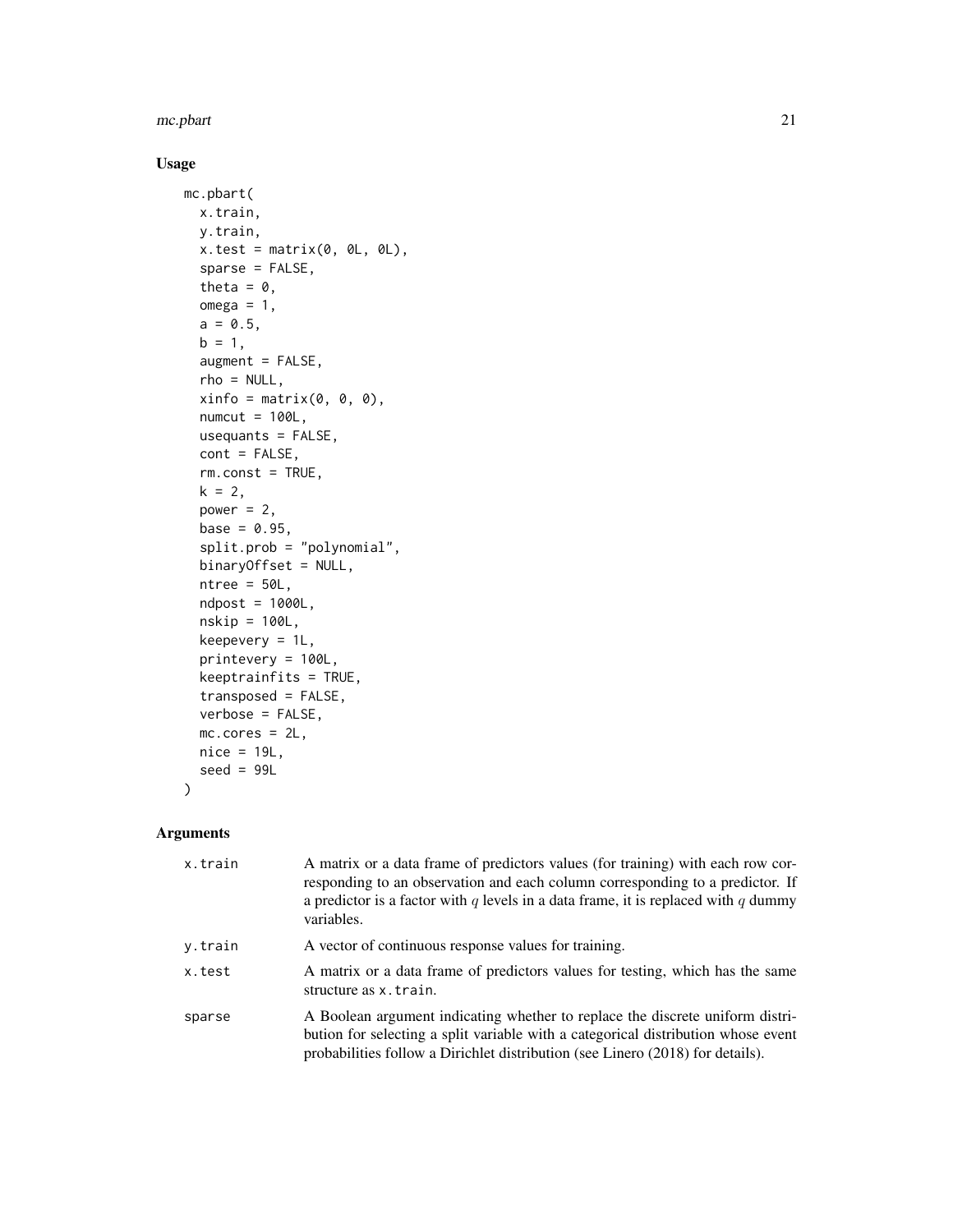## Usage

```
mc.pbart(
  x.train,
  y.train,
  x.test = matrix(0, 0L, 0L),
  sparse = FALSE,
  theta = 0,
  omega = 1,
  a = 0.5,
  b = 1,
  augment = FALSE,
  rho = NULL,
  xinfo = matrix(0, 0, 0),
  numcut = 100L,
  usequants = FALSE,
  cont = FALSE,
  rm.const = TRUE,
  k = 2,
  power = 2,
  base = 0.95,
  split.prob = "polynomial",
  binaryOffset = NULL,
  ntree = 50L,
  ndpost = 1000L,
  nskip = 100L,
  keepevery = 1L,
  printevery = 100L,
  keeptrainfits = TRUE,
  transposed = FALSE,
  verbose = FALSE,
  mc.cores = 2L,
  nice = 19L,
  seed = 99L
)
```

## Arguments

| | |
|---|---|
| x.train | A matrix or a data frame of predictors values (for training) with each row corresponding to an observation and each column corresponding to a predictor. If a predictor is a factor with $q$ levels in a data frame, it is replaced with $q$ dummy variables. |
| y.train | A vector of continuous response values for training. |
| x.test | A matrix or a data frame of predictors values for testing, which has the same structure as `x.train`. |
| sparse | A Boolean argument indicating whether to replace the discrete uniform distribution for selecting a split variable with a categorical distribution whose event probabilities follow a Dirichlet distribution (see Linero (2018) for details). |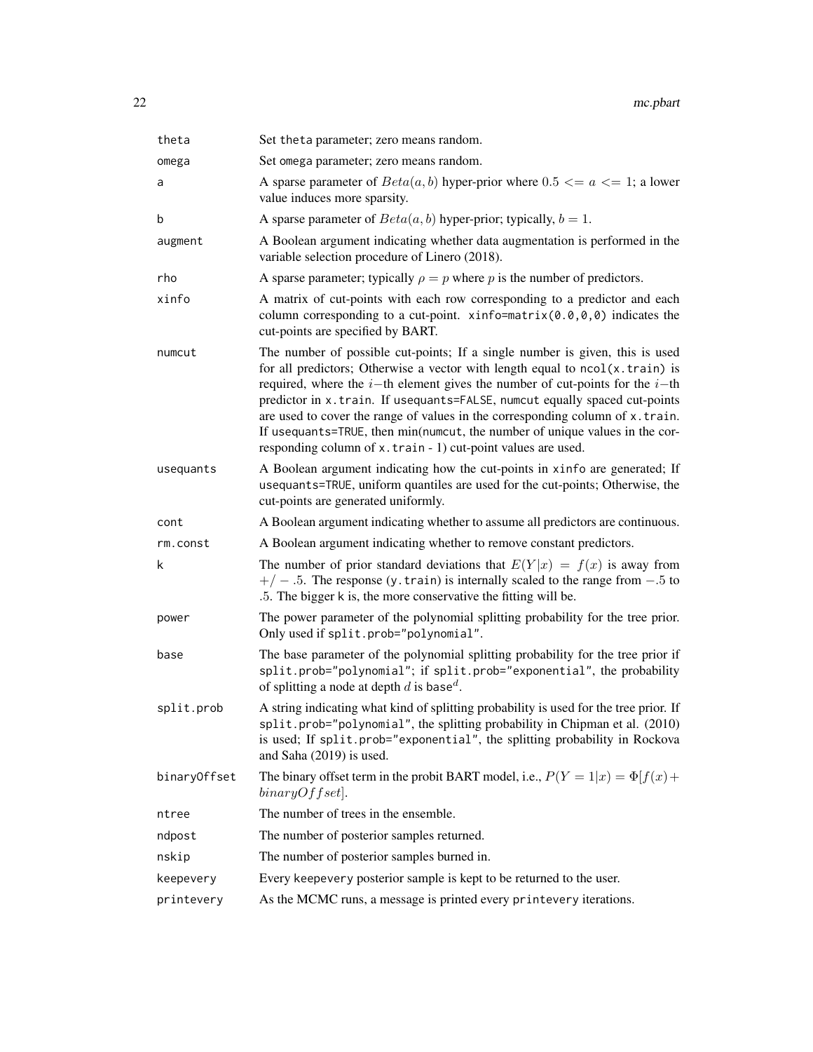| | |
|---|---|
| theta | Set theta parameter; zero means random. |
| omega | Set omega parameter; zero means random. |
| a | A sparse parameter of $Beta(a, b)$ hyper-prior where $0.5 <= a <= 1$; a lower value induces more sparsity. |
| b | A sparse parameter of $Beta(a, b)$ hyper-prior; typically, $b = 1$. |
| augment | A Boolean argument indicating whether data augmentation is performed in the variable selection procedure of Linero (2018). |
| rho | A sparse parameter; typically $\rho = p$ where $p$ is the number of predictors. |
| xinfo | A matrix of cut-points with each row corresponding to a predictor and each column corresponding to a cut-point. `xinfo=matrix(0.0,0,0)` indicates the cut-points are specified by BART. |
| numcut | The number of possible cut-points; If a single number is given, this is used for all predictors; Otherwise a vector with length equal to `ncol(x.train)` is required, where the $i-$th element gives the number of cut-points for the $i-$th predictor in `x.train`. If `usequants=FALSE`, `numcut` equally spaced cut-points are used to cover the range of values in the corresponding column of `x.train`. If `usequants=TRUE`, then min(`numcut`, the number of unique values in the corresponding column of `x.train` - 1) cut-point values are used. |
| usequants | A Boolean argument indicating how the cut-points in `xinfo` are generated; If `usequants=TRUE`, uniform quantiles are used for the cut-points; Otherwise, the cut-points are generated uniformly. |
| cont | A Boolean argument indicating whether to assume all predictors are continuous. |
| rm.const | A Boolean argument indicating whether to remove constant predictors. |
| k | The number of prior standard deviations that $E(Y\|x) = f(x)$ is away from $+/-.5$. The response (`y.train`) is internally scaled to the range from $-.5$ to $.5$. The bigger `k` is, the more conservative the fitting will be. |
| power | The power parameter of the polynomial splitting probability for the tree prior. Only used if `split.prob="polynomial"`. |
| base | The base parameter of the polynomial splitting probability for the tree prior if `split.prob="polynomial"`; if `split.prob="exponential"`, the probability of splitting a node at depth $d$ is base$^d$. |
| split.prob | A string indicating what kind of splitting probability is used for the tree prior. If `split.prob="polynomial"`, the splitting probability in Chipman et al. (2010) is used; If `split.prob="exponential"`, the splitting probability in Rockova and Saha (2019) is used. |
| binaryOffset | The binary offset term in the probit BART model, i.e., $P(Y = 1\|x) = \Phi[f(x) + binaryOffset]$. |
| ntree | The number of trees in the ensemble. |
| ndpost | The number of posterior samples returned. |
| nskip | The number of posterior samples burned in. |
| keepevery | Every keepevery posterior sample is kept to be returned to the user. |
| printevery | As the MCMC runs, a message is printed every `printevery` iterations. |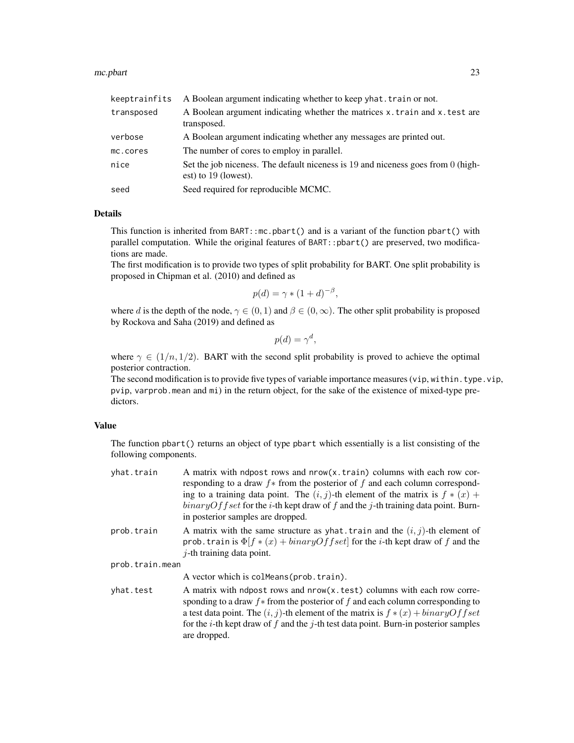| | |
|---|---|
| keeptrainfits | A Boolean argument indicating whether to keep yhat.train or not. |
| transposed | A Boolean argument indicating whether the matrices x.train and x.test are transposed. |
| verbose | A Boolean argument indicating whether any messages are printed out. |
| mc.cores | The number of cores to employ in parallel. |
| nice | Set the job niceness. The default niceness is 19 and niceness goes from 0 (highest) to 19 (lowest). |
| seed | Seed required for reproducible MCMC. |

## Details

This function is inherited from `BART::mc.pbart()` and is a variant of the function `pbart()` with parallel computation. While the original features of `BART::pbart()` are preserved, two modifications are made.

The first modification is to provide two types of split probability for BART. One split probability is proposed in Chipman et al. (2010) and defined as

$$p(d) = \gamma * (1 + d)^{-\beta},$$

where $d$ is the depth of the node, $\gamma \in (0, 1)$ and $\beta \in (0, \infty)$. The other split probability is proposed by Rockova and Saha (2019) and defined as

$$p(d) = \gamma^d,$$

where $\gamma \in (1/n, 1/2)$. BART with the second split probability is proved to achieve the optimal posterior contraction.

The second modification is to provide five types of variable importance measures (vip, within.type.vip, pvip, varprob.mean and mi) in the return object, for the sake of the existence of mixed-type predictors.

## Value

The function `pbart()` returns an object of type pbart which essentially is a list consisting of the following components.

| | |
|---|---|
| yhat.train | A matrix with ndpost rows and nrow(x.train) columns with each row corresponding to a draw $f*$ from the posterior of $f$ and each column corresponding to a training data point. The $(i, j)$-th element of the matrix is $f * (x) + binaryOffset$ for the $i$-th kept draw of $f$ and the $j$-th training data point. Burn-in posterior samples are dropped. |
| prob.train | A matrix with the same structure as yhat.train and the $(i, j)$-th element of prob.train is $\Phi[f * (x) + binaryOffset]$ for the $i$-th kept draw of $f$ and the $j$-th training data point. |
| prob.train.mean | A vector which is colMeans(prob.train). |
| yhat.test | A matrix with ndpost rows and nrow(x.test) columns with each row corresponding to a draw $f*$ from the posterior of $f$ and each column corresponding to a test data point. The $(i, j)$-th element of the matrix is $f * (x) + binaryOffset$ for the $i$-th kept draw of $f$ and the $j$-th test data point. Burn-in posterior samples are dropped. |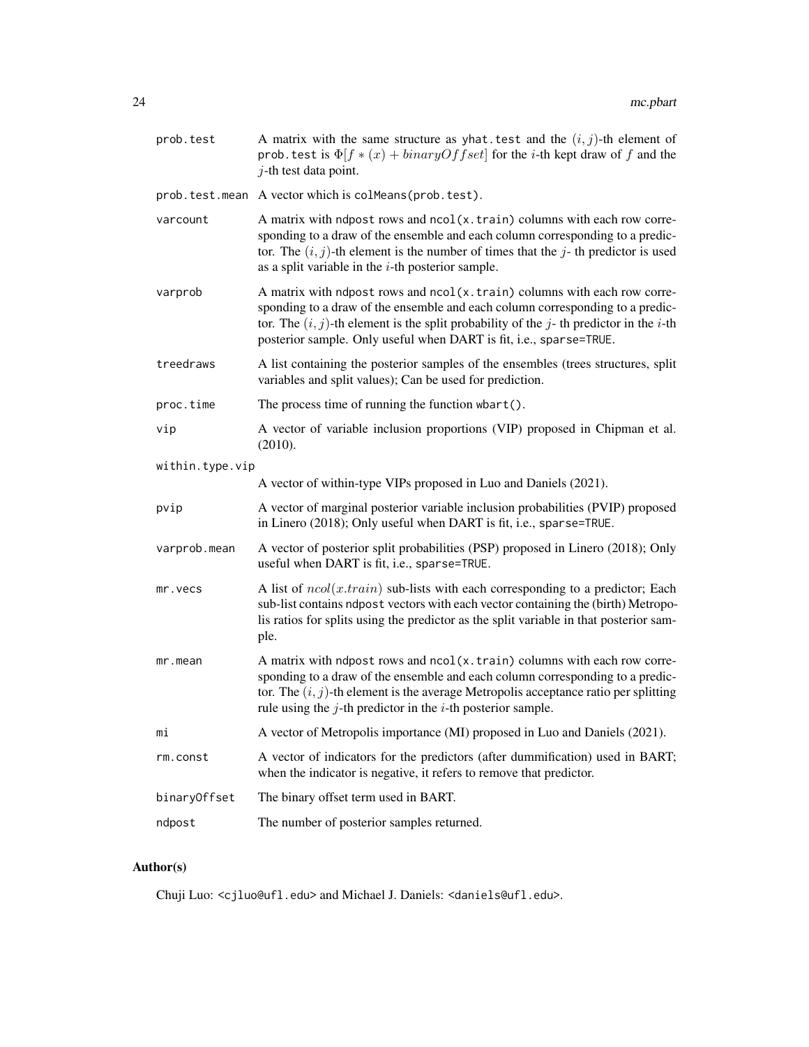prob.test
: A matrix with the same structure as `yhat.test` and the $(i, j)$-th element of `prob.test` is $\Phi[f*(x) + binaryOffset]$ for the $i$-th kept draw of $f$ and the $j$-th test data point.

prob.test.mean
: A vector which is `colMeans(prob.test)`.

varcount
: A matrix with `ndpost` rows and `ncol(x.train)` columns with each row corresponding to a draw of the ensemble and each column corresponding to a predictor. The $(i, j)$-th element is the number of times that the $j$- th predictor is used as a split variable in the $i$-th posterior sample.

varprob
: A matrix with `ndpost` rows and `ncol(x.train)` columns with each row corresponding to a draw of the ensemble and each column corresponding to a predictor. The $(i, j)$-th element is the split probability of the $j$- th predictor in the $i$-th posterior sample. Only useful when DART is fit, i.e., `sparse=TRUE`.

treedraws
: A list containing the posterior samples of the ensembles (trees structures, split variables and split values); Can be used for prediction.

proc.time
: The process time of running the function `wbart()`.

vip
: A vector of variable inclusion proportions (VIP) proposed in Chipman et al. (2010).

within.type.vip
: A vector of within-type VIPs proposed in Luo and Daniels (2021).

pvip
: A vector of marginal posterior variable inclusion probabilities (PVIP) proposed in Linero (2018); Only useful when DART is fit, i.e., `sparse=TRUE`.

varprob.mean
: A vector of posterior split probabilities (PSP) proposed in Linero (2018); Only useful when DART is fit, i.e., `sparse=TRUE`.

mr.vecs
: A list of $ncol(x.train)$ sub-lists with each corresponding to a predictor; Each sub-list contains `ndpost` vectors with each vector containing the (birth) Metropolis ratios for splits using the predictor as the split variable in that posterior sample.

mr.mean
: A matrix with `ndpost` rows and `ncol(x.train)` columns with each row corresponding to a draw of the ensemble and each column corresponding to a predictor. The $(i, j)$-th element is the average Metropolis acceptance ratio per splitting rule using the $j$-th predictor in the $i$-th posterior sample.

mi
: A vector of Metropolis importance (MI) proposed in Luo and Daniels (2021).

rm.const
: A vector of indicators for the predictors (after dummification) used in BART; when the indicator is negative, it refers to remove that predictor.

binaryOffset
: The binary offset term used in BART.

ndpost
: The number of posterior samples returned.

## Author(s)

Chuji Luo: <cjluo@ufl.edu> and Michael J. Daniels: <daniels@ufl.edu>.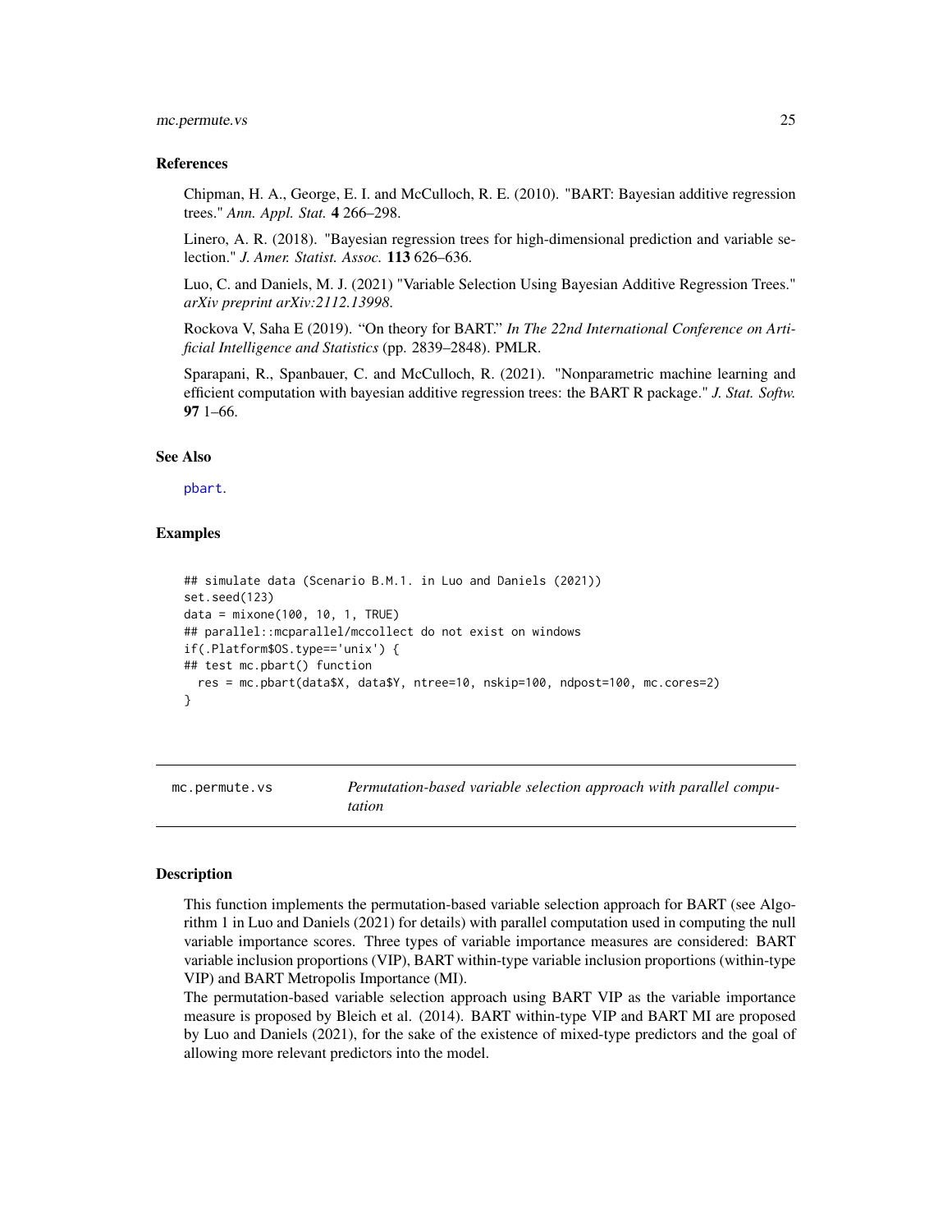### References

Chipman, H. A., George, E. I. and McCulloch, R. E. (2010). "BART: Bayesian additive regression trees." *Ann. Appl. Stat.* **4** 266–298.

Linero, A. R. (2018). "Bayesian regression trees for high-dimensional prediction and variable selection." *J. Amer. Statist. Assoc.* **113** 626–636.

Luo, C. and Daniels, M. J. (2021) "Variable Selection Using Bayesian Additive Regression Trees." *arXiv preprint arXiv:2112.13998*.

Rockova V, Saha E (2019). "On theory for BART." *In The 22nd International Conference on Artificial Intelligence and Statistics* (pp. 2839–2848). PMLR.

Sparapani, R., Spanbauer, C. and McCulloch, R. (2021). "Nonparametric machine learning and efficient computation with bayesian additive regression trees: the BART R package." *J. Stat. Softw.* **97** 1–66.

### See Also

pbart.

### Examples

```
## simulate data (Scenario B.M.1. in Luo and Daniels (2021))
set.seed(123)
data = mixone(100, 10, 1, TRUE)
## parallel::mcparallel/mccollect do not exist on windows
if(.Platform$OS.type=='unix') {
## test mc.pbart() function
  res = mc.pbart(data$X, data$Y, ntree=10, nskip=100, ndpost=100, mc.cores=2)
}
```

---

## mc.permute.vs — *Permutation-based variable selection approach with parallel computation*

### Description

This function implements the permutation-based variable selection approach for BART (see Algorithm 1 in Luo and Daniels (2021) for details) with parallel computation used in computing the null variable importance scores. Three types of variable importance measures are considered: BART variable inclusion proportions (VIP), BART within-type variable inclusion proportions (within-type VIP) and BART Metropolis Importance (MI).

The permutation-based variable selection approach using BART VIP as the variable importance measure is proposed by Bleich et al. (2014). BART within-type VIP and BART MI are proposed by Luo and Daniels (2021), for the sake of the existence of mixed-type predictors and the goal of allowing more relevant predictors into the model.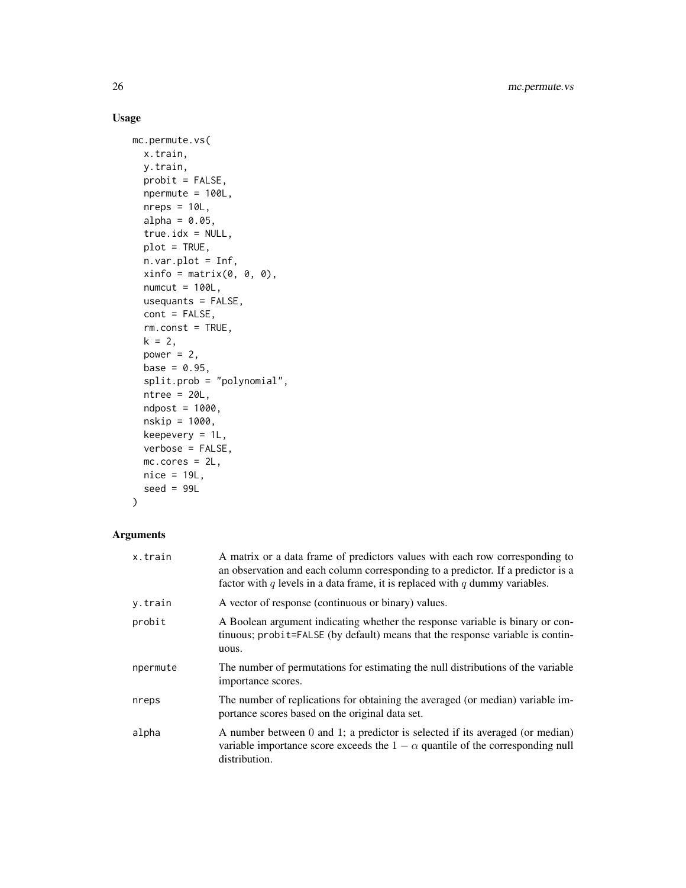## Usage

```
mc.permute.vs(
  x.train,
  y.train,
  probit = FALSE,
  npermute = 100L,
  nreps = 10L,
  alpha = 0.05,
  true.idx = NULL,
  plot = TRUE,
  n.var.plot = Inf,
  xinfo = matrix(0, 0, 0),
  numcut = 100L,
  usequants = FALSE,
  cont = FALSE,
  rm.const = TRUE,
  k = 2,
  power = 2,
  base = 0.95,
  split.prob = "polynomial",
  ntree = 20L,
  ndpost = 1000,
  nskip = 1000,
  keepevery = 1L,
  verbose = FALSE,
  mc.cores = 2L,
  nice = 19L,
  seed = 99L
)
```

## Arguments

| | |
|---|---|
| x.train | A matrix or a data frame of predictors values with each row corresponding to an observation and each column corresponding to a predictor. If a predictor is a factor with $q$ levels in a data frame, it is replaced with $q$ dummy variables. |
| y.train | A vector of response (continuous or binary) values. |
| probit | A Boolean argument indicating whether the response variable is binary or continuous; `probit=FALSE` (by default) means that the response variable is continuous. |
| npermute | The number of permutations for estimating the null distributions of the variable importance scores. |
| nreps | The number of replications for obtaining the averaged (or median) variable importance scores based on the original data set. |
| alpha | A number between 0 and 1; a predictor is selected if its averaged (or median) variable importance score exceeds the $1 - \alpha$ quantile of the corresponding null distribution. |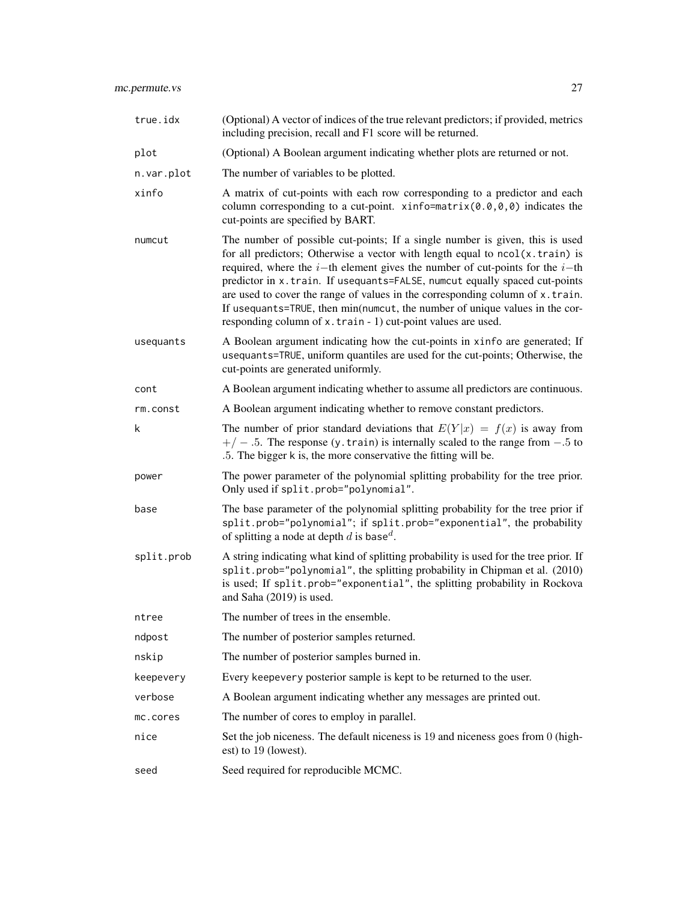| | |
|---|---|
| true.idx | (Optional) A vector of indices of the true relevant predictors; if provided, metrics including precision, recall and F1 score will be returned. |
| plot | (Optional) A Boolean argument indicating whether plots are returned or not. |
| n.var.plot | The number of variables to be plotted. |
| xinfo | A matrix of cut-points with each row corresponding to a predictor and each column corresponding to a cut-point. `xinfo=matrix(0.0,0,0)` indicates the cut-points are specified by BART. |
| numcut | The number of possible cut-points; If a single number is given, this is used for all predictors; Otherwise a vector with length equal to `ncol(x.train)` is required, where the $i-$th element gives the number of cut-points for the $i-$th predictor in `x.train`. If `usequants=FALSE`, `numcut` equally spaced cut-points are used to cover the range of values in the corresponding column of `x.train`. If `usequants=TRUE`, then min(`numcut`, the number of unique values in the corresponding column of `x.train` - 1) cut-point values are used. |
| usequants | A Boolean argument indicating how the cut-points in `xinfo` are generated; If `usequants=TRUE`, uniform quantiles are used for the cut-points; Otherwise, the cut-points are generated uniformly. |
| cont | A Boolean argument indicating whether to assume all predictors are continuous. |
| rm.const | A Boolean argument indicating whether to remove constant predictors. |
| k | The number of prior standard deviations that $E(Y\|x) = f(x)$ is away from $+/-.5$. The response (`y.train`) is internally scaled to the range from $-.5$ to $.5$. The bigger `k` is, the more conservative the fitting will be. |
| power | The power parameter of the polynomial splitting probability for the tree prior. Only used if `split.prob="polynomial"`. |
| base | The base parameter of the polynomial splitting probability for the tree prior if `split.prob="polynomial"`; if `split.prob="exponential"`, the probability of splitting a node at depth $d$ is $\text{base}^d$. |
| split.prob | A string indicating what kind of splitting probability is used for the tree prior. If `split.prob="polynomial"`, the splitting probability in Chipman et al. (2010) is used; If `split.prob="exponential"`, the splitting probability in Rockova and Saha (2019) is used. |
| ntree | The number of trees in the ensemble. |
| ndpost | The number of posterior samples returned. |
| nskip | The number of posterior samples burned in. |
| keepevery | Every `keepevery` posterior sample is kept to be returned to the user. |
| verbose | A Boolean argument indicating whether any messages are printed out. |
| mc.cores | The number of cores to employ in parallel. |
| nice | Set the job niceness. The default niceness is 19 and niceness goes from 0 (highest) to 19 (lowest). |
| seed | Seed required for reproducible MCMC. |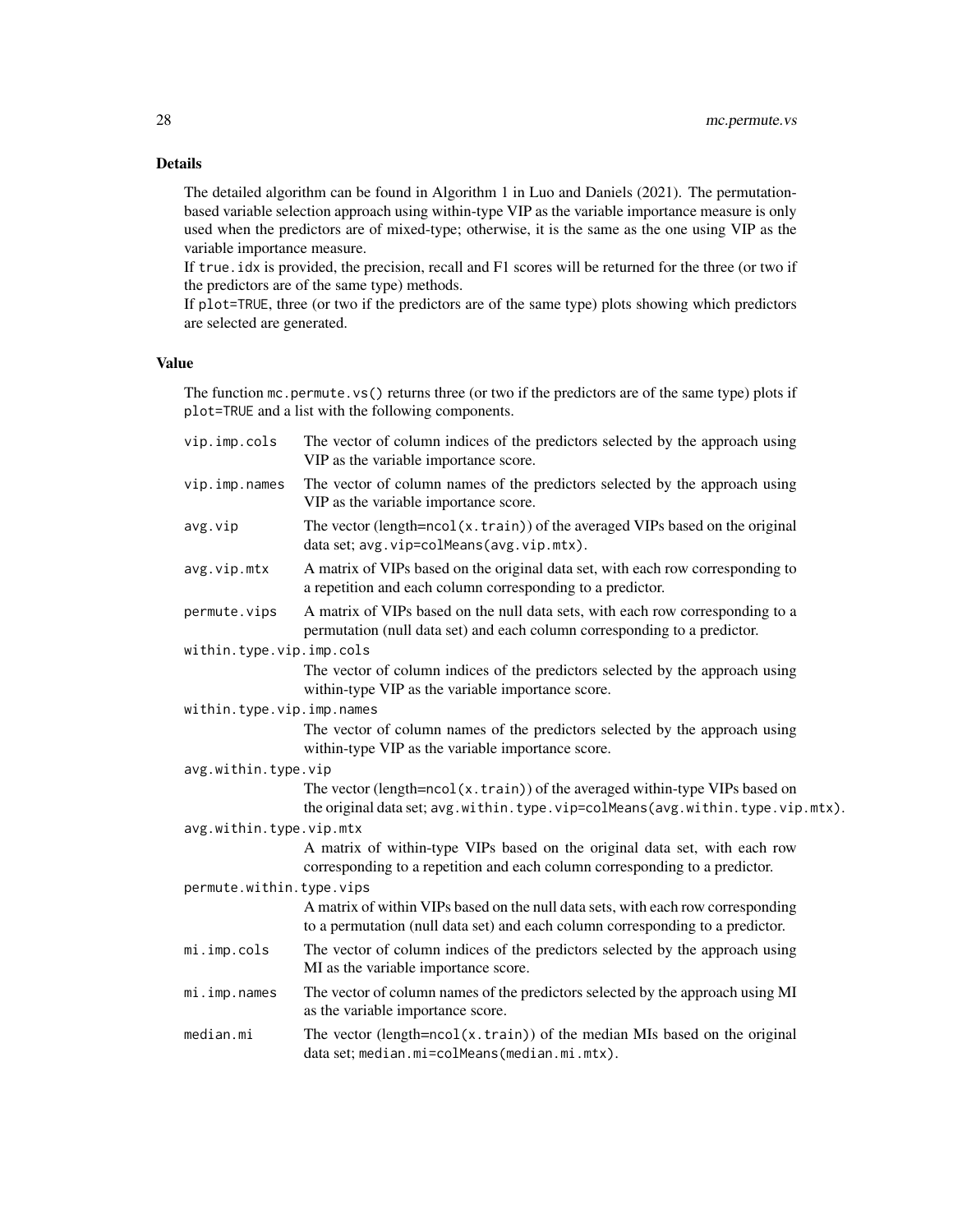### Details

The detailed algorithm can be found in Algorithm 1 in Luo and Daniels (2021). The permutation-based variable selection approach using within-type VIP as the variable importance measure is only used when the predictors are of mixed-type; otherwise, it is the same as the one using VIP as the variable importance measure.
If `true.idx` is provided, the precision, recall and F1 scores will be returned for the three (or two if the predictors are of the same type) methods.
If `plot=TRUE`, three (or two if the predictors are of the same type) plots showing which predictors are selected are generated.

### Value

The function `mc.permute.vs()` returns three (or two if the predictors are of the same type) plots if `plot=TRUE` and a list with the following components.

- `vip.imp.cols`: The vector of column indices of the predictors selected by the approach using VIP as the variable importance score.
- `vip.imp.names`: The vector of column names of the predictors selected by the approach using VIP as the variable importance score.
- `avg.vip`: The vector (length=`ncol(x.train)`) of the averaged VIPs based on the original data set; `avg.vip=colMeans(avg.vip.mtx)`.
- `avg.vip.mtx`: A matrix of VIPs based on the original data set, with each row corresponding to a repetition and each column corresponding to a predictor.
- `permute.vips`: A matrix of VIPs based on the null data sets, with each row corresponding to a permutation (null data set) and each column corresponding to a predictor.
- `within.type.vip.imp.cols`: The vector of column indices of the predictors selected by the approach using within-type VIP as the variable importance score.
- `within.type.vip.imp.names`: The vector of column names of the predictors selected by the approach using within-type VIP as the variable importance score.
- `avg.within.type.vip`: The vector (length=`ncol(x.train)`) of the averaged within-type VIPs based on the original data set; `avg.within.type.vip=colMeans(avg.within.type.vip.mtx)`.
- `avg.within.type.vip.mtx`: A matrix of within-type VIPs based on the original data set, with each row corresponding to a repetition and each column corresponding to a predictor.
- `permute.within.type.vips`: A matrix of within VIPs based on the null data sets, with each row corresponding to a permutation (null data set) and each column corresponding to a predictor.
- `mi.imp.cols`: The vector of column indices of the predictors selected by the approach using MI as the variable importance score.
- `mi.imp.names`: The vector of column names of the predictors selected by the approach using MI as the variable importance score.
- `median.mi`: The vector (length=`ncol(x.train)`) of the median MIs based on the original data set; `median.mi=colMeans(median.mi.mtx)`.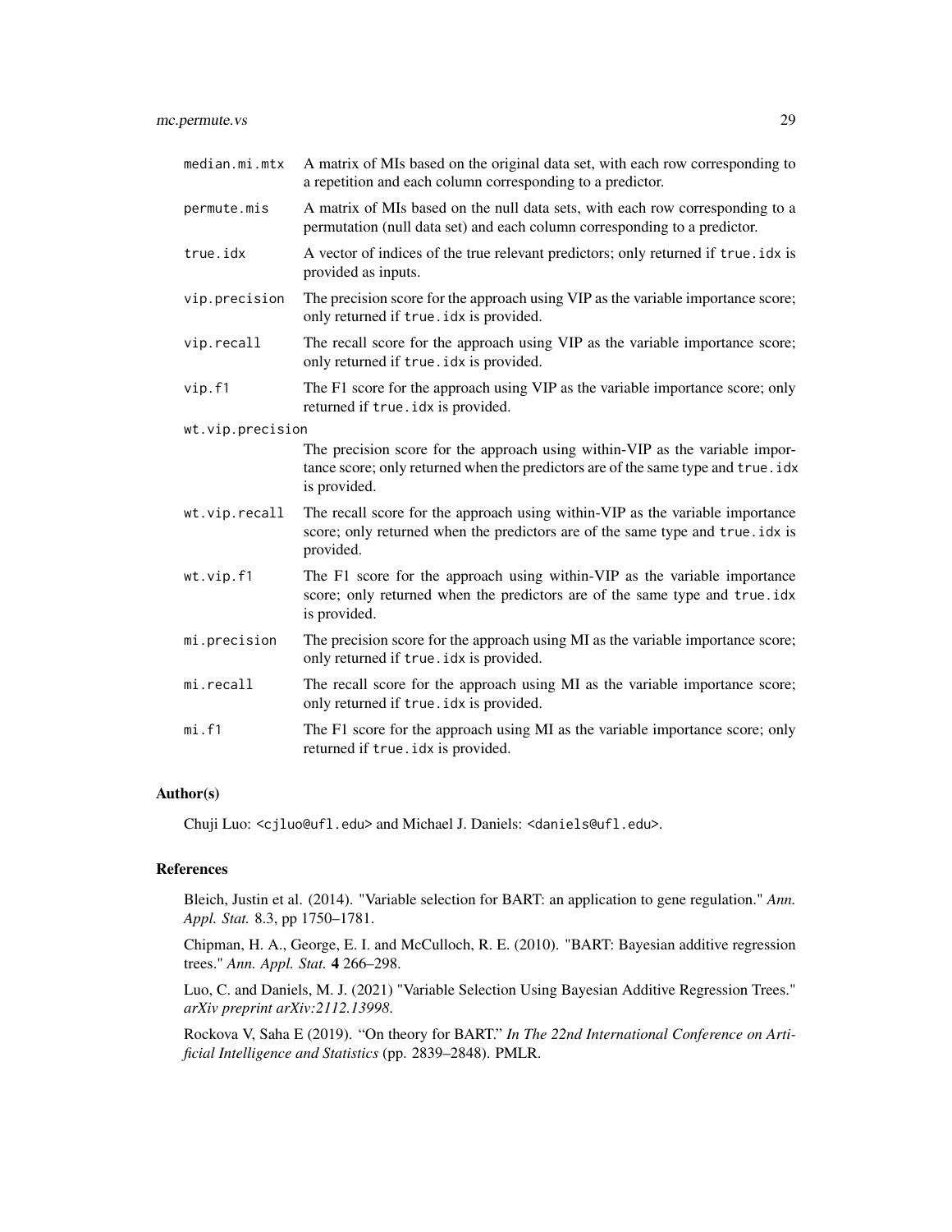| | |
|---|---|
| median.mi.mtx | A matrix of MIs based on the original data set, with each row corresponding to a repetition and each column corresponding to a predictor. |
| permute.mis | A matrix of MIs based on the null data sets, with each row corresponding to a permutation (null data set) and each column corresponding to a predictor. |
| true.idx | A vector of indices of the true relevant predictors; only returned if true.idx is provided as inputs. |
| vip.precision | The precision score for the approach using VIP as the variable importance score; only returned if true.idx is provided. |
| vip.recall | The recall score for the approach using VIP as the variable importance score; only returned if true.idx is provided. |
| vip.f1 | The F1 score for the approach using VIP as the variable importance score; only returned if true.idx is provided. |
| wt.vip.precision | The precision score for the approach using within-VIP as the variable importance score; only returned when the predictors are of the same type and true.idx is provided. |
| wt.vip.recall | The recall score for the approach using within-VIP as the variable importance score; only returned when the predictors are of the same type and true.idx is provided. |
| wt.vip.f1 | The F1 score for the approach using within-VIP as the variable importance score; only returned when the predictors are of the same type and true.idx is provided. |
| mi.precision | The precision score for the approach using MI as the variable importance score; only returned if true.idx is provided. |
| mi.recall | The recall score for the approach using MI as the variable importance score; only returned if true.idx is provided. |
| mi.f1 | The F1 score for the approach using MI as the variable importance score; only returned if true.idx is provided. |

## Author(s)

Chuji Luo: <cjluo@ufl.edu> and Michael J. Daniels: <daniels@ufl.edu>.

## References

Bleich, Justin et al. (2014). "Variable selection for BART: an application to gene regulation." *Ann. Appl. Stat.* 8.3, pp 1750–1781.

Chipman, H. A., George, E. I. and McCulloch, R. E. (2010). "BART: Bayesian additive regression trees." *Ann. Appl. Stat.* **4** 266–298.

Luo, C. and Daniels, M. J. (2021) "Variable Selection Using Bayesian Additive Regression Trees." *arXiv preprint arXiv:2112.13998.*

Rockova V, Saha E (2019). "On theory for BART." *In The 22nd International Conference on Artificial Intelligence and Statistics* (pp. 2839–2848). PMLR.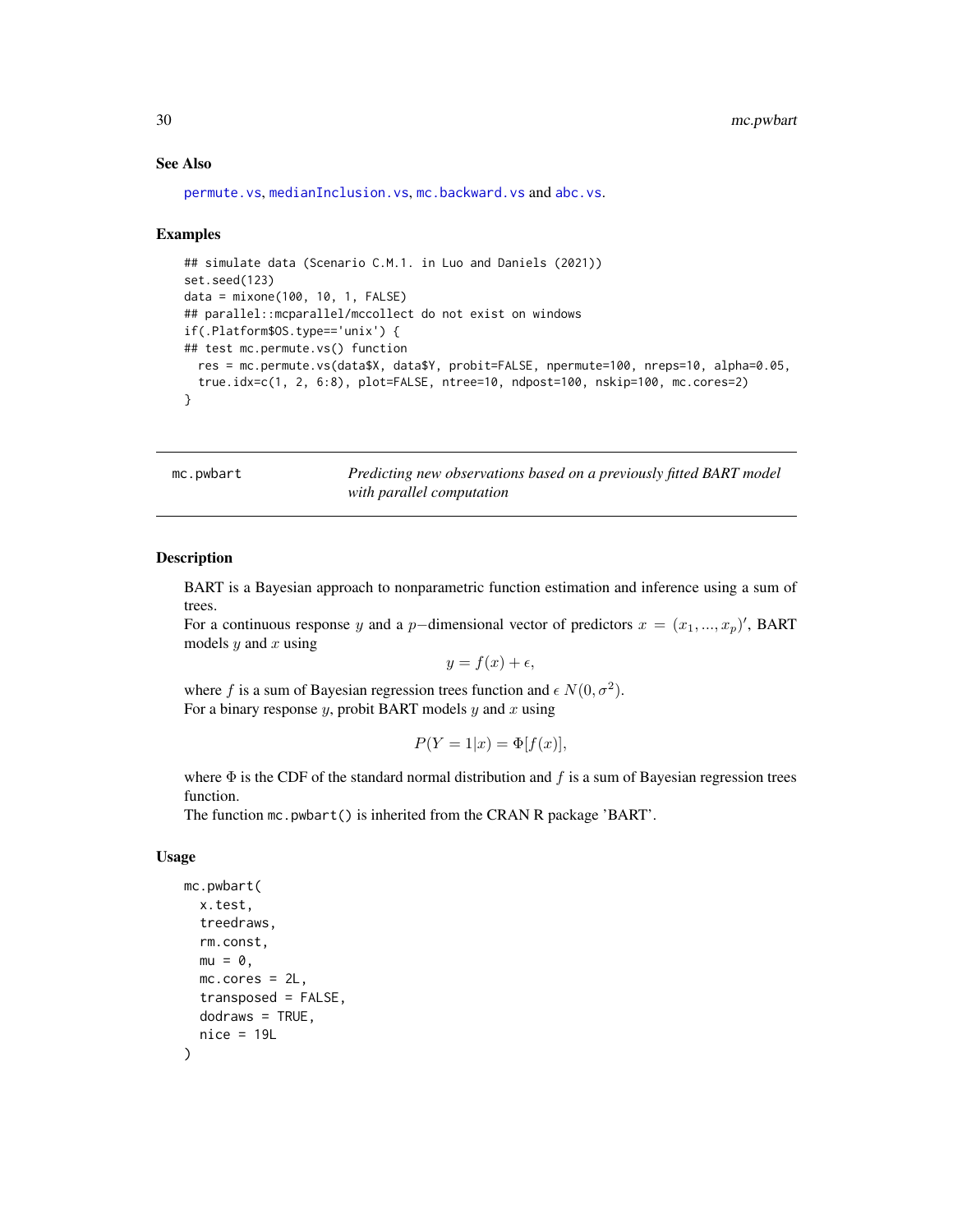### See Also

permute.vs, medianInclusion.vs, mc.backward.vs and abc.vs.

### Examples

```
## simulate data (Scenario C.M.1. in Luo and Daniels (2021))
set.seed(123)
data = mixone(100, 10, 1, FALSE)
## parallel::mcparallel/mccollect do not exist on windows
if(.Platform$OS.type=='unix') {
## test mc.permute.vs() function
  res = mc.permute.vs(data$X, data$Y, probit=FALSE, npermute=100, nreps=10, alpha=0.05,
  true.idx=c(1, 2, 6:8), plot=FALSE, ntree=10, ndpost=100, nskip=100, mc.cores=2)
}
```

---

## mc.pwbart — *Predicting new observations based on a previously fitted BART model with parallel computation*

### Description

BART is a Bayesian approach to nonparametric function estimation and inference using a sum of trees.

For a continuous response $y$ and a $p-$dimensional vector of predictors $x = (x_1, ..., x_p)'$, BART models $y$ and $x$ using

$$y = f(x) + \epsilon,$$

where $f$ is a sum of Bayesian regression trees function and $\epsilon$ $N(0, \sigma^2)$.

For a binary response $y$, probit BART models $y$ and $x$ using

$$P(Y = 1|x) = \Phi[f(x)],$$

where $\Phi$ is the CDF of the standard normal distribution and $f$ is a sum of Bayesian regression trees function.

The function mc.pwbart() is inherited from the CRAN R package 'BART'.

### Usage

```
mc.pwbart(
  x.test,
  treedraws,
  rm.const,
  mu = 0,
  mc.cores = 2L,
  transposed = FALSE,
  dodraws = TRUE,
  nice = 19L
)
```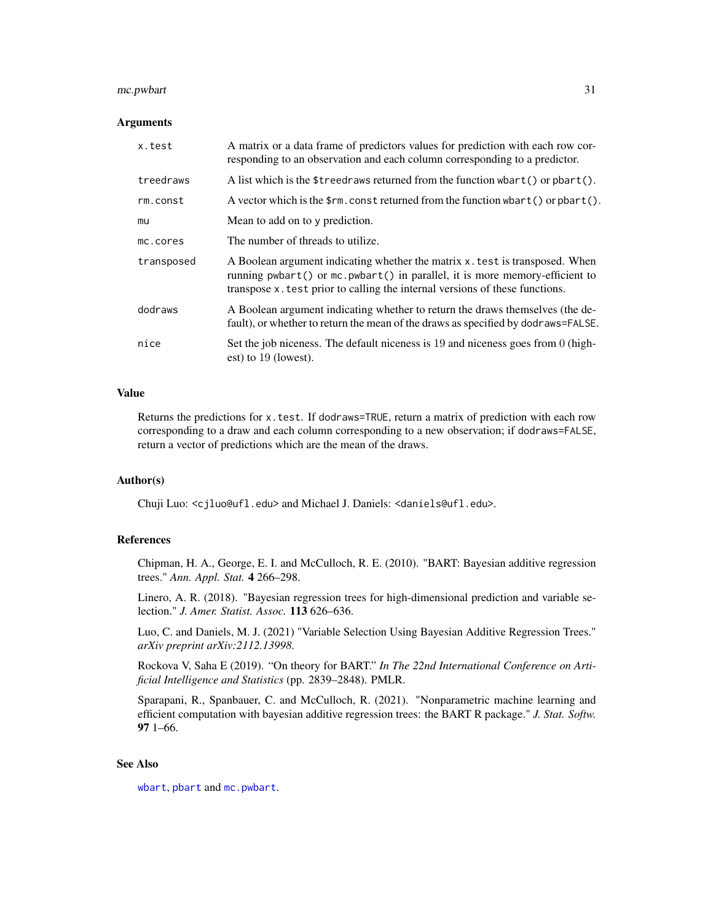### Arguments

| | |
|---|---|
| `x.test` | A matrix or a data frame of predictors values for prediction with each row corresponding to an observation and each column corresponding to a predictor. |
| `treedraws` | A list which is the `$treedraws` returned from the function `wbart()` or `pbart()`. |
| `rm.const` | A vector which is the `$rm.const` returned from the function `wbart()` or `pbart()`. |
| `mu` | Mean to add on to y prediction. |
| `mc.cores` | The number of threads to utilize. |
| `transposed` | A Boolean argument indicating whether the matrix `x.test` is transposed. When running `pwbart()` or `mc.pwbart()` in parallel, it is more memory-efficient to transpose `x.test` prior to calling the internal versions of these functions. |
| `dodraws` | A Boolean argument indicating whether to return the draws themselves (the default), or whether to return the mean of the draws as specified by `dodraws=FALSE`. |
| `nice` | Set the job niceness. The default niceness is 19 and niceness goes from 0 (highest) to 19 (lowest). |

### Value

Returns the predictions for `x.test`. If `dodraws=TRUE`, return a matrix of prediction with each row corresponding to a draw and each column corresponding to a new observation; if `dodraws=FALSE`, return a vector of predictions which are the mean of the draws.

### Author(s)

Chuji Luo: <cjluo@ufl.edu> and Michael J. Daniels: <daniels@ufl.edu>.

### References

Chipman, H. A., George, E. I. and McCulloch, R. E. (2010). "BART: Bayesian additive regression trees." *Ann. Appl. Stat.* **4** 266–298.

Linero, A. R. (2018). "Bayesian regression trees for high-dimensional prediction and variable selection." *J. Amer. Statist. Assoc.* **113** 626–636.

Luo, C. and Daniels, M. J. (2021) "Variable Selection Using Bayesian Additive Regression Trees." *arXiv preprint arXiv:2112.13998*.

Rockova V, Saha E (2019). "On theory for BART." *In The 22nd International Conference on Artificial Intelligence and Statistics* (pp. 2839–2848). PMLR.

Sparapani, R., Spanbauer, C. and McCulloch, R. (2021). "Nonparametric machine learning and efficient computation with bayesian additive regression trees: the BART R package." *J. Stat. Softw.* **97** 1–66.

### See Also

`wbart`, `pbart` and `mc.pwbart`.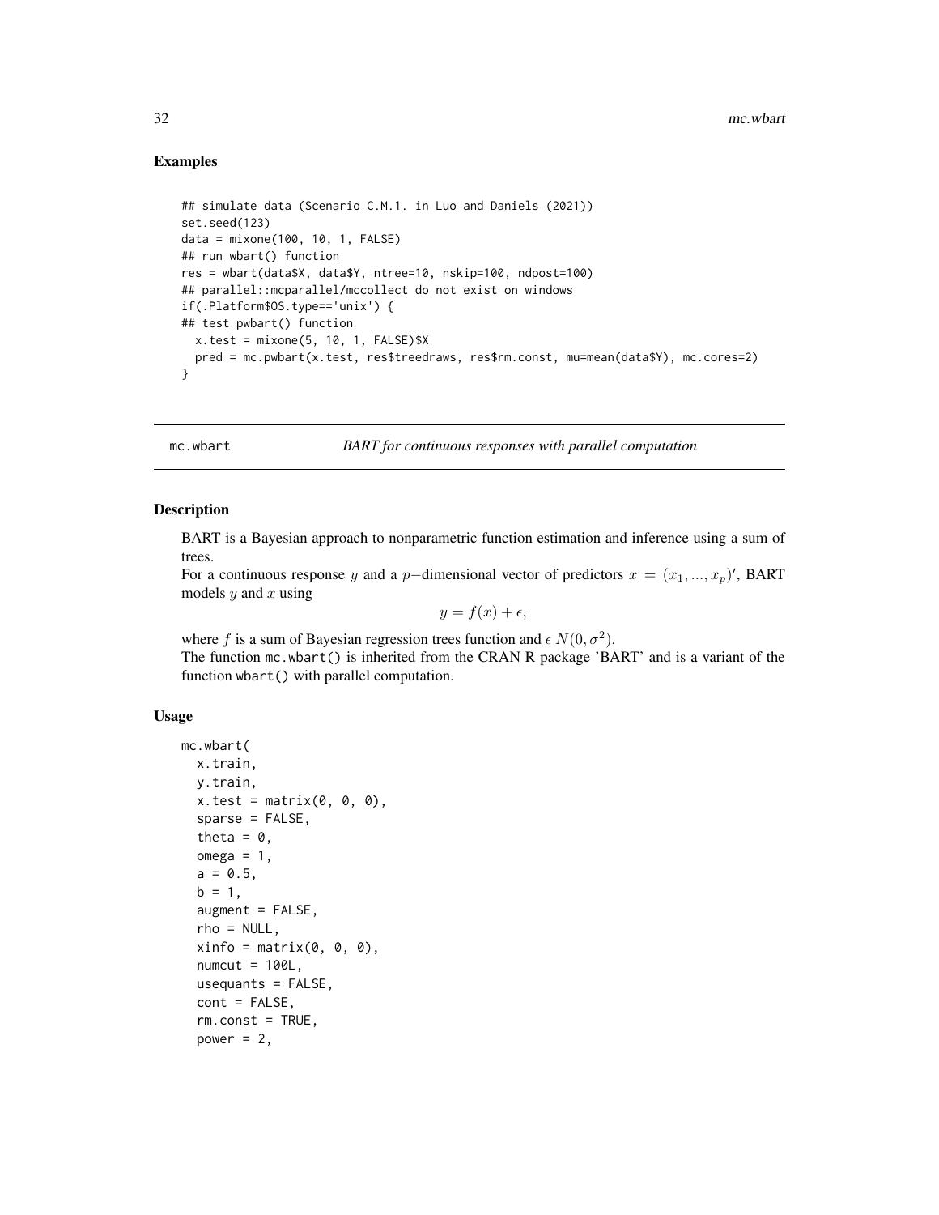## Examples

```
## simulate data (Scenario C.M.1. in Luo and Daniels (2021))
set.seed(123)
data = mixone(100, 10, 1, FALSE)
## run wbart() function
res = wbart(data$X, data$Y, ntree=10, nskip=100, ndpost=100)
## parallel::mcparallel/mccollect do not exist on windows
if(.Platform$OS.type=='unix') {
## test pwbart() function
  x.test = mixone(5, 10, 1, FALSE)$X
  pred = mc.pwbart(x.test, res$treedraws, res$rm.const, mu=mean(data$Y), mc.cores=2)
}
```

---

# mc.wbart    *BART for continuous responses with parallel computation*

## Description

BART is a Bayesian approach to nonparametric function estimation and inference using a sum of trees.
For a continuous response $y$ and a $p-$dimensional vector of predictors $x = (x_1, ..., x_p)'$, BART models $y$ and $x$ using

$$y = f(x) + \epsilon,$$

where $f$ is a sum of Bayesian regression trees function and $\epsilon \ N(0, \sigma^2)$.
The function `mc.wbart()` is inherited from the CRAN R package 'BART' and is a variant of the function `wbart()` with parallel computation.

## Usage

```
mc.wbart(
  x.train,
  y.train,
  x.test = matrix(0, 0, 0),
  sparse = FALSE,
  theta = 0,
  omega = 1,
  a = 0.5,
  b = 1,
  augment = FALSE,
  rho = NULL,
  xinfo = matrix(0, 0, 0),
  numcut = 100L,
  usequants = FALSE,
  cont = FALSE,
  rm.const = TRUE,
  power = 2,
```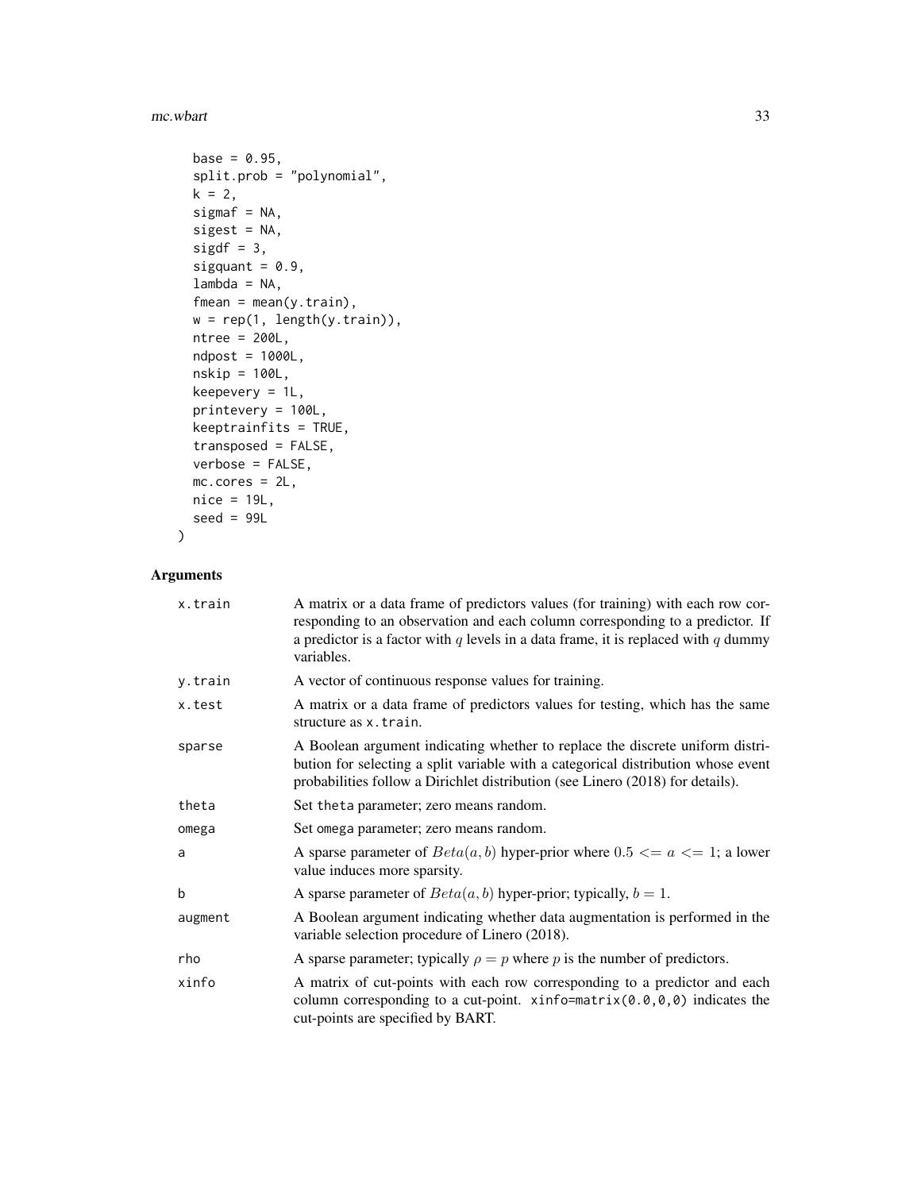```
  base = 0.95,
  split.prob = "polynomial",
  k = 2,
  sigmaf = NA,
  sigest = NA,
  sigdf = 3,
  sigquant = 0.9,
  lambda = NA,
  fmean = mean(y.train),
  w = rep(1, length(y.train)),
  ntree = 200L,
  ndpost = 1000L,
  nskip = 100L,
  keepevery = 1L,
  printevery = 100L,
  keeptrainfits = TRUE,
  transposed = FALSE,
  verbose = FALSE,
  mc.cores = 2L,
  nice = 19L,
  seed = 99L
)
```

## Arguments

| | |
|---|---|
| `x.train` | A matrix or a data frame of predictors values (for training) with each row corresponding to an observation and each column corresponding to a predictor. If a predictor is a factor with $q$ levels in a data frame, it is replaced with $q$ dummy variables. |
| `y.train` | A vector of continuous response values for training. |
| `x.test` | A matrix or a data frame of predictors values for testing, which has the same structure as `x.train`. |
| `sparse` | A Boolean argument indicating whether to replace the discrete uniform distribution for selecting a split variable with a categorical distribution whose event probabilities follow a Dirichlet distribution (see Linero (2018) for details). |
| `theta` | Set `theta` parameter; zero means random. |
| `omega` | Set `omega` parameter; zero means random. |
| `a` | A sparse parameter of $Beta(a, b)$ hyper-prior where $0.5 <= a <= 1$; a lower value induces more sparsity. |
| `b` | A sparse parameter of $Beta(a, b)$ hyper-prior; typically, $b = 1$. |
| `augment` | A Boolean argument indicating whether data augmentation is performed in the variable selection procedure of Linero (2018). |
| `rho` | A sparse parameter; typically $\rho = p$ where $p$ is the number of predictors. |
| `xinfo` | A matrix of cut-points with each row corresponding to a predictor and each column corresponding to a cut-point. `xinfo=matrix(0.0,0,0)` indicates the cut-points are specified by BART. |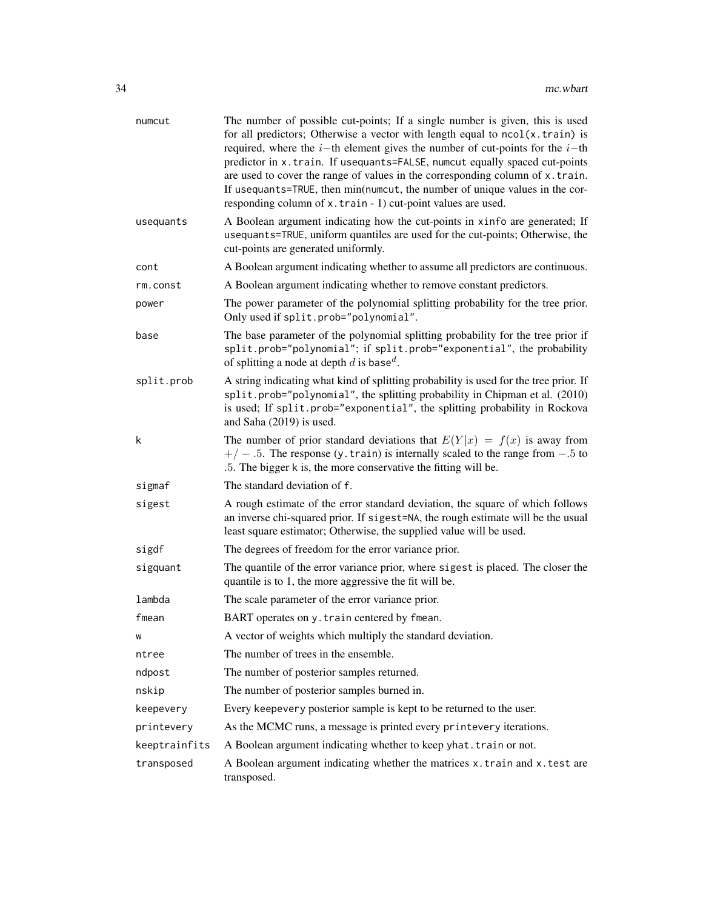| | |
|---|---|
| numcut | The number of possible cut-points; If a single number is given, this is used for all predictors; Otherwise a vector with length equal to ncol(x.train) is required, where the $i-$th element gives the number of cut-points for the $i-$th predictor in x.train. If usequants=FALSE, numcut equally spaced cut-points are used to cover the range of values in the corresponding column of x.train. If usequants=TRUE, then min(numcut, the number of unique values in the corresponding column of x.train - 1) cut-point values are used. |
| usequants | A Boolean argument indicating how the cut-points in xinfo are generated; If usequants=TRUE, uniform quantiles are used for the cut-points; Otherwise, the cut-points are generated uniformly. |
| cont | A Boolean argument indicating whether to assume all predictors are continuous. |
| rm.const | A Boolean argument indicating whether to remove constant predictors. |
| power | The power parameter of the polynomial splitting probability for the tree prior. Only used if split.prob="polynomial". |
| base | The base parameter of the polynomial splitting probability for the tree prior if split.prob="polynomial"; if split.prob="exponential", the probability of splitting a node at depth $d$ is base$^d$. |
| split.prob | A string indicating what kind of splitting probability is used for the tree prior. If split.prob="polynomial", the splitting probability in Chipman et al. (2010) is used; If split.prob="exponential", the splitting probability in Rockova and Saha (2019) is used. |
| k | The number of prior standard deviations that $E(Y\|x) = f(x)$ is away from $+/-.5$. The response (y.train) is internally scaled to the range from $-.5$ to $.5$. The bigger k is, the more conservative the fitting will be. |
| sigmaf | The standard deviation of f. |
| sigest | A rough estimate of the error standard deviation, the square of which follows an inverse chi-squared prior. If sigest=NA, the rough estimate will be the usual least square estimator; Otherwise, the supplied value will be used. |
| sigdf | The degrees of freedom for the error variance prior. |
| sigquant | The quantile of the error variance prior, where sigest is placed. The closer the quantile is to 1, the more aggressive the fit will be. |
| lambda | The scale parameter of the error variance prior. |
| fmean | BART operates on y.train centered by fmean. |
| w | A vector of weights which multiply the standard deviation. |
| ntree | The number of trees in the ensemble. |
| ndpost | The number of posterior samples returned. |
| nskip | The number of posterior samples burned in. |
| keepevery | Every keepevery posterior sample is kept to be returned to the user. |
| printevery | As the MCMC runs, a message is printed every printevery iterations. |
| keeptrainfits | A Boolean argument indicating whether to keep yhat.train or not. |
| transposed | A Boolean argument indicating whether the matrices x.train and x.test are transposed. |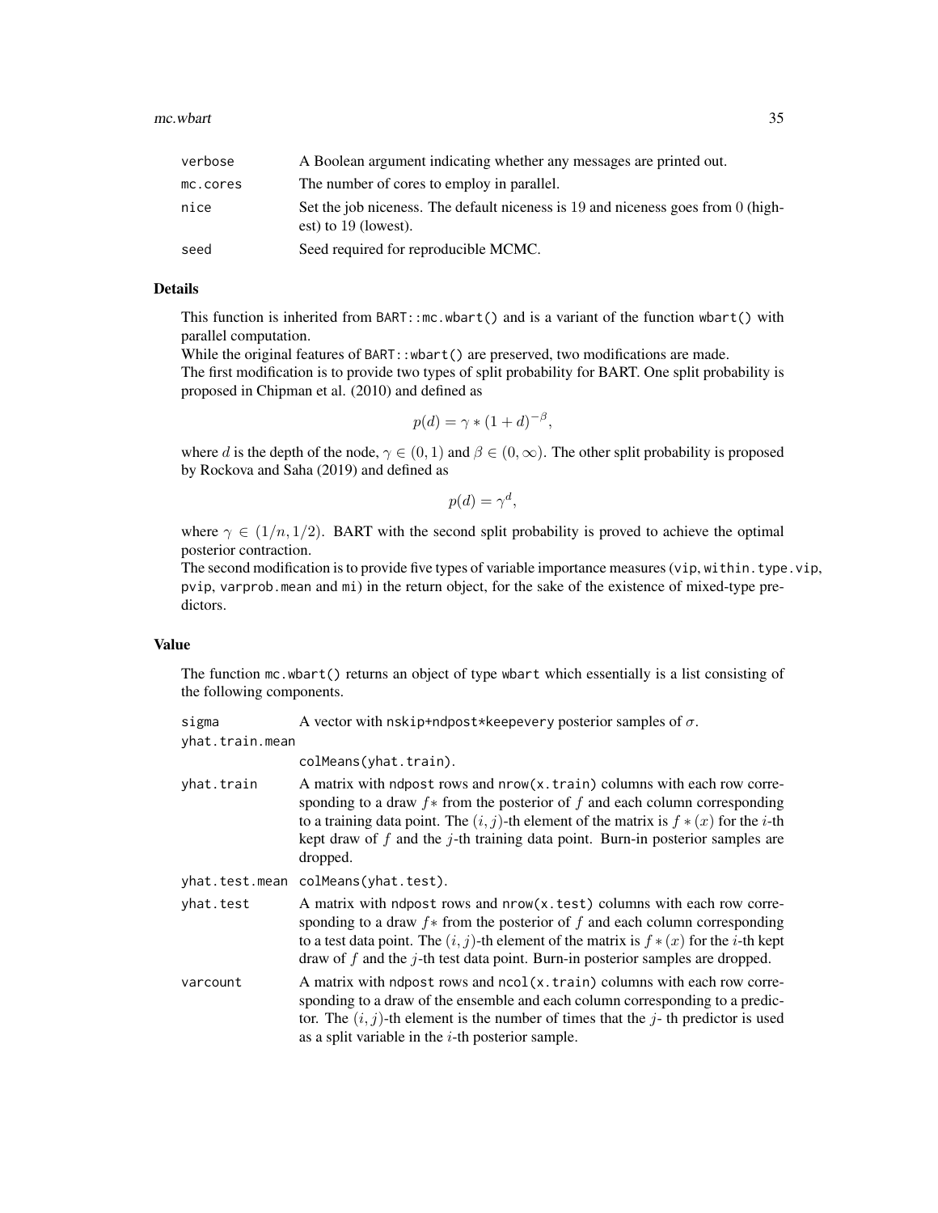| | |
|---|---|
| verbose | A Boolean argument indicating whether any messages are printed out. |
| mc.cores | The number of cores to employ in parallel. |
| nice | Set the job niceness. The default niceness is 19 and niceness goes from 0 (highest) to 19 (lowest). |
| seed | Seed required for reproducible MCMC. |

## Details

This function is inherited from `BART::mc.wbart()` and is a variant of the function `wbart()` with parallel computation.

While the original features of `BART::wbart()` are preserved, two modifications are made.

The first modification is to provide two types of split probability for BART. One split probability is proposed in Chipman et al. (2010) and defined as

$$p(d) = \gamma * (1 + d)^{-\beta},$$

where $d$ is the depth of the node, $\gamma \in (0, 1)$ and $\beta \in (0, \infty)$. The other split probability is proposed by Rockova and Saha (2019) and defined as

$$p(d) = \gamma^d,$$

where $\gamma \in (1/n, 1/2)$. BART with the second split probability is proved to achieve the optimal posterior contraction.

The second modification is to provide five types of variable importance measures (`vip`, `within.type.vip`, `pvip`, `varprob.mean` and `mi`) in the return object, for the sake of the existence of mixed-type predictors.

## Value

The function `mc.wbart()` returns an object of type `wbart` which essentially is a list consisting of the following components.

| | |
|---|---|
| sigma | A vector with `nskip+ndpost*keepevery` posterior samples of $\sigma$. |
| yhat.train.mean | `colMeans(yhat.train)`. |
| yhat.train | A matrix with `ndpost` rows and `nrow(x.train)` columns with each row corresponding to a draw $f*$ from the posterior of $f$ and each column corresponding to a training data point. The $(i, j)$-th element of the matrix is $f * (x)$ for the $i$-th kept draw of $f$ and the $j$-th training data point. Burn-in posterior samples are dropped. |
| yhat.test.mean | `colMeans(yhat.test)`. |
| yhat.test | A matrix with `ndpost` rows and `nrow(x.test)` columns with each row corresponding to a draw $f*$ from the posterior of $f$ and each column corresponding to a test data point. The $(i, j)$-th element of the matrix is $f * (x)$ for the $i$-th kept draw of $f$ and the $j$-th test data point. Burn-in posterior samples are dropped. |
| varcount | A matrix with `ndpost` rows and `ncol(x.train)` columns with each row corresponding to a draw of the ensemble and each column corresponding to a predictor. The $(i, j)$-th element is the number of times that the $j$- th predictor is used as a split variable in the $i$-th posterior sample. |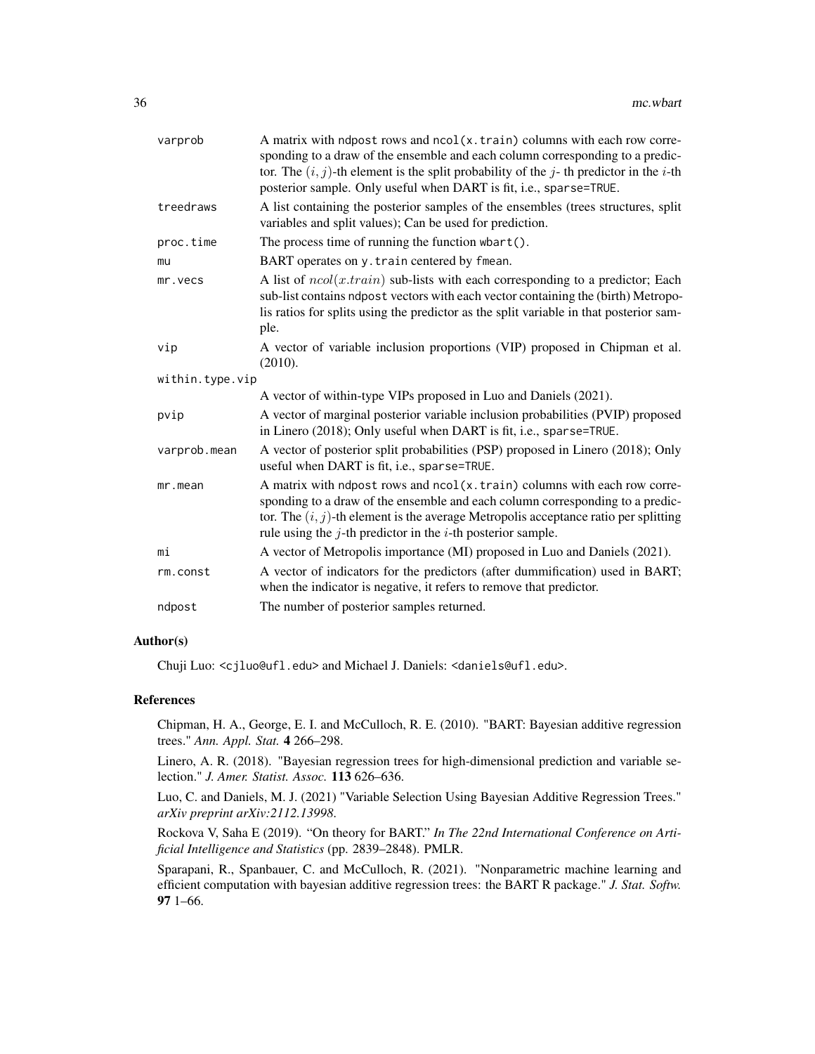| | |
|---|---|
| varprob | A matrix with ndpost rows and ncol(x.train) columns with each row corresponding to a draw of the ensemble and each column corresponding to a predictor. The $(i, j)$-th element is the split probability of the $j$- th predictor in the $i$-th posterior sample. Only useful when DART is fit, i.e., sparse=TRUE. |
| treedraws | A list containing the posterior samples of the ensembles (trees structures, split variables and split values); Can be used for prediction. |
| proc.time | The process time of running the function wbart(). |
| mu | BART operates on y.train centered by fmean. |
| mr.vecs | A list of $ncol(x.train)$ sub-lists with each corresponding to a predictor; Each sub-list contains ndpost vectors with each vector containing the (birth) Metropolis ratios for splits using the predictor as the split variable in that posterior sample. |
| vip | A vector of variable inclusion proportions (VIP) proposed in Chipman et al. (2010). |
| within.type.vip | A vector of within-type VIPs proposed in Luo and Daniels (2021). |
| pvip | A vector of marginal posterior variable inclusion probabilities (PVIP) proposed in Linero (2018); Only useful when DART is fit, i.e., sparse=TRUE. |
| varprob.mean | A vector of posterior split probabilities (PSP) proposed in Linero (2018); Only useful when DART is fit, i.e., sparse=TRUE. |
| mr.mean | A matrix with ndpost rows and ncol(x.train) columns with each row corresponding to a draw of the ensemble and each column corresponding to a predictor. The $(i, j)$-th element is the average Metropolis acceptance ratio per splitting rule using the $j$-th predictor in the $i$-th posterior sample. |
| mi | A vector of Metropolis importance (MI) proposed in Luo and Daniels (2021). |
| rm.const | A vector of indicators for the predictors (after dummification) used in BART; when the indicator is negative, it refers to remove that predictor. |
| ndpost | The number of posterior samples returned. |

## Author(s)

Chuji Luo: <cjluo@ufl.edu> and Michael J. Daniels: <daniels@ufl.edu>.

## References

Chipman, H. A., George, E. I. and McCulloch, R. E. (2010). "BART: Bayesian additive regression trees." *Ann. Appl. Stat.* **4** 266–298.

Linero, A. R. (2018). "Bayesian regression trees for high-dimensional prediction and variable selection." *J. Amer. Statist. Assoc.* **113** 626–636.

Luo, C. and Daniels, M. J. (2021) "Variable Selection Using Bayesian Additive Regression Trees." *arXiv preprint arXiv:2112.13998.*

Rockova V, Saha E (2019). "On theory for BART." *In The 22nd International Conference on Artificial Intelligence and Statistics* (pp. 2839–2848). PMLR.

Sparapani, R., Spanbauer, C. and McCulloch, R. (2021). "Nonparametric machine learning and efficient computation with bayesian additive regression trees: the BART R package." *J. Stat. Softw.* **97** 1–66.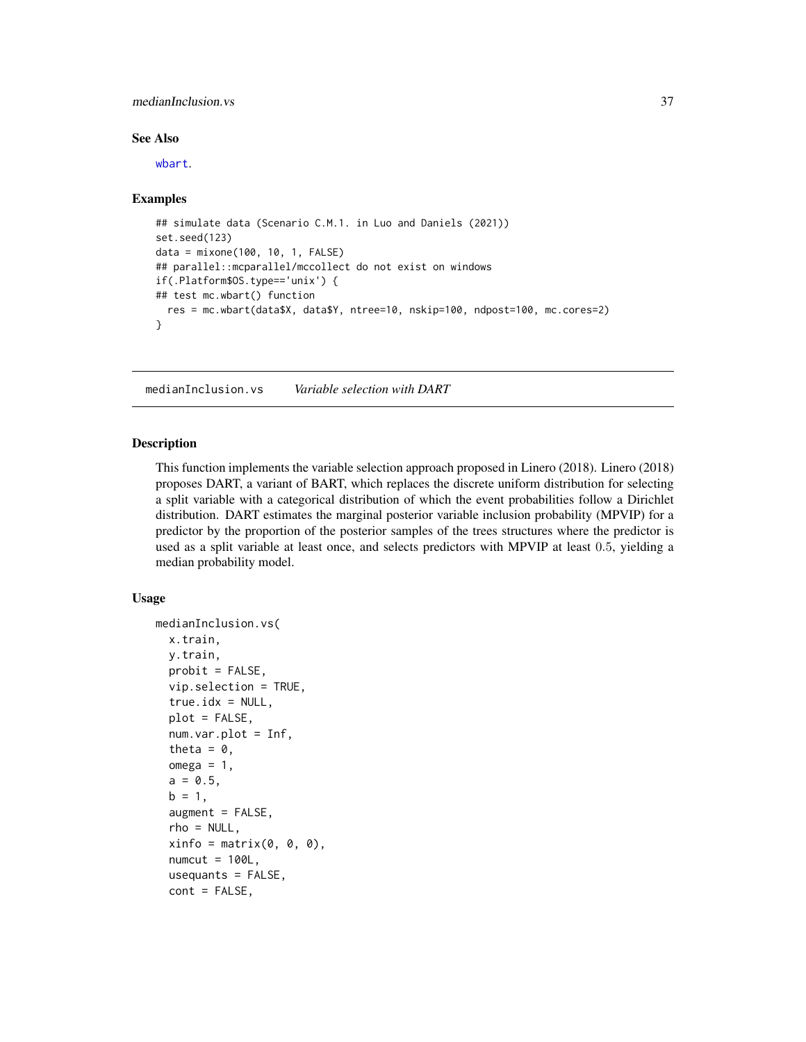### See Also

wbart.

### Examples

```
## simulate data (Scenario C.M.1. in Luo and Daniels (2021))
set.seed(123)
data = mixone(100, 10, 1, FALSE)
## parallel::mcparallel/mccollect do not exist on windows
if(.Platform$OS.type=='unix') {
## test mc.wbart() function
  res = mc.wbart(data$X, data$Y, ntree=10, nskip=100, ndpost=100, mc.cores=2)
}
```

---

## medianInclusion.vs    *Variable selection with DART*

### Description

This function implements the variable selection approach proposed in Linero (2018). Linero (2018) proposes DART, a variant of BART, which replaces the discrete uniform distribution for selecting a split variable with a categorical distribution of which the event probabilities follow a Dirichlet distribution. DART estimates the marginal posterior variable inclusion probability (MPVIP) for a predictor by the proportion of the posterior samples of the trees structures where the predictor is used as a split variable at least once, and selects predictors with MPVIP at least $0.5$, yielding a median probability model.

### Usage

```
medianInclusion.vs(
  x.train,
  y.train,
  probit = FALSE,
  vip.selection = TRUE,
  true.idx = NULL,
  plot = FALSE,
  num.var.plot = Inf,
  theta = 0,
  omega = 1,
  a = 0.5,
  b = 1,
  augment = FALSE,
  rho = NULL,
  xinfo = matrix(0, 0, 0),
  numcut = 100L,
  usequants = FALSE,
  cont = FALSE,
```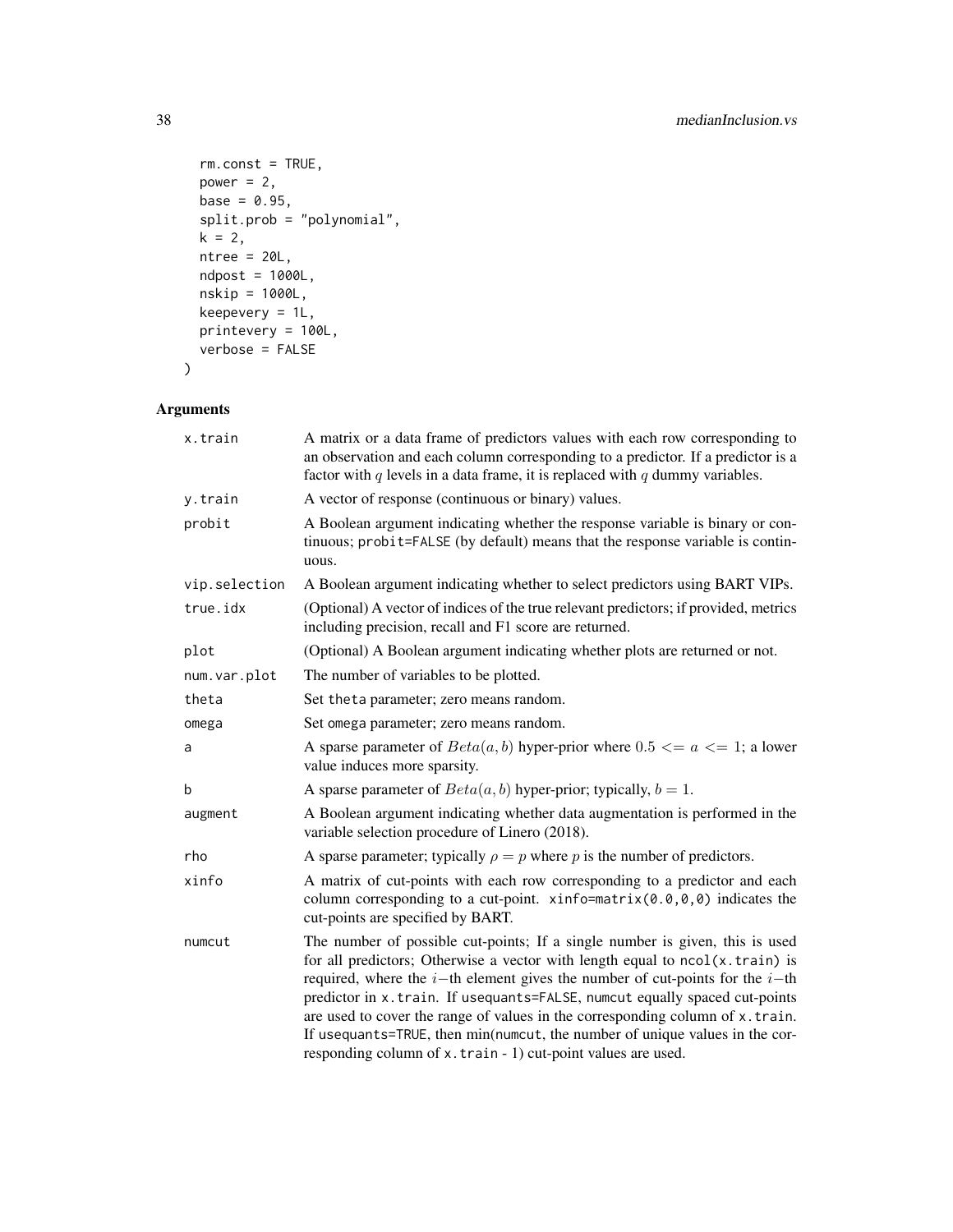```
  rm.const = TRUE,
  power = 2,
  base = 0.95,
  split.prob = "polynomial",
  k = 2,
  ntree = 20L,
  ndpost = 1000L,
  nskip = 1000L,
  keepevery = 1L,
  printevery = 100L,
  verbose = FALSE
)
```

## Arguments

| | |
|---|---|
| x.train | A matrix or a data frame of predictors values with each row corresponding to an observation and each column corresponding to a predictor. If a predictor is a factor with $q$ levels in a data frame, it is replaced with $q$ dummy variables. |
| y.train | A vector of response (continuous or binary) values. |
| probit | A Boolean argument indicating whether the response variable is binary or continuous; `probit=FALSE` (by default) means that the response variable is continuous. |
| vip.selection | A Boolean argument indicating whether to select predictors using BART VIPs. |
| true.idx | (Optional) A vector of indices of the true relevant predictors; if provided, metrics including precision, recall and F1 score are returned. |
| plot | (Optional) A Boolean argument indicating whether plots are returned or not. |
| num.var.plot | The number of variables to be plotted. |
| theta | Set `theta` parameter; zero means random. |
| omega | Set `omega` parameter; zero means random. |
| a | A sparse parameter of $Beta(a, b)$ hyper-prior where $0.5 <= a <= 1$; a lower value induces more sparsity. |
| b | A sparse parameter of $Beta(a, b)$ hyper-prior; typically, $b = 1$. |
| augment | A Boolean argument indicating whether data augmentation is performed in the variable selection procedure of Linero (2018). |
| rho | A sparse parameter; typically $\rho = p$ where $p$ is the number of predictors. |
| xinfo | A matrix of cut-points with each row corresponding to a predictor and each column corresponding to a cut-point. `xinfo=matrix(0.0,0,0)` indicates the cut-points are specified by BART. |
| numcut | The number of possible cut-points; If a single number is given, this is used for all predictors; Otherwise a vector with length equal to `ncol(x.train)` is required, where the $i-$th element gives the number of cut-points for the $i-$th predictor in `x.train`. If `usequants=FALSE`, `numcut` equally spaced cut-points are used to cover the range of values in the corresponding column of `x.train`. If `usequants=TRUE`, then min(`numcut`, the number of unique values in the corresponding column of `x.train` - 1) cut-point values are used. |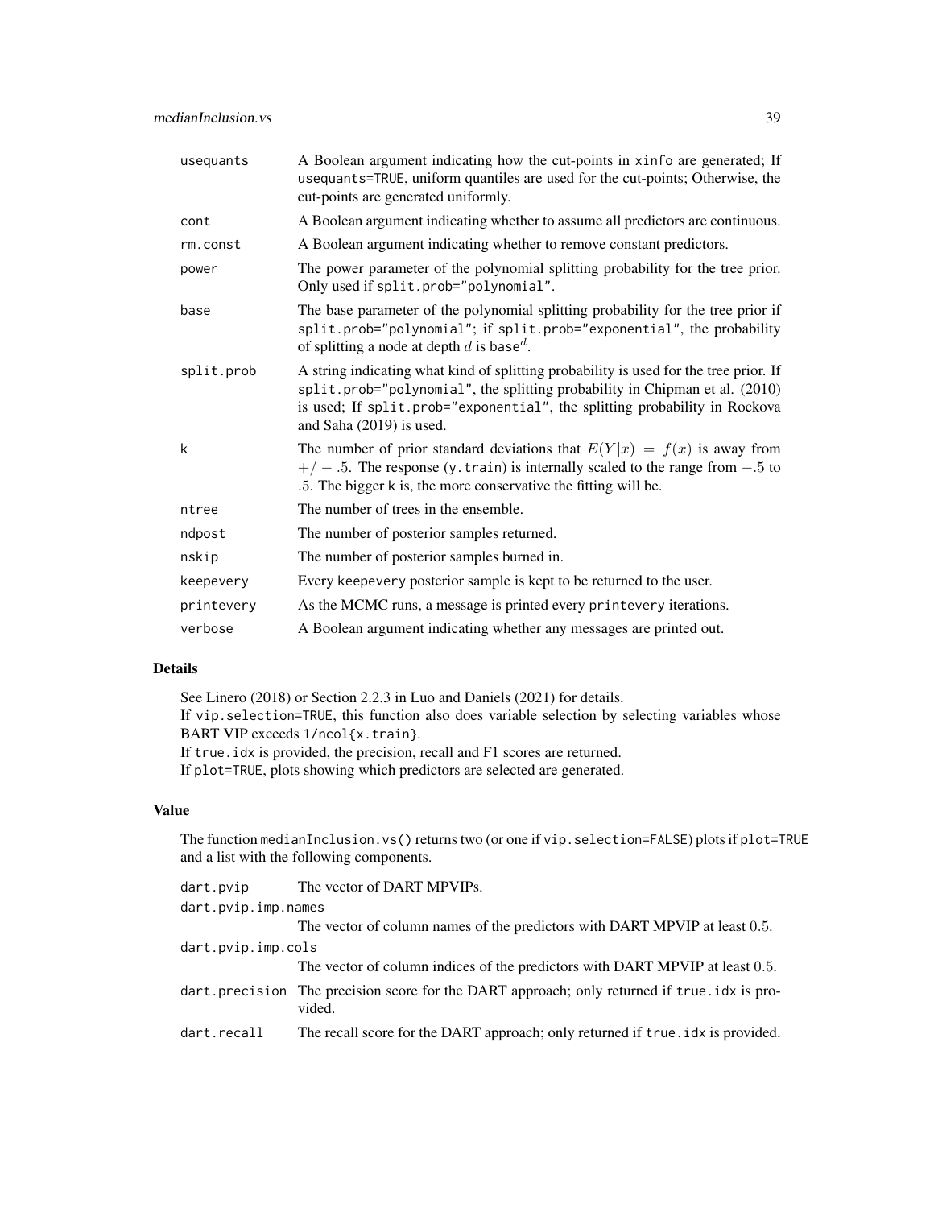| | |
|---|---|
| usequants | A Boolean argument indicating how the cut-points in xinfo are generated; If usequants=TRUE, uniform quantiles are used for the cut-points; Otherwise, the cut-points are generated uniformly. |
| cont | A Boolean argument indicating whether to assume all predictors are continuous. |
| rm.const | A Boolean argument indicating whether to remove constant predictors. |
| power | The power parameter of the polynomial splitting probability for the tree prior. Only used if split.prob="polynomial". |
| base | The base parameter of the polynomial splitting probability for the tree prior if split.prob="polynomial"; if split.prob="exponential", the probability of splitting a node at depth $d$ is base$^d$. |
| split.prob | A string indicating what kind of splitting probability is used for the tree prior. If split.prob="polynomial", the splitting probability in Chipman et al. (2010) is used; If split.prob="exponential", the splitting probability in Rockova and Saha (2019) is used. |
| k | The number of prior standard deviations that $E(Y\|x) = f(x)$ is away from $+/-.5$. The response (y.train) is internally scaled to the range from $-.5$ to $.5$. The bigger k is, the more conservative the fitting will be. |
| ntree | The number of trees in the ensemble. |
| ndpost | The number of posterior samples returned. |
| nskip | The number of posterior samples burned in. |
| keepevery | Every keepevery posterior sample is kept to be returned to the user. |
| printevery | As the MCMC runs, a message is printed every printevery iterations. |
| verbose | A Boolean argument indicating whether any messages are printed out. |

### Details

See Linero (2018) or Section 2.2.3 in Luo and Daniels (2021) for details.
If vip.selection=TRUE, this function also does variable selection by selecting variables whose BART VIP exceeds 1/ncol{x.train}.
If true.idx is provided, the precision, recall and F1 scores are returned.
If plot=TRUE, plots showing which predictors are selected are generated.

### Value

The function medianInclusion.vs() returns two (or one if vip.selection=FALSE) plots if plot=TRUE and a list with the following components.

| | |
|---|---|
| dart.pvip | The vector of DART MPVIPs. |
| dart.pvip.imp.names | The vector of column names of the predictors with DART MPVIP at least $0.5$. |
| dart.pvip.imp.cols | The vector of column indices of the predictors with DART MPVIP at least $0.5$. |
| dart.precision | The precision score for the DART approach; only returned if true.idx is provided. |
| dart.recall | The recall score for the DART approach; only returned if true.idx is provided. |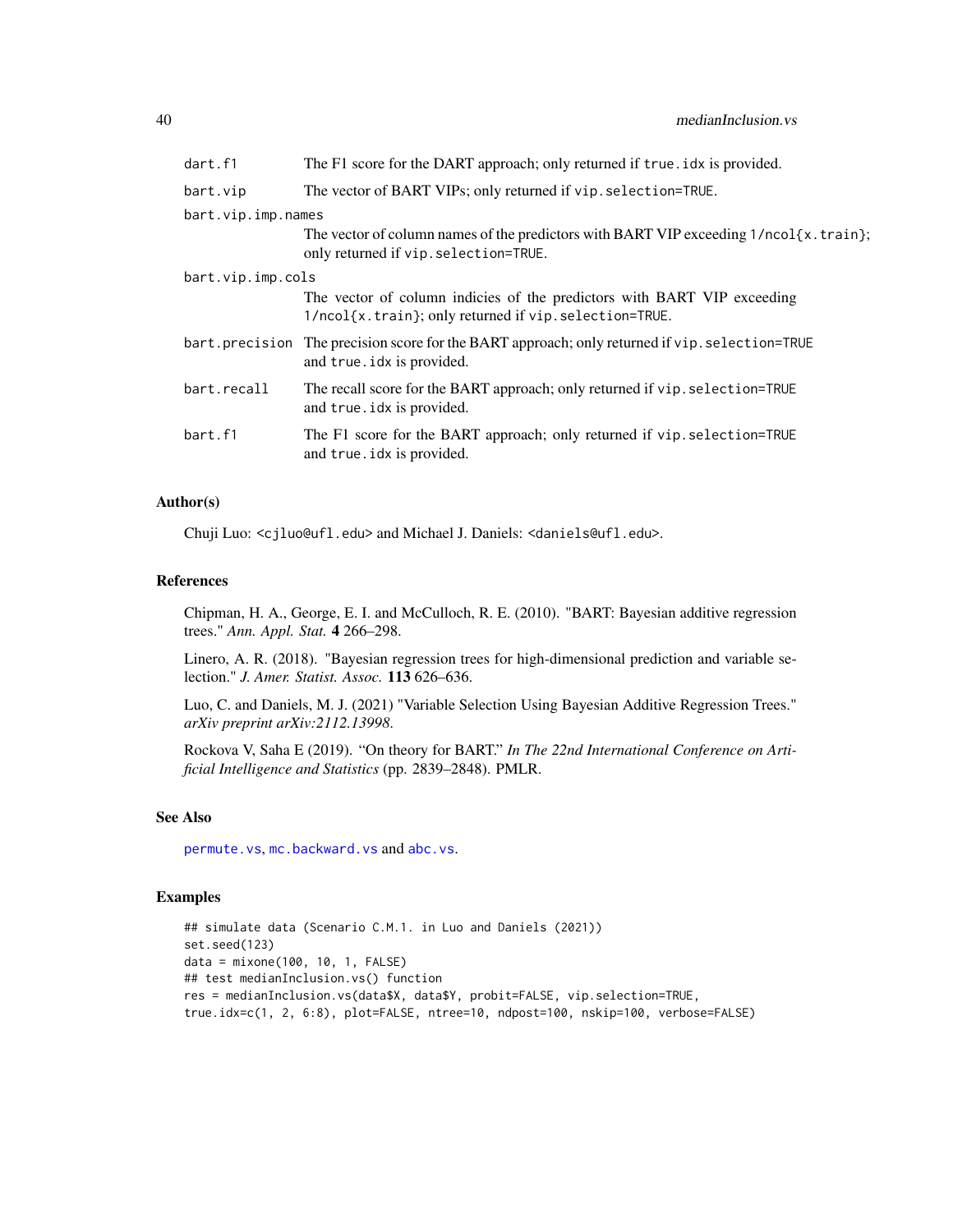| | |
|---|---|
| dart.f1 | The F1 score for the DART approach; only returned if true.idx is provided. |
| bart.vip | The vector of BART VIPs; only returned if vip.selection=TRUE. |
| bart.vip.imp.names | The vector of column names of the predictors with BART VIP exceeding 1/ncol{x.train}; only returned if vip.selection=TRUE. |
| bart.vip.imp.cols | The vector of column indicies of the predictors with BART VIP exceeding 1/ncol{x.train}; only returned if vip.selection=TRUE. |
| bart.precision | The precision score for the BART approach; only returned if vip.selection=TRUE and true.idx is provided. |
| bart.recall | The recall score for the BART approach; only returned if vip.selection=TRUE and true.idx is provided. |
| bart.f1 | The F1 score for the BART approach; only returned if vip.selection=TRUE and true.idx is provided. |

### Author(s)

Chuji Luo: <cjluo@ufl.edu> and Michael J. Daniels: <daniels@ufl.edu>.

### References

Chipman, H. A., George, E. I. and McCulloch, R. E. (2010). "BART: Bayesian additive regression trees." *Ann. Appl. Stat.* **4** 266–298.

Linero, A. R. (2018). "Bayesian regression trees for high-dimensional prediction and variable selection." *J. Amer. Statist. Assoc.* **113** 626–636.

Luo, C. and Daniels, M. J. (2021) "Variable Selection Using Bayesian Additive Regression Trees." *arXiv preprint arXiv:2112.13998*.

Rockova V, Saha E (2019). "On theory for BART." *In The 22nd International Conference on Artificial Intelligence and Statistics* (pp. 2839–2848). PMLR.

### See Also

permute.vs, mc.backward.vs and abc.vs.

### Examples

```
## simulate data (Scenario C.M.1. in Luo and Daniels (2021))
set.seed(123)
data = mixone(100, 10, 1, FALSE)
## test medianInclusion.vs() function
res = medianInclusion.vs(data$X, data$Y, probit=FALSE, vip.selection=TRUE,
true.idx=c(1, 2, 6:8), plot=FALSE, ntree=10, ndpost=100, nskip=100, verbose=FALSE)
```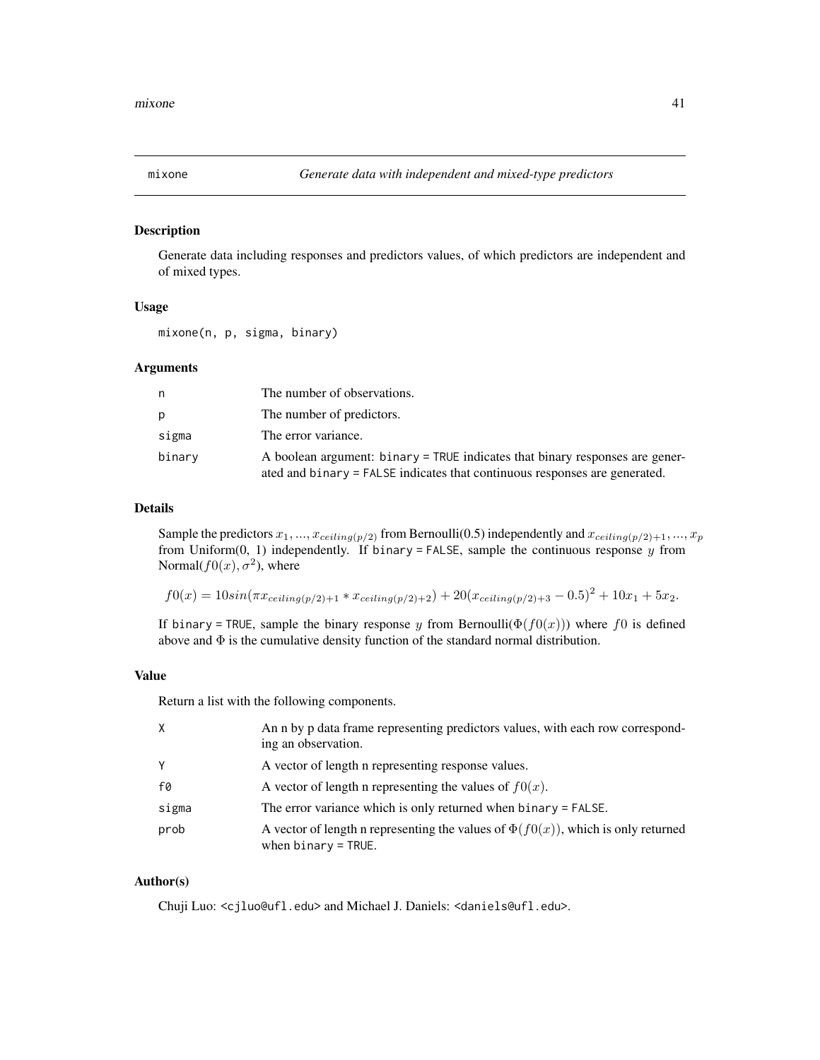mixone *Generate data with independent and mixed-type predictors*

## Description

Generate data including responses and predictors values, of which predictors are independent and of mixed types.

## Usage

```
mixone(n, p, sigma, binary)
```

## Arguments

| | |
|---|---|
| n | The number of observations. |
| p | The number of predictors. |
| sigma | The error variance. |
| binary | A boolean argument: binary = TRUE indicates that binary responses are generated and binary = FALSE indicates that continuous responses are generated. |

## Details

Sample the predictors $x_1, ..., x_{ceiling(p/2)}$ from Bernoulli(0.5) independently and $x_{ceiling(p/2)+1}, ..., x_p$ from Uniform(0, 1) independently. If binary = FALSE, sample the continuous response $y$ from Normal($f0(x), \sigma^2$), where

$$f0(x) = 10sin(\pi x_{ceiling(p/2)+1} * x_{ceiling(p/2)+2}) + 20(x_{ceiling(p/2)+3} - 0.5)^2 + 10x_1 + 5x_2.$$

If binary = TRUE, sample the binary response $y$ from Bernoulli($\Phi(f0(x))$) where $f0$ is defined above and $\Phi$ is the cumulative density function of the standard normal distribution.

## Value

Return a list with the following components.

| | |
|---|---|
| X | An n by p data frame representing predictors values, with each row corresponding an observation. |
| Y | A vector of length n representing response values. |
| f0 | A vector of length n representing the values of $f0(x)$. |
| sigma | The error variance which is only returned when binary = FALSE. |
| prob | A vector of length n representing the values of $\Phi(f0(x))$, which is only returned when binary = TRUE. |

## Author(s)

Chuji Luo: <cjluo@ufl.edu> and Michael J. Daniels: <daniels@ufl.edu>.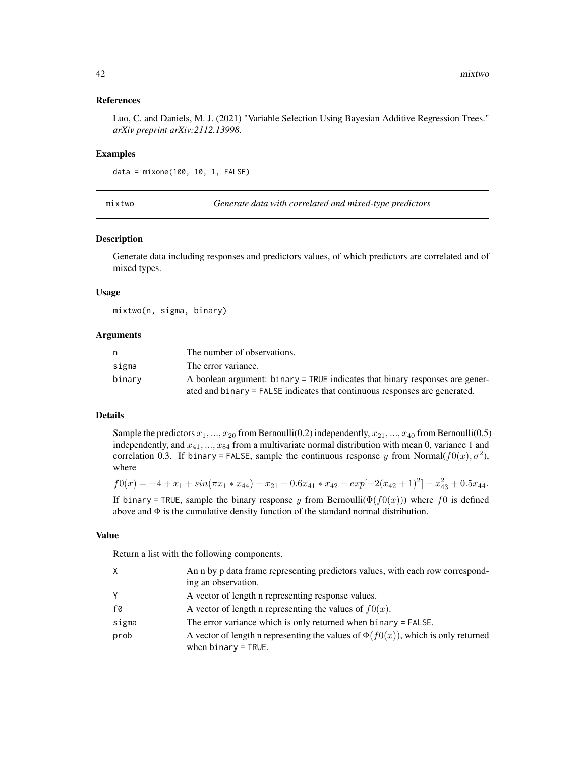### References

Luo, C. and Daniels, M. J. (2021) "Variable Selection Using Bayesian Additive Regression Trees." *arXiv preprint arXiv:2112.13998*.

### Examples

```
data = mixone(100, 10, 1, FALSE)
```

---

## mixtwo — *Generate data with correlated and mixed-type predictors*

### Description

Generate data including responses and predictors values, of which predictors are correlated and of mixed types.

### Usage

```
mixtwo(n, sigma, binary)
```

### Arguments

| | |
|---|---|
| n | The number of observations. |
| sigma | The error variance. |
| binary | A boolean argument: binary = TRUE indicates that binary responses are generated and binary = FALSE indicates that continuous responses are generated. |

### Details

Sample the predictors $x_1, ..., x_{20}$ from Bernoulli(0.2) independently, $x_{21}, ..., x_{40}$ from Bernoulli(0.5) independently, and $x_{41}, ..., x_{84}$ from a multivariate normal distribution with mean 0, variance 1 and correlation 0.3. If binary = FALSE, sample the continuous response $y$ from Normal($f0(x), \sigma^2$), where

$$f0(x) = -4 + x_1 + sin(\pi x_1 * x_{44}) - x_{21} + 0.6x_{41} * x_{42} - exp[-2(x_{42} + 1)^2] - x_{43}^2 + 0.5x_{44}.$$

If binary = TRUE, sample the binary response $y$ from Bernoulli($\Phi(f0(x))$) where $f0$ is defined above and $\Phi$ is the cumulative density function of the standard normal distribution.

### Value

Return a list with the following components.

| | |
|---|---|
| X | An n by p data frame representing predictors values, with each row corresponding an observation. |
| Y | A vector of length n representing response values. |
| f0 | A vector of length n representing the values of $f0(x)$. |
| sigma | The error variance which is only returned when binary = FALSE. |
| prob | A vector of length n representing the values of $\Phi(f0(x))$, which is only returned when binary = TRUE. |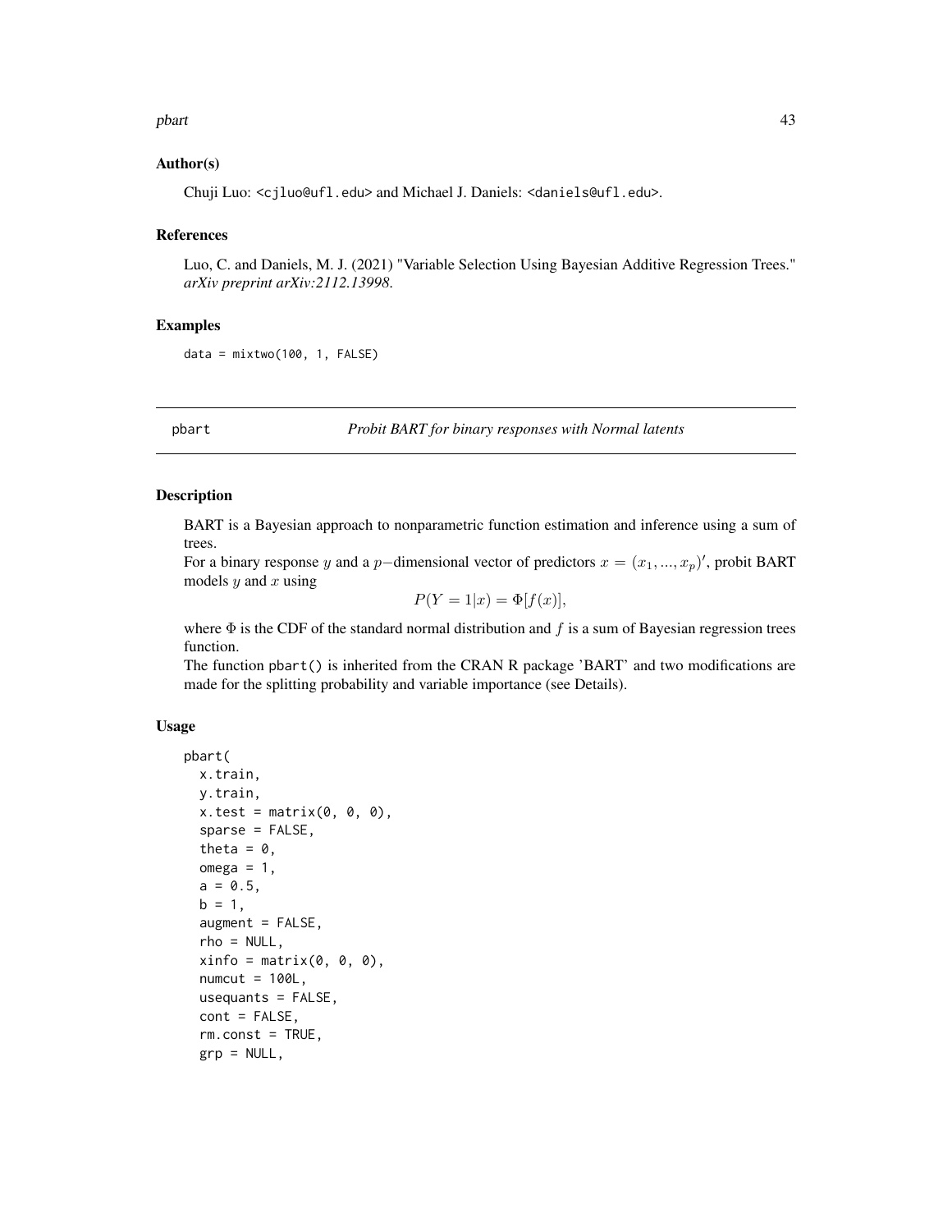### Author(s)

Chuji Luo: <cjluo@ufl.edu> and Michael J. Daniels: <daniels@ufl.edu>.

### References

Luo, C. and Daniels, M. J. (2021) "Variable Selection Using Bayesian Additive Regression Trees." *arXiv preprint arXiv:2112.13998.*

### Examples

```
data = mixtwo(100, 1, FALSE)
```

---

## pbart — *Probit BART for binary responses with Normal latents*

### Description

BART is a Bayesian approach to nonparametric function estimation and inference using a sum of trees.

For a binary response $y$ and a $p-$dimensional vector of predictors $x = (x_1, ..., x_p)'$, probit BART models $y$ and $x$ using

$$P(Y = 1|x) = \Phi[f(x)],$$

where $\Phi$ is the CDF of the standard normal distribution and $f$ is a sum of Bayesian regression trees function.

The function pbart() is inherited from the CRAN R package 'BART' and two modifications are made for the splitting probability and variable importance (see Details).

### Usage

```
pbart(
  x.train,
  y.train,
  x.test = matrix(0, 0, 0),
  sparse = FALSE,
  theta = 0,
  omega = 1,
  a = 0.5,
  b = 1,
  augment = FALSE,
  rho = NULL,
  xinfo = matrix(0, 0, 0),
  numcut = 100L,
  usequants = FALSE,
  cont = FALSE,
  rm.const = TRUE,
  grp = NULL,
```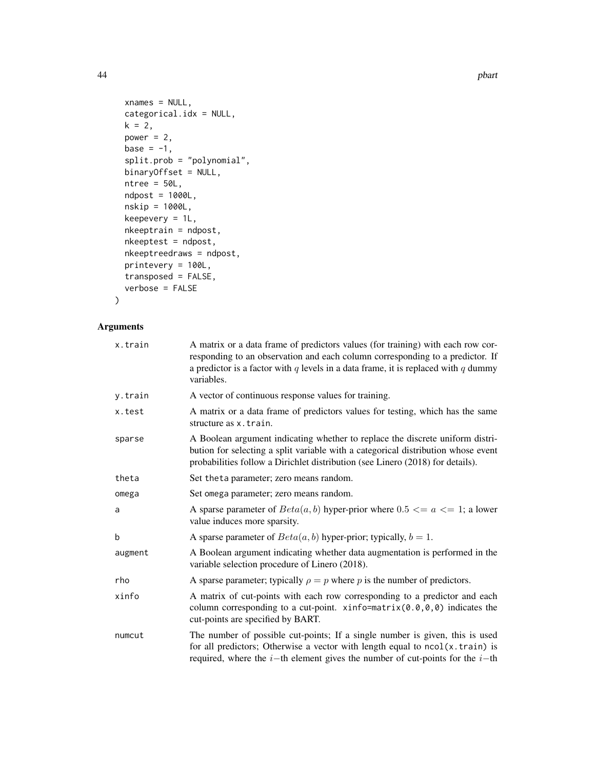```
  xnames = NULL,
  categorical.idx = NULL,
  k = 2,
  power = 2,
  base = -1,
  split.prob = "polynomial",
  binaryOffset = NULL,
  ntree = 50L,
  ndpost = 1000L,
  nskip = 1000L,
  keepevery = 1L,
  nkeeptrain = ndpost,
  nkeeptest = ndpost,
  nkeeptreedraws = ndpost,
  printevery = 100L,
  transposed = FALSE,
  verbose = FALSE
)
```

## Arguments

| | |
|---|---|
| `x.train` | A matrix or a data frame of predictors values (for training) with each row corresponding to an observation and each column corresponding to a predictor. If a predictor is a factor with $q$ levels in a data frame, it is replaced with $q$ dummy variables. |
| `y.train` | A vector of continuous response values for training. |
| `x.test` | A matrix or a data frame of predictors values for testing, which has the same structure as `x.train`. |
| `sparse` | A Boolean argument indicating whether to replace the discrete uniform distribution for selecting a split variable with a categorical distribution whose event probabilities follow a Dirichlet distribution (see Linero (2018) for details). |
| `theta` | Set `theta` parameter; zero means random. |
| `omega` | Set `omega` parameter; zero means random. |
| `a` | A sparse parameter of $Beta(a, b)$ hyper-prior where $0.5 <= a <= 1$; a lower value induces more sparsity. |
| `b` | A sparse parameter of $Beta(a, b)$ hyper-prior; typically, $b = 1$. |
| `augment` | A Boolean argument indicating whether data augmentation is performed in the variable selection procedure of Linero (2018). |
| `rho` | A sparse parameter; typically $\rho = p$ where $p$ is the number of predictors. |
| `xinfo` | A matrix of cut-points with each row corresponding to a predictor and each column corresponding to a cut-point. `xinfo=matrix(0.0,0,0)` indicates the cut-points are specified by BART. |
| `numcut` | The number of possible cut-points; If a single number is given, this is used for all predictors; Otherwise a vector with length equal to `ncol(x.train)` is required, where the $i-$th element gives the number of cut-points for the $i-$th |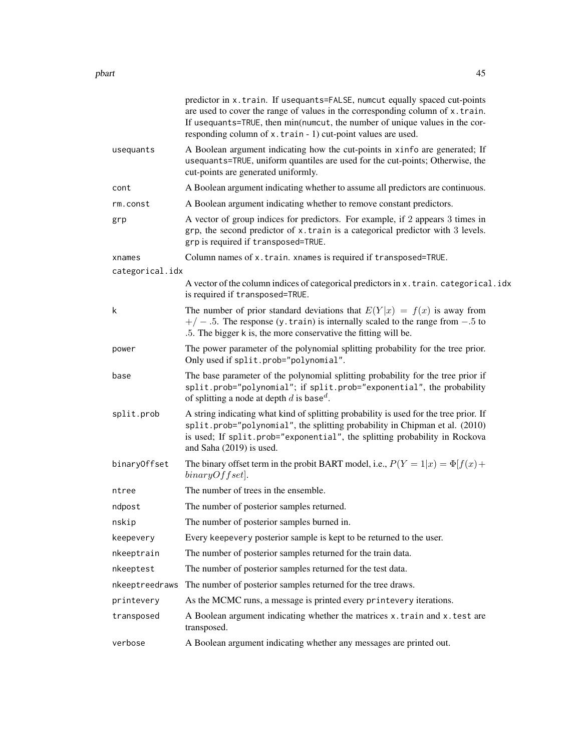predictor in `x.train`. If `usequants=FALSE`, `numcut` equally spaced cut-points are used to cover the range of values in the corresponding column of `x.train`. If `usequants=TRUE`, then min(`numcut`, the number of unique values in the corresponding column of `x.train` - 1) cut-point values are used.

| Argument | Description |
|---|---|
| `usequants` | A Boolean argument indicating how the cut-points in `xinfo` are generated; If `usequants=TRUE`, uniform quantiles are used for the cut-points; Otherwise, the cut-points are generated uniformly. |
| `cont` | A Boolean argument indicating whether to assume all predictors are continuous. |
| `rm.const` | A Boolean argument indicating whether to remove constant predictors. |
| `grp` | A vector of group indices for predictors. For example, if 2 appears 3 times in `grp`, the second predictor of `x.train` is a categorical predictor with 3 levels. `grp` is required if `transposed=TRUE`. |
| `xnames` | Column names of `x.train`. `xnames` is required if `transposed=TRUE`. |
| `categorical.idx` | A vector of the column indices of categorical predictors in `x.train`. `categorical.idx` is required if `transposed=TRUE`. |
| `k` | The number of prior standard deviations that $E(Y\|x) = f(x)$ is away from $+/-.5$. The response (`y.train`) is internally scaled to the range from $-.5$ to $.5$. The bigger `k` is, the more conservative the fitting will be. |
| `power` | The power parameter of the polynomial splitting probability for the tree prior. Only used if `split.prob="polynomial"`. |
| `base` | The base parameter of the polynomial splitting probability for the tree prior if `split.prob="polynomial"`; if `split.prob="exponential"`, the probability of splitting a node at depth $d$ is base$^d$. |
| `split.prob` | A string indicating what kind of splitting probability is used for the tree prior. If `split.prob="polynomial"`, the splitting probability in Chipman et al. (2010) is used; If `split.prob="exponential"`, the splitting probability in Rockova and Saha (2019) is used. |
| `binaryOffset` | The binary offset term in the probit BART model, i.e., $P(Y = 1\|x) = \Phi[f(x) + binaryOffset]$. |
| `ntree` | The number of trees in the ensemble. |
| `ndpost` | The number of posterior samples returned. |
| `nskip` | The number of posterior samples burned in. |
| `keepevery` | Every `keepevery` posterior sample is kept to be returned to the user. |
| `nkeeptrain` | The number of posterior samples returned for the train data. |
| `nkeeptest` | The number of posterior samples returned for the test data. |
| `nkeeptreedraws` | The number of posterior samples returned for the tree draws. |
| `printevery` | As the MCMC runs, a message is printed every `printevery` iterations. |
| `transposed` | A Boolean argument indicating whether the matrices `x.train` and `x.test` are transposed. |
| `verbose` | A Boolean argument indicating whether any messages are printed out. |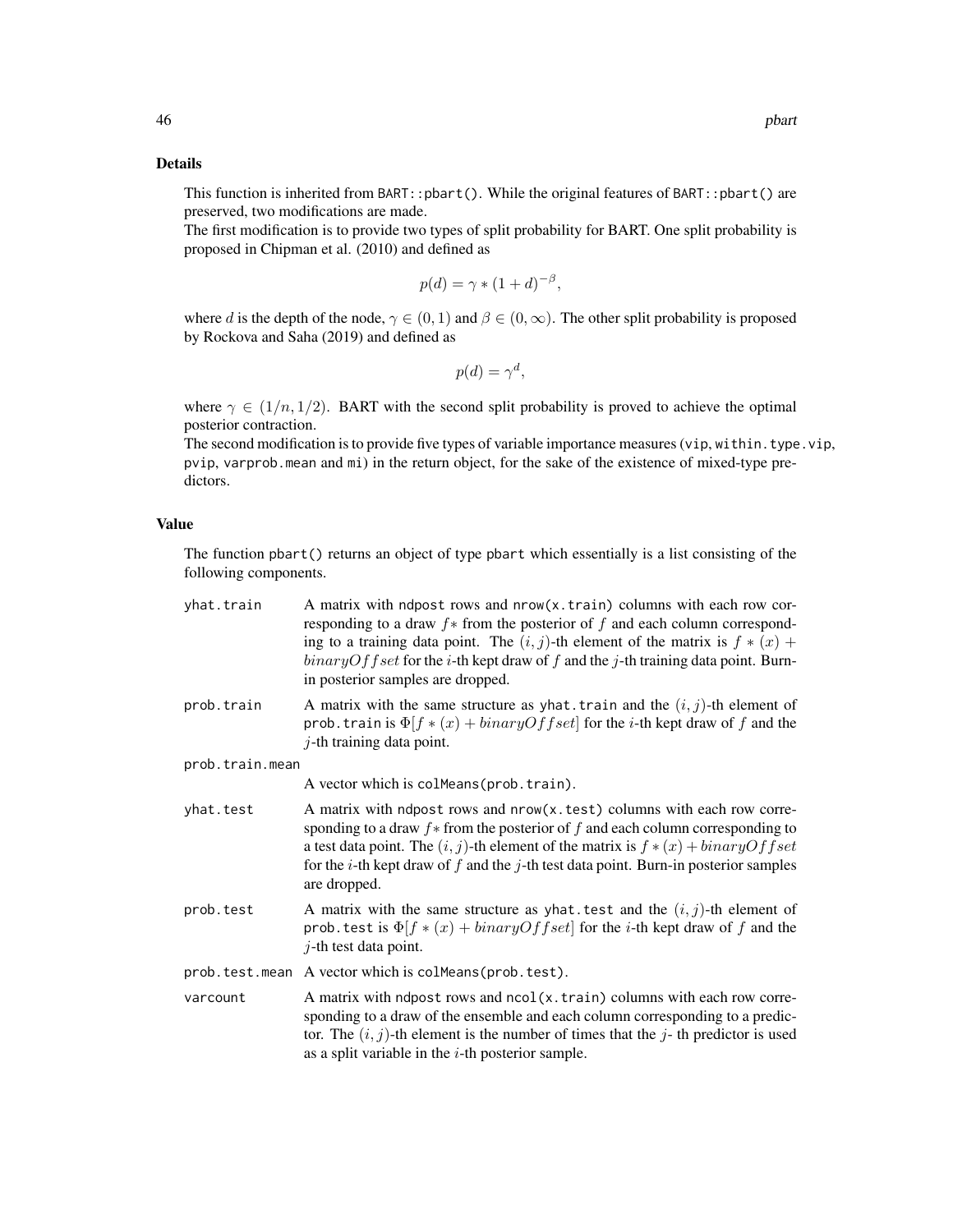## Details

This function is inherited from `BART::pbart()`. While the original features of `BART::pbart()` are preserved, two modifications are made.
The first modification is to provide two types of split probability for BART. One split probability is proposed in Chipman et al. (2010) and defined as

$$p(d) = \gamma * (1 + d)^{-\beta},$$

where $d$ is the depth of the node, $\gamma \in (0, 1)$ and $\beta \in (0, \infty)$. The other split probability is proposed by Rockova and Saha (2019) and defined as

$$p(d) = \gamma^d,$$

where $\gamma \in (1/n, 1/2)$. BART with the second split probability is proved to achieve the optimal posterior contraction.
The second modification is to provide five types of variable importance measures (`vip`, `within.type.vip`, `pvip`, `varprob.mean` and `mi`) in the return object, for the sake of the existence of mixed-type predictors.

## Value

The function `pbart()` returns an object of type `pbart` which essentially is a list consisting of the following components.

- `yhat.train` A matrix with `ndpost` rows and `nrow(x.train)` columns with each row corresponding to a draw $f*$ from the posterior of $f$ and each column corresponding to a training data point. The $(i, j)$-th element of the matrix is $f * (x) + binaryOffset$ for the $i$-th kept draw of $f$ and the $j$-th training data point. Burn-in posterior samples are dropped.
- `prob.train` A matrix with the same structure as `yhat.train` and the $(i, j)$-th element of `prob.train` is $\Phi[f * (x) + binaryOffset]$ for the $i$-th kept draw of $f$ and the $j$-th training data point.
- `prob.train.mean` A vector which is `colMeans(prob.train)`.
- `yhat.test` A matrix with `ndpost` rows and `nrow(x.test)` columns with each row corresponding to a draw $f*$ from the posterior of $f$ and each column corresponding to a test data point. The $(i, j)$-th element of the matrix is $f * (x) + binaryOffset$ for the $i$-th kept draw of $f$ and the $j$-th test data point. Burn-in posterior samples are dropped.
- `prob.test` A matrix with the same structure as `yhat.test` and the $(i, j)$-th element of `prob.test` is $\Phi[f * (x) + binaryOffset]$ for the $i$-th kept draw of $f$ and the $j$-th test data point.
- `prob.test.mean` A vector which is `colMeans(prob.test)`.
- `varcount` A matrix with `ndpost` rows and `ncol(x.train)` columns with each row corresponding to a draw of the ensemble and each column corresponding to a predictor. The $(i, j)$-th element is the number of times that the $j$- th predictor is used as a split variable in the $i$-th posterior sample.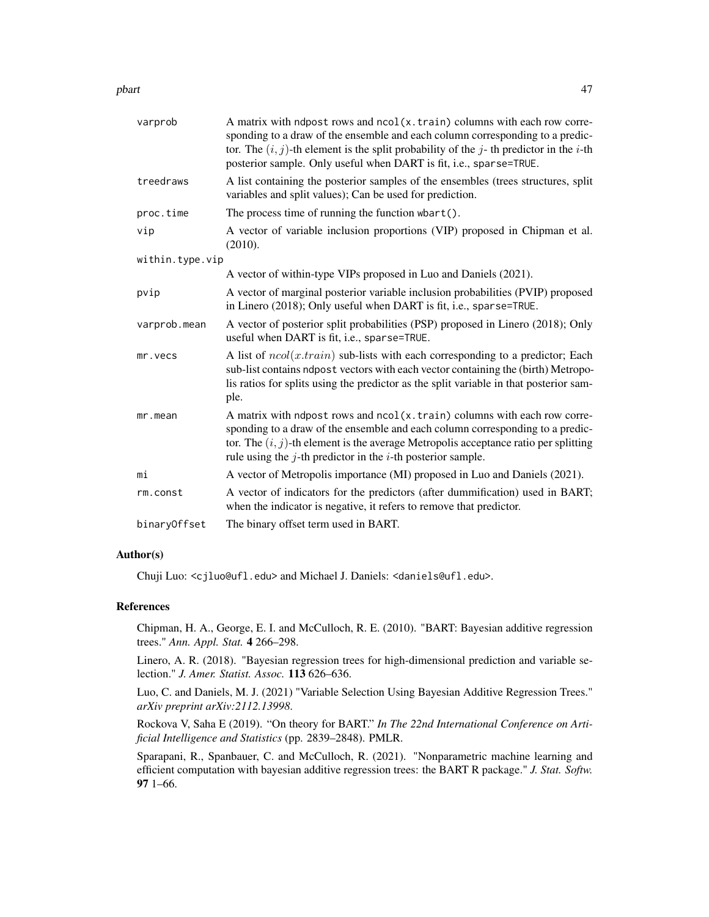| | |
|---|---|
| varprob | A matrix with ndpost rows and ncol(x.train) columns with each row corresponding to a draw of the ensemble and each column corresponding to a predictor. The $(i, j)$-th element is the split probability of the $j$- th predictor in the $i$-th posterior sample. Only useful when DART is fit, i.e., sparse=TRUE. |
| treedraws | A list containing the posterior samples of the ensembles (trees structures, split variables and split values); Can be used for prediction. |
| proc.time | The process time of running the function wbart(). |
| vip | A vector of variable inclusion proportions (VIP) proposed in Chipman et al. (2010). |
| within.type.vip | A vector of within-type VIPs proposed in Luo and Daniels (2021). |
| pvip | A vector of marginal posterior variable inclusion probabilities (PVIP) proposed in Linero (2018); Only useful when DART is fit, i.e., sparse=TRUE. |
| varprob.mean | A vector of posterior split probabilities (PSP) proposed in Linero (2018); Only useful when DART is fit, i.e., sparse=TRUE. |
| mr.vecs | A list of $ncol(x.train)$ sub-lists with each corresponding to a predictor; Each sub-list contains ndpost vectors with each vector containing the (birth) Metropolis ratios for splits using the predictor as the split variable in that posterior sample. |
| mr.mean | A matrix with ndpost rows and ncol(x.train) columns with each row corresponding to a draw of the ensemble and each column corresponding to a predictor. The $(i, j)$-th element is the average Metropolis acceptance ratio per splitting rule using the $j$-th predictor in the $i$-th posterior sample. |
| mi | A vector of Metropolis importance (MI) proposed in Luo and Daniels (2021). |
| rm.const | A vector of indicators for the predictors (after dummification) used in BART; when the indicator is negative, it refers to remove that predictor. |
| binaryOffset | The binary offset term used in BART. |

## Author(s)

Chuji Luo: <cjluo@ufl.edu> and Michael J. Daniels: <daniels@ufl.edu>.

## References

Chipman, H. A., George, E. I. and McCulloch, R. E. (2010). "BART: Bayesian additive regression trees." *Ann. Appl. Stat.* **4** 266–298.

Linero, A. R. (2018). "Bayesian regression trees for high-dimensional prediction and variable selection." *J. Amer. Statist. Assoc.* **113** 626–636.

Luo, C. and Daniels, M. J. (2021) "Variable Selection Using Bayesian Additive Regression Trees." *arXiv preprint arXiv:2112.13998.*

Rockova V, Saha E (2019). "On theory for BART." *In The 22nd International Conference on Artificial Intelligence and Statistics* (pp. 2839–2848). PMLR.

Sparapani, R., Spanbauer, C. and McCulloch, R. (2021). "Nonparametric machine learning and efficient computation with bayesian additive regression trees: the BART R package." *J. Stat. Softw.* **97** 1–66.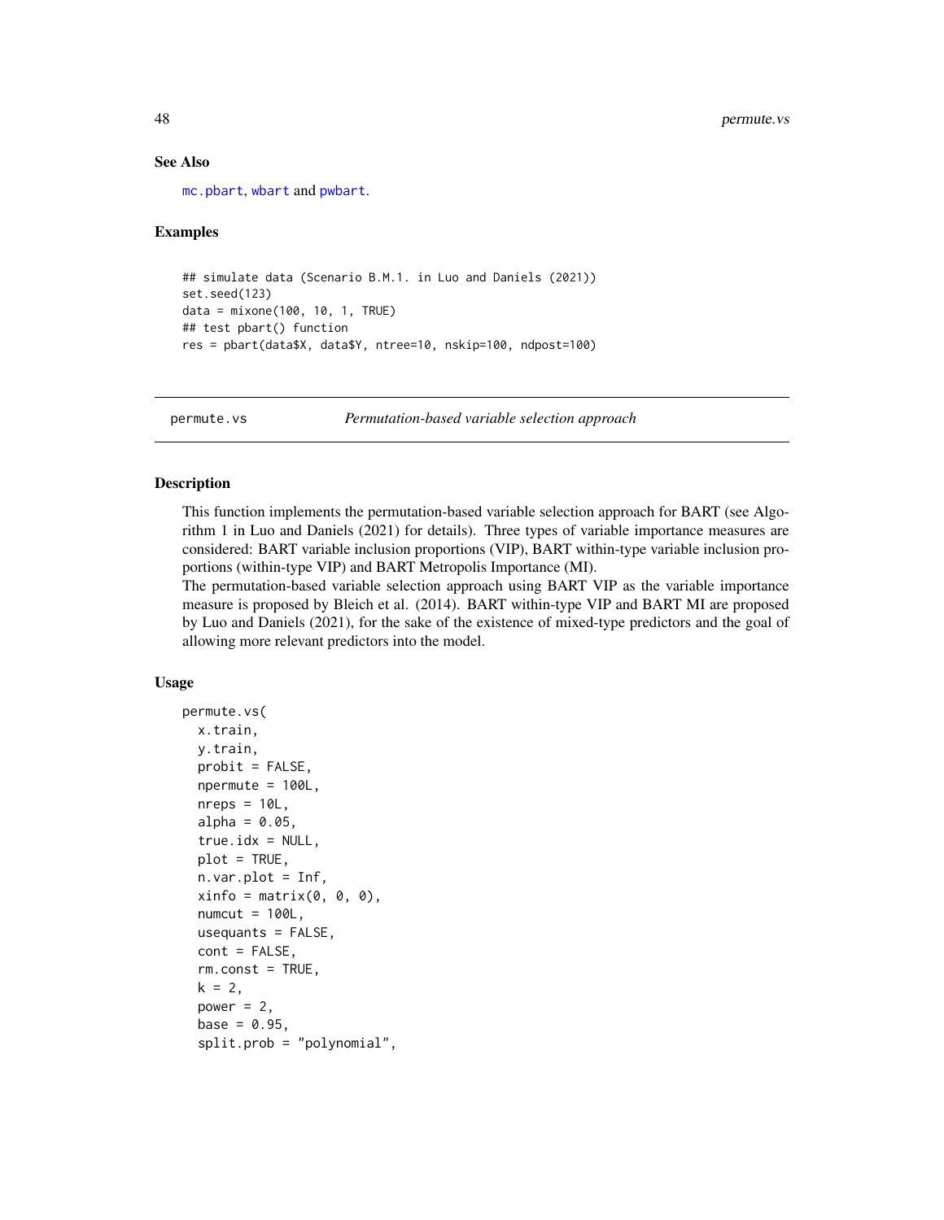### See Also

mc.pbart, wbart and pwbart.

### Examples

```
## simulate data (Scenario B.M.1. in Luo and Daniels (2021))
set.seed(123)
data = mixone(100, 10, 1, TRUE)
## test pbart() function
res = pbart(data$X, data$Y, ntree=10, nskip=100, ndpost=100)
```

---

## permute.vs — *Permutation-based variable selection approach*

### Description

This function implements the permutation-based variable selection approach for BART (see Algorithm 1 in Luo and Daniels (2021) for details). Three types of variable importance measures are considered: BART variable inclusion proportions (VIP), BART within-type variable inclusion proportions (within-type VIP) and BART Metropolis Importance (MI).

The permutation-based variable selection approach using BART VIP as the variable importance measure is proposed by Bleich et al. (2014). BART within-type VIP and BART MI are proposed by Luo and Daniels (2021), for the sake of the existence of mixed-type predictors and the goal of allowing more relevant predictors into the model.

### Usage

```
permute.vs(
  x.train,
  y.train,
  probit = FALSE,
  npermute = 100L,
  nreps = 10L,
  alpha = 0.05,
  true.idx = NULL,
  plot = TRUE,
  n.var.plot = Inf,
  xinfo = matrix(0, 0, 0),
  numcut = 100L,
  usequants = FALSE,
  cont = FALSE,
  rm.const = TRUE,
  k = 2,
  power = 2,
  base = 0.95,
  split.prob = "polynomial",
```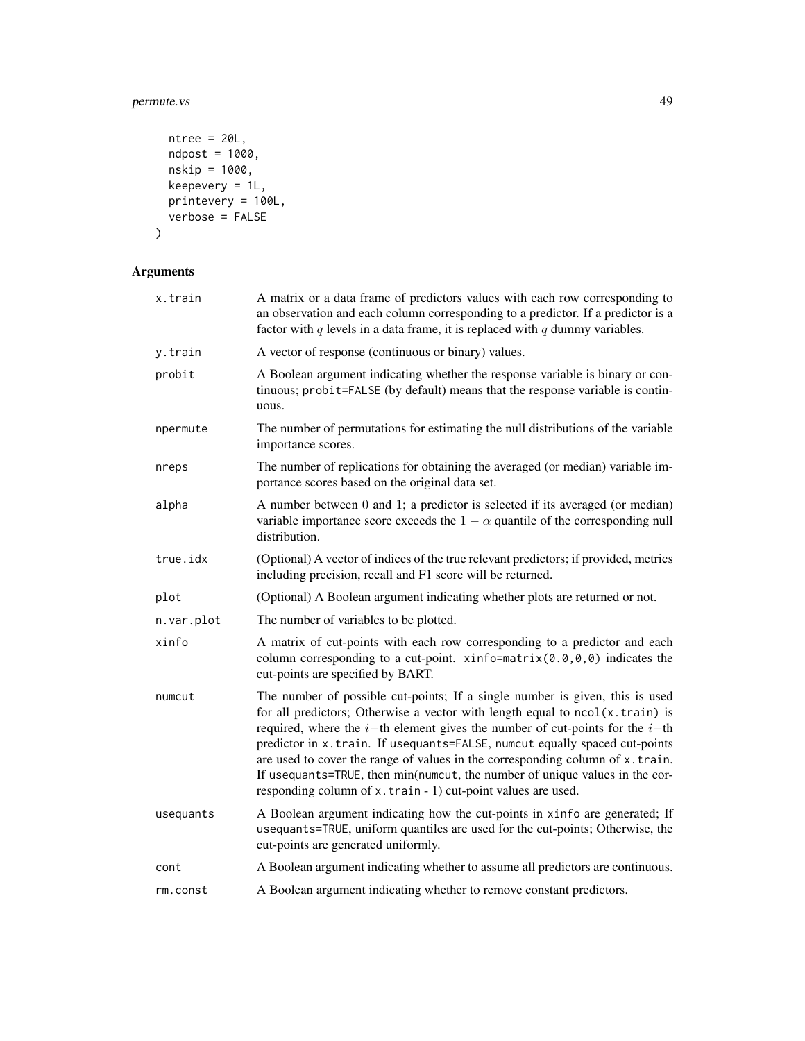```
  ntree = 20L,
  ndpost = 1000,
  nskip = 1000,
  keepevery = 1L,
  printevery = 100L,
  verbose = FALSE
)
```

## Arguments

| | |
|---|---|
| x.train | A matrix or a data frame of predictors values with each row corresponding to an observation and each column corresponding to a predictor. If a predictor is a factor with $q$ levels in a data frame, it is replaced with $q$ dummy variables. |
| y.train | A vector of response (continuous or binary) values. |
| probit | A Boolean argument indicating whether the response variable is binary or continuous; probit=FALSE (by default) means that the response variable is continuous. |
| npermute | The number of permutations for estimating the null distributions of the variable importance scores. |
| nreps | The number of replications for obtaining the averaged (or median) variable importance scores based on the original data set. |
| alpha | A number between 0 and 1; a predictor is selected if its averaged (or median) variable importance score exceeds the $1-\alpha$ quantile of the corresponding null distribution. |
| true.idx | (Optional) A vector of indices of the true relevant predictors; if provided, metrics including precision, recall and F1 score will be returned. |
| plot | (Optional) A Boolean argument indicating whether plots are returned or not. |
| n.var.plot | The number of variables to be plotted. |
| xinfo | A matrix of cut-points with each row corresponding to a predictor and each column corresponding to a cut-point. xinfo=matrix(0.0,0,0) indicates the cut-points are specified by BART. |
| numcut | The number of possible cut-points; If a single number is given, this is used for all predictors; Otherwise a vector with length equal to ncol(x.train) is required, where the $i-$th element gives the number of cut-points for the $i-$th predictor in x.train. If usequants=FALSE, numcut equally spaced cut-points are used to cover the range of values in the corresponding column of x.train. If usequants=TRUE, then min(numcut, the number of unique values in the corresponding column of x.train - 1) cut-point values are used. |
| usequants | A Boolean argument indicating how the cut-points in xinfo are generated; If usequants=TRUE, uniform quantiles are used for the cut-points; Otherwise, the cut-points are generated uniformly. |
| cont | A Boolean argument indicating whether to assume all predictors are continuous. |
| rm.const | A Boolean argument indicating whether to remove constant predictors. |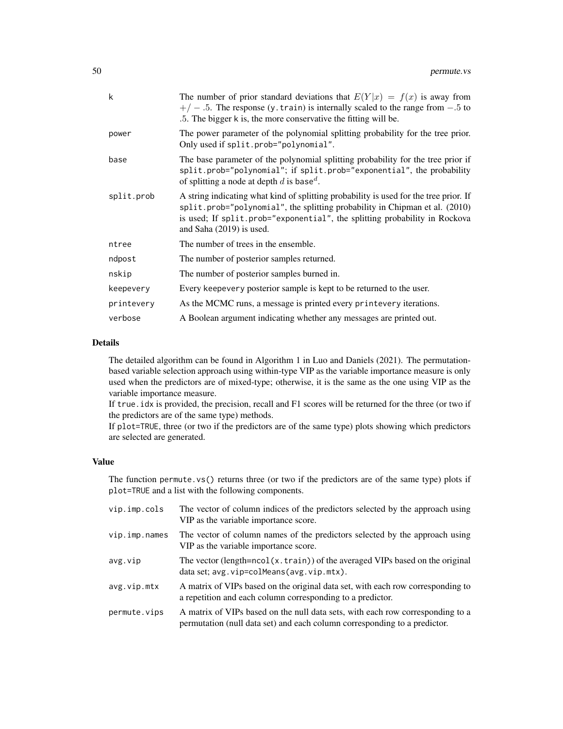| | |
|---|---|
| k | The number of prior standard deviations that $E(Y\|x) = f(x)$ is away from $+/-.5$. The response (y.train) is internally scaled to the range from $-.5$ to $.5$. The bigger k is, the more conservative the fitting will be. |
| power | The power parameter of the polynomial splitting probability for the tree prior. Only used if split.prob="polynomial". |
| base | The base parameter of the polynomial splitting probability for the tree prior if split.prob="polynomial"; if split.prob="exponential", the probability of splitting a node at depth $d$ is base$^d$. |
| split.prob | A string indicating what kind of splitting probability is used for the tree prior. If split.prob="polynomial", the splitting probability in Chipman et al. (2010) is used; If split.prob="exponential", the splitting probability in Rockova and Saha (2019) is used. |
| ntree | The number of trees in the ensemble. |
| ndpost | The number of posterior samples returned. |
| nskip | The number of posterior samples burned in. |
| keepevery | Every keepevery posterior sample is kept to be returned to the user. |
| printevery | As the MCMC runs, a message is printed every printevery iterations. |
| verbose | A Boolean argument indicating whether any messages are printed out. |

### Details

The detailed algorithm can be found in Algorithm 1 in Luo and Daniels (2021). The permutation-based variable selection approach using within-type VIP as the variable importance measure is only used when the predictors are of mixed-type; otherwise, it is the same as the one using VIP as the variable importance measure.

If true.idx is provided, the precision, recall and F1 scores will be returned for the three (or two if the predictors are of the same type) methods.

If plot=TRUE, three (or two if the predictors are of the same type) plots showing which predictors are selected are generated.

### Value

The function permute.vs() returns three (or two if the predictors are of the same type) plots if plot=TRUE and a list with the following components.

| | |
|---|---|
| vip.imp.cols | The vector of column indices of the predictors selected by the approach using VIP as the variable importance score. |
| vip.imp.names | The vector of column names of the predictors selected by the approach using VIP as the variable importance score. |
| avg.vip | The vector (length=ncol(x.train)) of the averaged VIPs based on the original data set; avg.vip=colMeans(avg.vip.mtx). |
| avg.vip.mtx | A matrix of VIPs based on the original data set, with each row corresponding to a repetition and each column corresponding to a predictor. |
| permute.vips | A matrix of VIPs based on the null data sets, with each row corresponding to a permutation (null data set) and each column corresponding to a predictor. |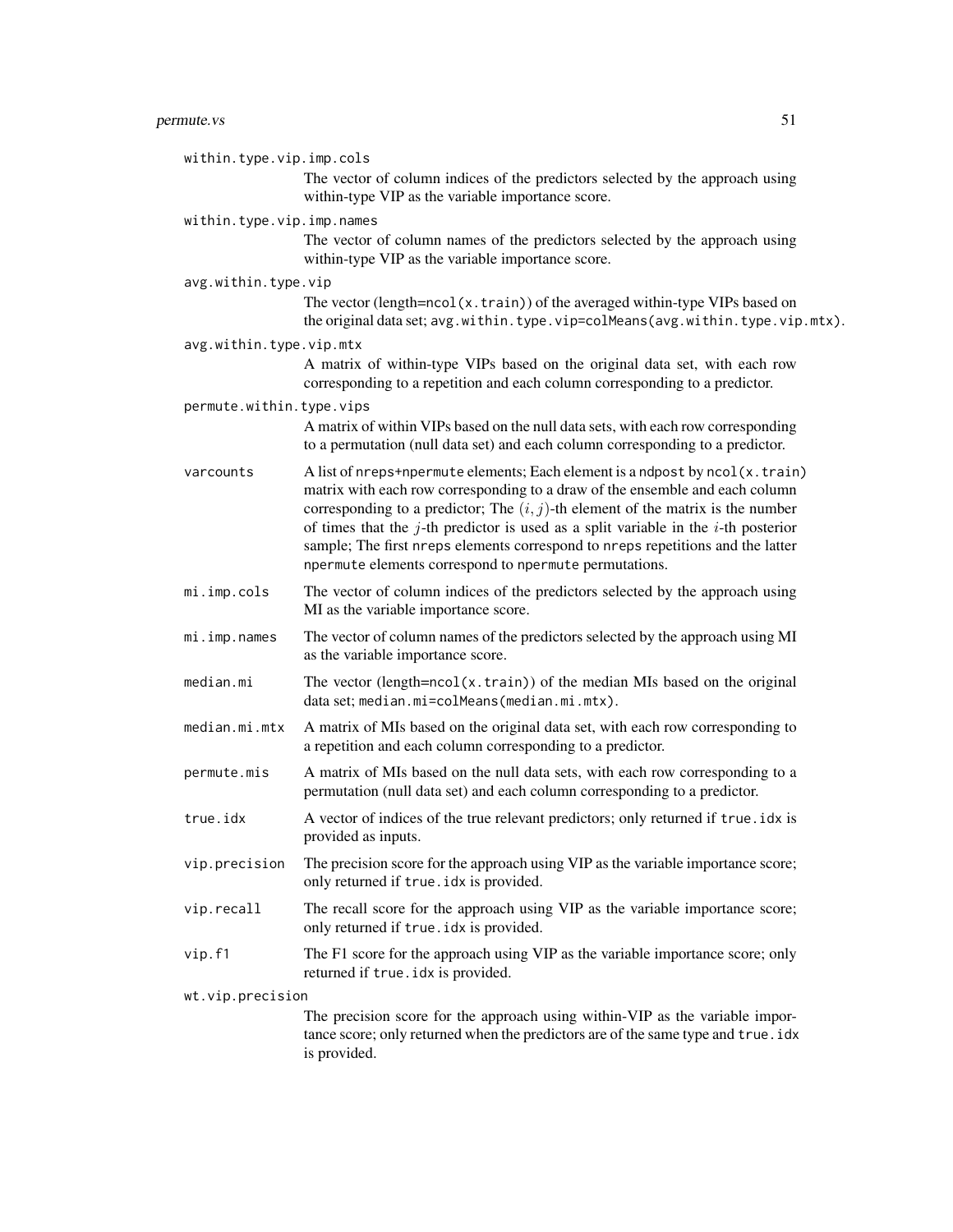`within.type.vip.imp.cols`
: The vector of column indices of the predictors selected by the approach using within-type VIP as the variable importance score.

`within.type.vip.imp.names`
: The vector of column names of the predictors selected by the approach using within-type VIP as the variable importance score.

`avg.within.type.vip`
: The vector (length=`ncol(x.train)`) of the averaged within-type VIPs based on the original data set; `avg.within.type.vip=colMeans(avg.within.type.vip.mtx)`.

`avg.within.type.vip.mtx`
: A matrix of within-type VIPs based on the original data set, with each row corresponding to a repetition and each column corresponding to a predictor.

`permute.within.type.vips`
: A matrix of within VIPs based on the null data sets, with each row corresponding to a permutation (null data set) and each column corresponding to a predictor.

`varcounts`
: A list of `nreps+npermute` elements; Each element is a `ndpost` by `ncol(x.train)` matrix with each row corresponding to a draw of the ensemble and each column corresponding to a predictor; The $(i, j)$-th element of the matrix is the number of times that the $j$-th predictor is used as a split variable in the $i$-th posterior sample; The first `nreps` elements correspond to `nreps` repetitions and the latter `npermute` elements correspond to `npermute` permutations.

`mi.imp.cols`
: The vector of column indices of the predictors selected by the approach using MI as the variable importance score.

`mi.imp.names`
: The vector of column names of the predictors selected by the approach using MI as the variable importance score.

`median.mi`
: The vector (length=`ncol(x.train)`) of the median MIs based on the original data set; `median.mi=colMeans(median.mi.mtx)`.

`median.mi.mtx`
: A matrix of MIs based on the original data set, with each row corresponding to a repetition and each column corresponding to a predictor.

`permute.mis`
: A matrix of MIs based on the null data sets, with each row corresponding to a permutation (null data set) and each column corresponding to a predictor.

`true.idx`
: A vector of indices of the true relevant predictors; only returned if `true.idx` is provided as inputs.

`vip.precision`
: The precision score for the approach using VIP as the variable importance score; only returned if `true.idx` is provided.

`vip.recall`
: The recall score for the approach using VIP as the variable importance score; only returned if `true.idx` is provided.

`vip.f1`
: The F1 score for the approach using VIP as the variable importance score; only returned if `true.idx` is provided.

`wt.vip.precision`
: The precision score for the approach using within-VIP as the variable importance score; only returned when the predictors are of the same type and `true.idx` is provided.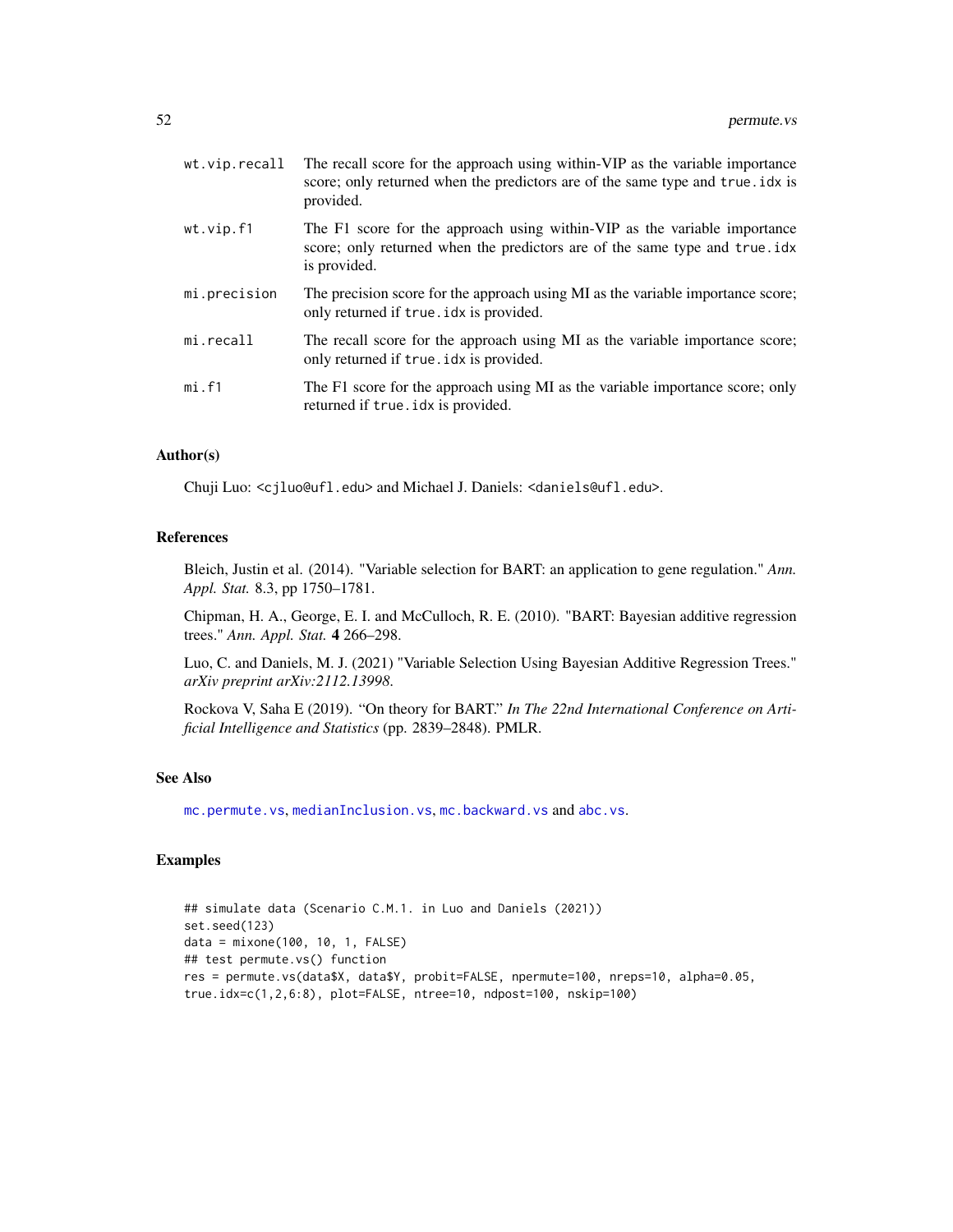| | |
|---|---|
| `wt.vip.recall` | The recall score for the approach using within-VIP as the variable importance score; only returned when the predictors are of the same type and `true.idx` is provided. |
| `wt.vip.f1` | The F1 score for the approach using within-VIP as the variable importance score; only returned when the predictors are of the same type and `true.idx` is provided. |
| `mi.precision` | The precision score for the approach using MI as the variable importance score; only returned if `true.idx` is provided. |
| `mi.recall` | The recall score for the approach using MI as the variable importance score; only returned if `true.idx` is provided. |
| `mi.f1` | The F1 score for the approach using MI as the variable importance score; only returned if `true.idx` is provided. |

### Author(s)

Chuji Luo: <cjluo@ufl.edu> and Michael J. Daniels: <daniels@ufl.edu>.

### References

Bleich, Justin et al. (2014). "Variable selection for BART: an application to gene regulation." *Ann. Appl. Stat.* 8.3, pp 1750–1781.

Chipman, H. A., George, E. I. and McCulloch, R. E. (2010). "BART: Bayesian additive regression trees." *Ann. Appl. Stat.* **4** 266–298.

Luo, C. and Daniels, M. J. (2021) "Variable Selection Using Bayesian Additive Regression Trees." *arXiv preprint arXiv:2112.13998*.

Rockova V, Saha E (2019). "On theory for BART." *In The 22nd International Conference on Artificial Intelligence and Statistics* (pp. 2839–2848). PMLR.

### See Also

`mc.permute.vs`, `medianInclusion.vs`, `mc.backward.vs` and `abc.vs`.

### Examples

```
## simulate data (Scenario C.M.1. in Luo and Daniels (2021))
set.seed(123)
data = mixone(100, 10, 1, FALSE)
## test permute.vs() function
res = permute.vs(data$X, data$Y, probit=FALSE, npermute=100, nreps=10, alpha=0.05,
true.idx=c(1,2,6:8), plot=FALSE, ntree=10, ndpost=100, nskip=100)
```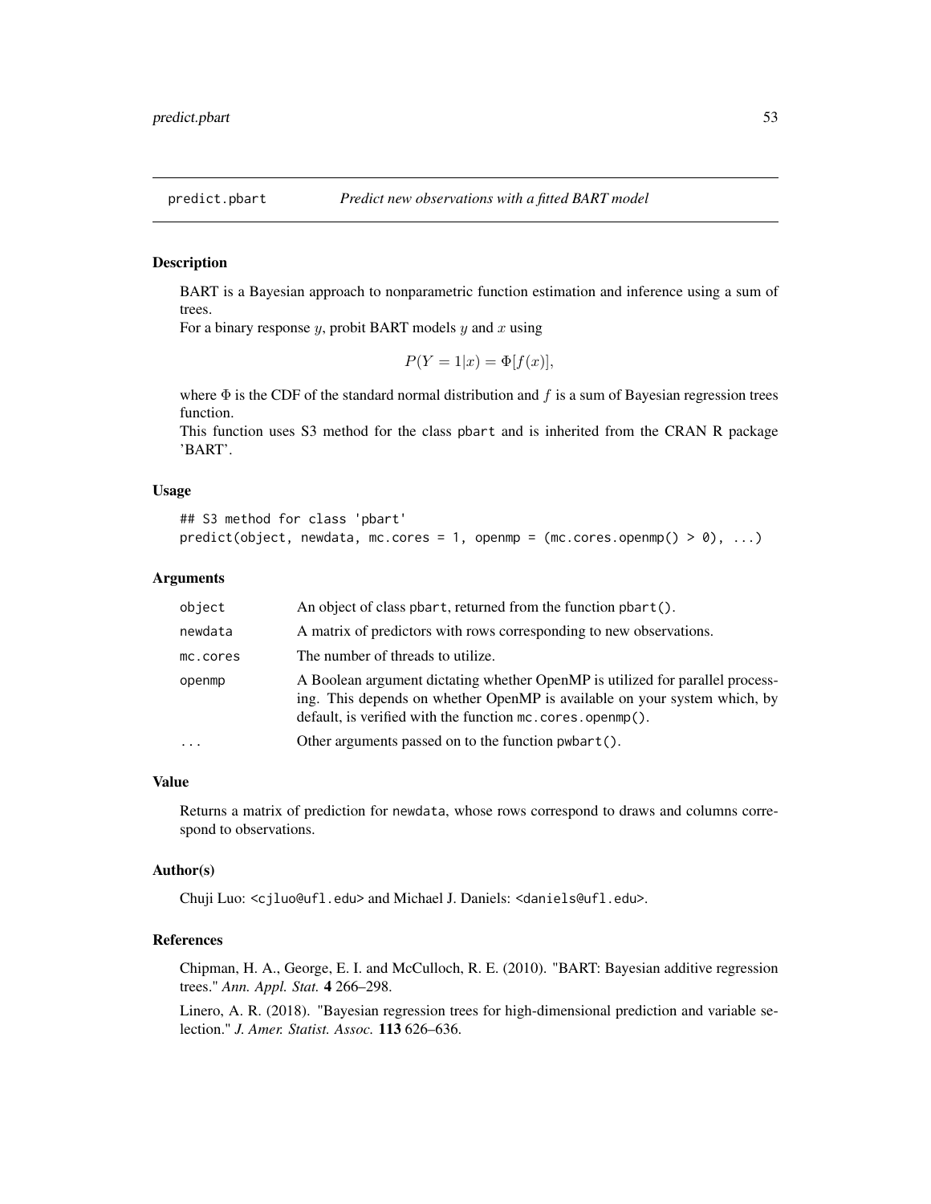# predict.pbart *Predict new observations with a fitted BART model*

## Description

BART is a Bayesian approach to nonparametric function estimation and inference using a sum of trees.
For a binary response $y$, probit BART models $y$ and $x$ using

$$P(Y = 1|x) = \Phi[f(x)],$$

where $\Phi$ is the CDF of the standard normal distribution and $f$ is a sum of Bayesian regression trees function.
This function uses S3 method for the class pbart and is inherited from the CRAN R package 'BART'.

## Usage

```
## S3 method for class 'pbart'
predict(object, newdata, mc.cores = 1, openmp = (mc.cores.openmp() > 0), ...)
```

## Arguments

| | |
|---|---|
| object | An object of class pbart, returned from the function pbart(). |
| newdata | A matrix of predictors with rows corresponding to new observations. |
| mc.cores | The number of threads to utilize. |
| openmp | A Boolean argument dictating whether OpenMP is utilized for parallel processing. This depends on whether OpenMP is available on your system which, by default, is verified with the function mc.cores.openmp(). |
| ... | Other arguments passed on to the function pwbart(). |

## Value

Returns a matrix of prediction for newdata, whose rows correspond to draws and columns correspond to observations.

## Author(s)

Chuji Luo: <cjluo@ufl.edu> and Michael J. Daniels: <daniels@ufl.edu>.

## References

Chipman, H. A., George, E. I. and McCulloch, R. E. (2010). "BART: Bayesian additive regression trees." *Ann. Appl. Stat.* **4** 266–298.

Linero, A. R. (2018). "Bayesian regression trees for high-dimensional prediction and variable selection." *J. Amer. Statist. Assoc.* **113** 626–636.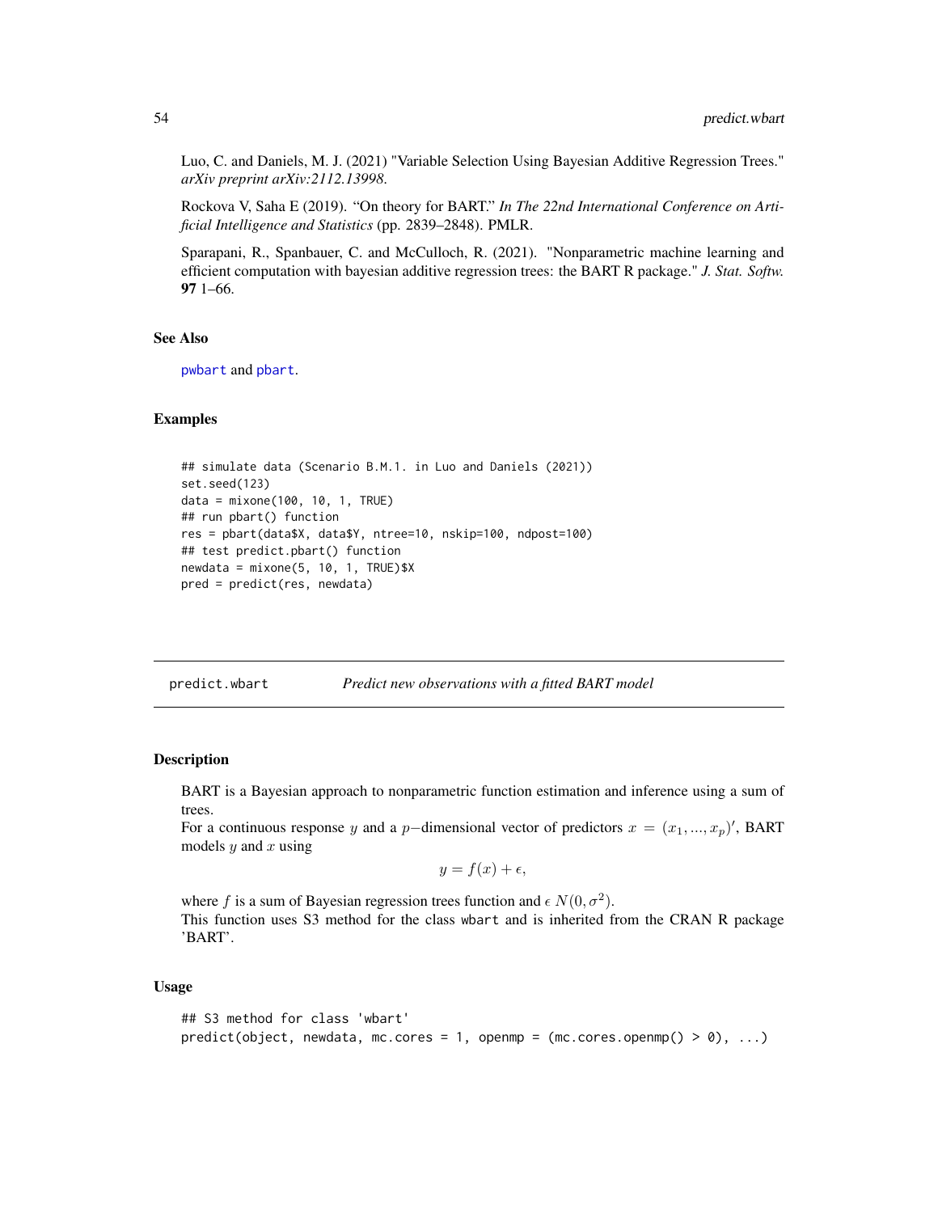Luo, C. and Daniels, M. J. (2021) "Variable Selection Using Bayesian Additive Regression Trees." *arXiv preprint arXiv:2112.13998.*

Rockova V, Saha E (2019). "On theory for BART." *In The 22nd International Conference on Artificial Intelligence and Statistics* (pp. 2839–2848). PMLR.

Sparapani, R., Spanbauer, C. and McCulloch, R. (2021). "Nonparametric machine learning and efficient computation with bayesian additive regression trees: the BART R package." *J. Stat. Softw.* **97** 1–66.

### See Also

pwbart and pbart.

### Examples

```
## simulate data (Scenario B.M.1. in Luo and Daniels (2021))
set.seed(123)
data = mixone(100, 10, 1, TRUE)
## run pbart() function
res = pbart(data$X, data$Y, ntree=10, nskip=100, ndpost=100)
## test predict.pbart() function
newdata = mixone(5, 10, 1, TRUE)$X
pred = predict(res, newdata)
```

---

## predict.wbart — *Predict new observations with a fitted BART model*

### Description

BART is a Bayesian approach to nonparametric function estimation and inference using a sum of trees.
For a continuous response $y$ and a $p-$dimensional vector of predictors $x = (x_1, ..., x_p)'$, BART models $y$ and $x$ using

$$y = f(x) + \epsilon,$$

where $f$ is a sum of Bayesian regression trees function and $\epsilon$ $N(0, \sigma^2)$.
This function uses S3 method for the class wbart and is inherited from the CRAN R package 'BART'.

### Usage

```
## S3 method for class 'wbart'
predict(object, newdata, mc.cores = 1, openmp = (mc.cores.openmp() > 0), ...)
```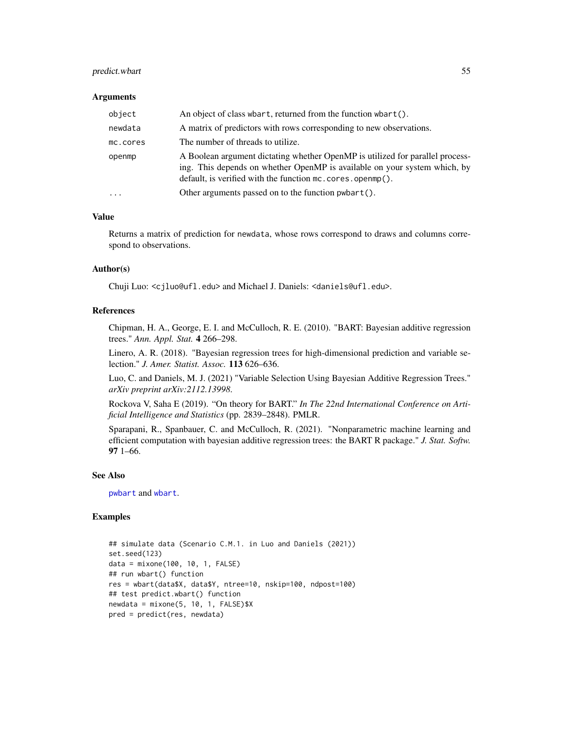### Arguments

| | |
|---|---|
| `object` | An object of class `wbart`, returned from the function `wbart()`. |
| `newdata` | A matrix of predictors with rows corresponding to new observations. |
| `mc.cores` | The number of threads to utilize. |
| `openmp` | A Boolean argument dictating whether OpenMP is utilized for parallel processing. This depends on whether OpenMP is available on your system which, by default, is verified with the function `mc.cores.openmp()`. |
| `...` | Other arguments passed on to the function `pwbart()`. |

### Value

Returns a matrix of prediction for `newdata`, whose rows correspond to draws and columns correspond to observations.

### Author(s)

Chuji Luo: <cjluo@ufl.edu> and Michael J. Daniels: <daniels@ufl.edu>.

### References

Chipman, H. A., George, E. I. and McCulloch, R. E. (2010). "BART: Bayesian additive regression trees." *Ann. Appl. Stat.* **4** 266–298.

Linero, A. R. (2018). "Bayesian regression trees for high-dimensional prediction and variable selection." *J. Amer. Statist. Assoc.* **113** 626–636.

Luo, C. and Daniels, M. J. (2021) "Variable Selection Using Bayesian Additive Regression Trees." *arXiv preprint arXiv:2112.13998*.

Rockova V, Saha E (2019). "On theory for BART." *In The 22nd International Conference on Artificial Intelligence and Statistics* (pp. 2839–2848). PMLR.

Sparapani, R., Spanbauer, C. and McCulloch, R. (2021). "Nonparametric machine learning and efficient computation with bayesian additive regression trees: the BART R package." *J. Stat. Softw.* **97** 1–66.

### See Also

`pwbart` and `wbart`.

### Examples

```
## simulate data (Scenario C.M.1. in Luo and Daniels (2021))
set.seed(123)
data = mixone(100, 10, 1, FALSE)
## run wbart() function
res = wbart(data$X, data$Y, ntree=10, nskip=100, ndpost=100)
## test predict.wbart() function
newdata = mixone(5, 10, 1, FALSE)$X
pred = predict(res, newdata)
```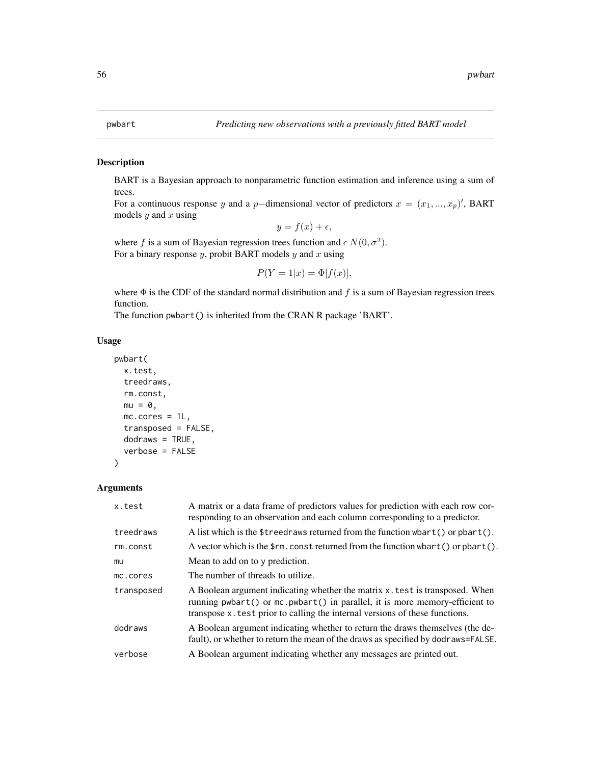# pwbart

*Predicting new observations with a previously fitted BART model*

## Description

BART is a Bayesian approach to nonparametric function estimation and inference using a sum of trees.
For a continuous response $y$ and a $p-$dimensional vector of predictors $x = (x_1, ..., x_p)'$, BART models $y$ and $x$ using

$$y = f(x) + \epsilon,$$

where $f$ is a sum of Bayesian regression trees function and $\epsilon$ $N(0, \sigma^2)$.
For a binary response $y$, probit BART models $y$ and $x$ using

$$P(Y = 1|x) = \Phi[f(x)],$$

where $\Phi$ is the CDF of the standard normal distribution and $f$ is a sum of Bayesian regression trees function.
The function pwbart() is inherited from the CRAN R package 'BART'.

## Usage

```
pwbart(
  x.test,
  treedraws,
  rm.const,
  mu = 0,
  mc.cores = 1L,
  transposed = FALSE,
  dodraws = TRUE,
  verbose = FALSE
)
```

## Arguments

| | |
|---|---|
| x.test | A matrix or a data frame of predictors values for prediction with each row corresponding to an observation and each column corresponding to a predictor. |
| treedraws | A list which is the $treedraws returned from the function wbart() or pbart(). |
| rm.const | A vector which is the $rm.const returned from the function wbart() or pbart(). |
| mu | Mean to add on to y prediction. |
| mc.cores | The number of threads to utilize. |
| transposed | A Boolean argument indicating whether the matrix x.test is transposed. When running pwbart() or mc.pwbart() in parallel, it is more memory-efficient to transpose x.test prior to calling the internal versions of these functions. |
| dodraws | A Boolean argument indicating whether to return the draws themselves (the default), or whether to return the mean of the draws as specified by dodraws=FALSE. |
| verbose | A Boolean argument indicating whether any messages are printed out. |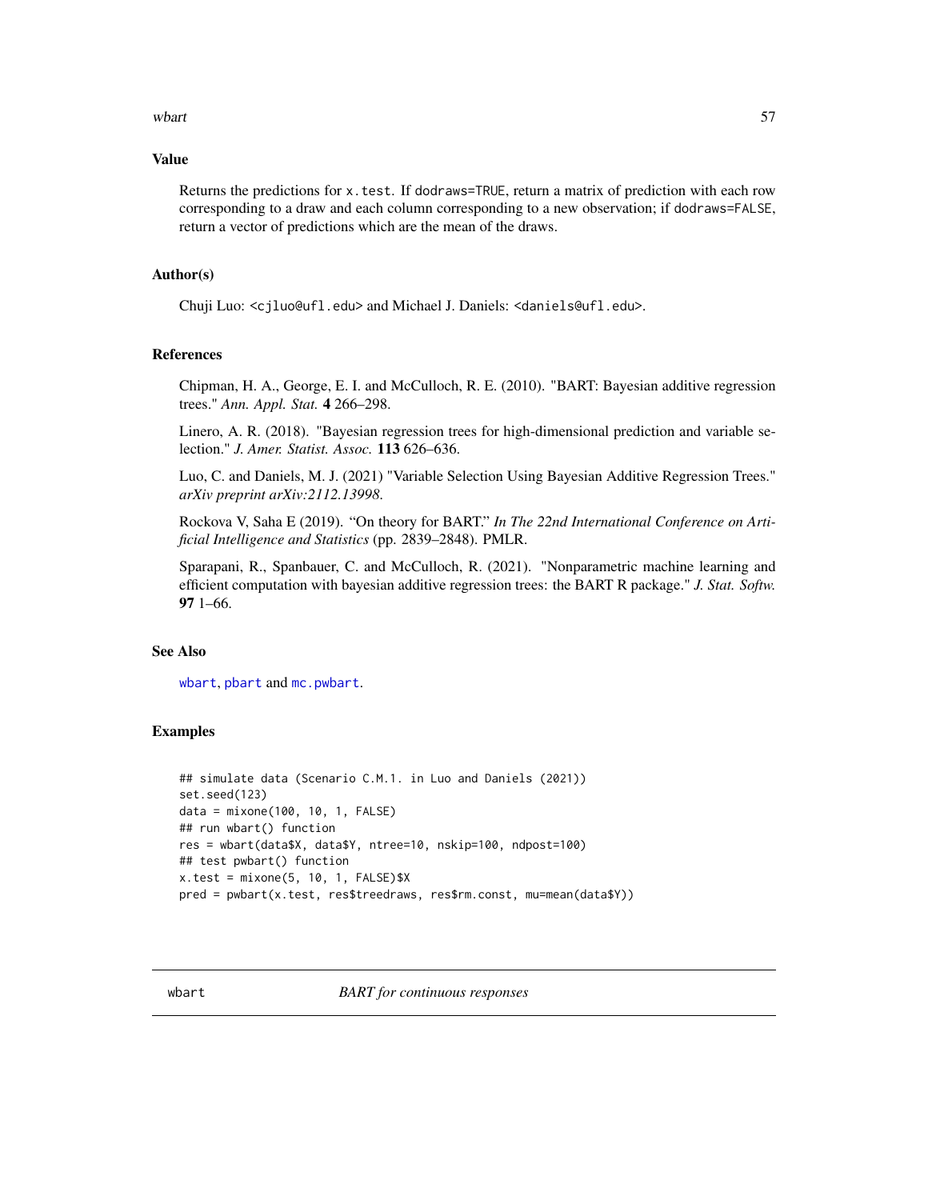### Value

Returns the predictions for `x.test`. If `dodraws=TRUE`, return a matrix of prediction with each row corresponding to a draw and each column corresponding to a new observation; if `dodraws=FALSE`, return a vector of predictions which are the mean of the draws.

### Author(s)

Chuji Luo: <cjluo@ufl.edu> and Michael J. Daniels: <daniels@ufl.edu>.

### References

Chipman, H. A., George, E. I. and McCulloch, R. E. (2010). "BART: Bayesian additive regression trees." *Ann. Appl. Stat.* **4** 266–298.

Linero, A. R. (2018). "Bayesian regression trees for high-dimensional prediction and variable selection." *J. Amer. Statist. Assoc.* **113** 626–636.

Luo, C. and Daniels, M. J. (2021) "Variable Selection Using Bayesian Additive Regression Trees." *arXiv preprint arXiv:2112.13998.*

Rockova V, Saha E (2019). "On theory for BART." *In The 22nd International Conference on Artificial Intelligence and Statistics* (pp. 2839–2848). PMLR.

Sparapani, R., Spanbauer, C. and McCulloch, R. (2021). "Nonparametric machine learning and efficient computation with bayesian additive regression trees: the BART R package." *J. Stat. Softw.* **97** 1–66.

### See Also

`wbart`, `pbart` and `mc.pwbart`.

### Examples

```
## simulate data (Scenario C.M.1. in Luo and Daniels (2021))
set.seed(123)
data = mixone(100, 10, 1, FALSE)
## run wbart() function
res = wbart(data$X, data$Y, ntree=10, nskip=100, ndpost=100)
## test pwbart() function
x.test = mixone(5, 10, 1, FALSE)$X
pred = pwbart(x.test, res$treedraws, res$rm.const, mu=mean(data$Y))
```

---

## wbart *BART for continuous responses*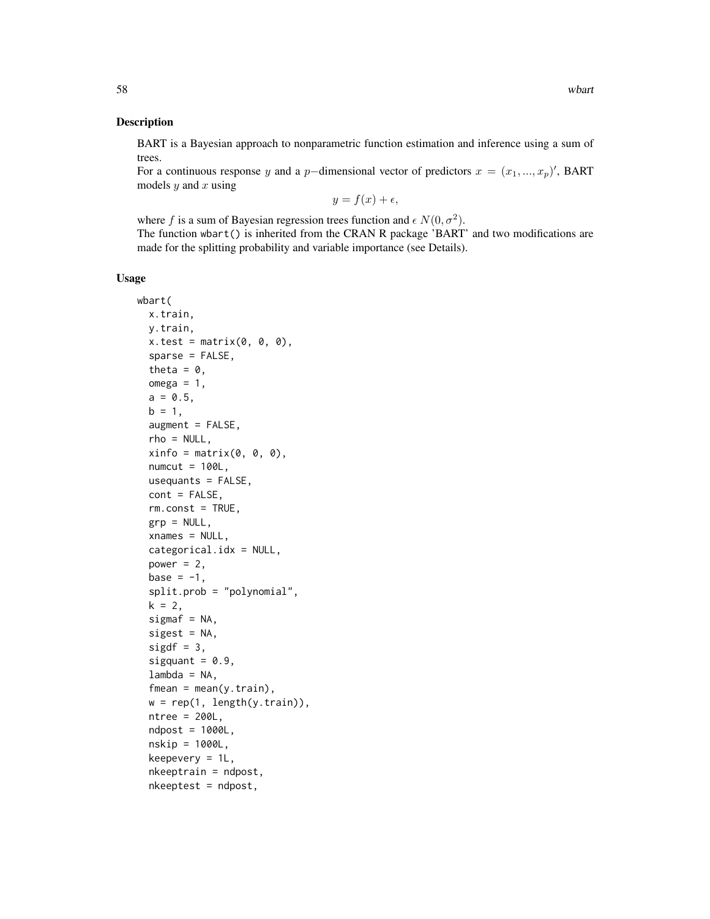## Description

BART is a Bayesian approach to nonparametric function estimation and inference using a sum of trees.
For a continuous response $y$ and a $p-$dimensional vector of predictors $x = (x_1, ..., x_p)'$, BART models $y$ and $x$ using

$$y = f(x) + \epsilon,$$

where $f$ is a sum of Bayesian regression trees function and $\epsilon$ $N(0, \sigma^2)$.
The function wbart() is inherited from the CRAN R package 'BART' and two modifications are made for the splitting probability and variable importance (see Details).

## Usage

```
wbart(
  x.train,
  y.train,
  x.test = matrix(0, 0, 0),
  sparse = FALSE,
  theta = 0,
  omega = 1,
  a = 0.5,
  b = 1,
  augment = FALSE,
  rho = NULL,
  xinfo = matrix(0, 0, 0),
  numcut = 100L,
  usequants = FALSE,
  cont = FALSE,
  rm.const = TRUE,
  grp = NULL,
  xnames = NULL,
  categorical.idx = NULL,
  power = 2,
  base = -1,
  split.prob = "polynomial",
  k = 2,
  sigmaf = NA,
  sigest = NA,
  sigdf = 3,
  sigquant = 0.9,
  lambda = NA,
  fmean = mean(y.train),
  w = rep(1, length(y.train)),
  ntree = 200L,
  ndpost = 1000L,
  nskip = 1000L,
  keepevery = 1L,
  nkeeptrain = ndpost,
  nkeeptest = ndpost,
```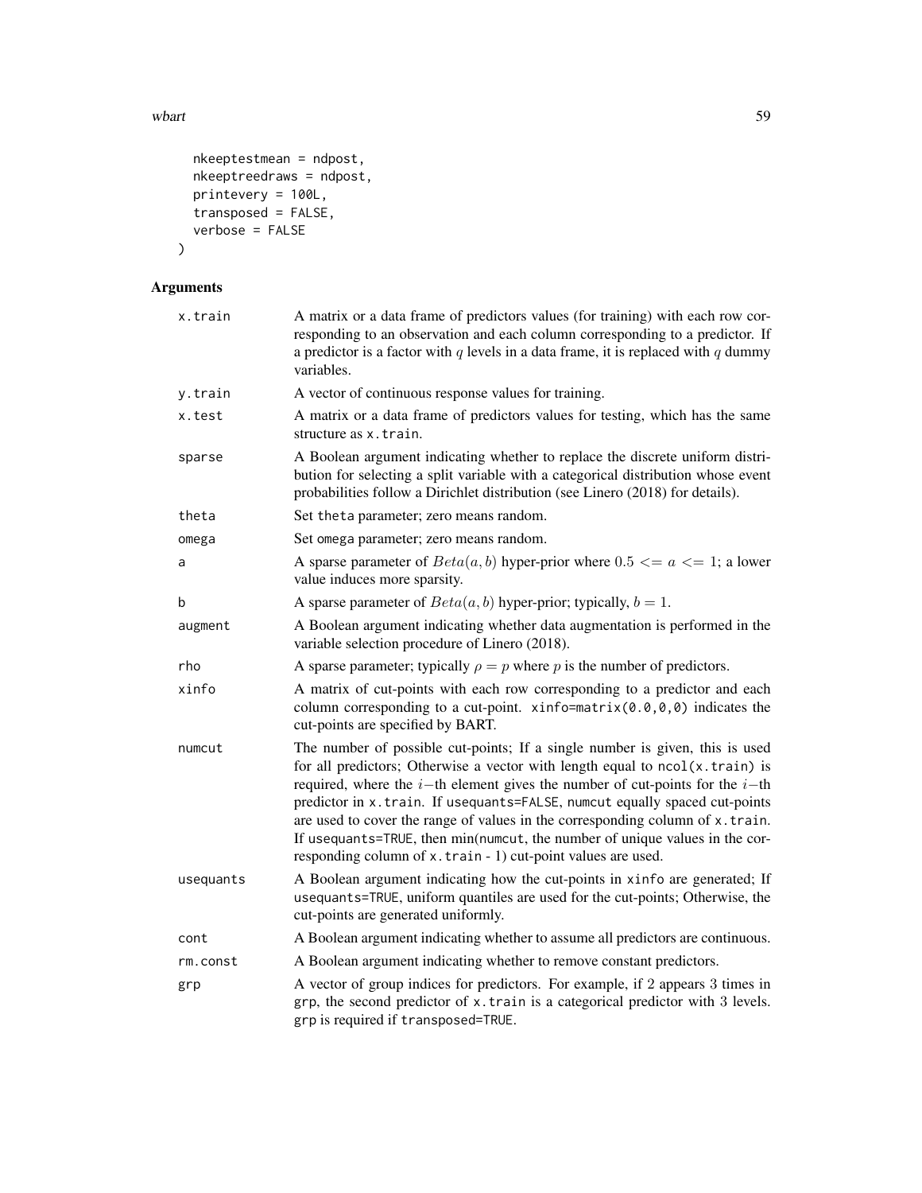```
  nkeeptestmean = ndpost,
  nkeeptreedraws = ndpost,
  printevery = 100L,
  transposed = FALSE,
  verbose = FALSE
)
```

## Arguments

| | |
|---|---|
| x.train | A matrix or a data frame of predictors values (for training) with each row corresponding to an observation and each column corresponding to a predictor. If a predictor is a factor with $q$ levels in a data frame, it is replaced with $q$ dummy variables. |
| y.train | A vector of continuous response values for training. |
| x.test | A matrix or a data frame of predictors values for testing, which has the same structure as `x.train`. |
| sparse | A Boolean argument indicating whether to replace the discrete uniform distribution for selecting a split variable with a categorical distribution whose event probabilities follow a Dirichlet distribution (see Linero (2018) for details). |
| theta | Set `theta` parameter; zero means random. |
| omega | Set `omega` parameter; zero means random. |
| a | A sparse parameter of $Beta(a, b)$ hyper-prior where $0.5 <= a <= 1$; a lower value induces more sparsity. |
| b | A sparse parameter of $Beta(a, b)$ hyper-prior; typically, $b = 1$. |
| augment | A Boolean argument indicating whether data augmentation is performed in the variable selection procedure of Linero (2018). |
| rho | A sparse parameter; typically $\rho = p$ where $p$ is the number of predictors. |
| xinfo | A matrix of cut-points with each row corresponding to a predictor and each column corresponding to a cut-point. `xinfo=matrix(0.0,0,0)` indicates the cut-points are specified by BART. |
| numcut | The number of possible cut-points; If a single number is given, this is used for all predictors; Otherwise a vector with length equal to `ncol(x.train)` is required, where the $i-$th element gives the number of cut-points for the $i-$th predictor in `x.train`. If `usequants=FALSE`, `numcut` equally spaced cut-points are used to cover the range of values in the corresponding column of `x.train`. If `usequants=TRUE`, then min(`numcut`, the number of unique values in the corresponding column of `x.train` - 1) cut-point values are used. |
| usequants | A Boolean argument indicating how the cut-points in `xinfo` are generated; If `usequants=TRUE`, uniform quantiles are used for the cut-points; Otherwise, the cut-points are generated uniformly. |
| cont | A Boolean argument indicating whether to assume all predictors are continuous. |
| rm.const | A Boolean argument indicating whether to remove constant predictors. |
| grp | A vector of group indices for predictors. For example, if 2 appears 3 times in `grp`, the second predictor of `x.train` is a categorical predictor with 3 levels. `grp` is required if `transposed=TRUE`. |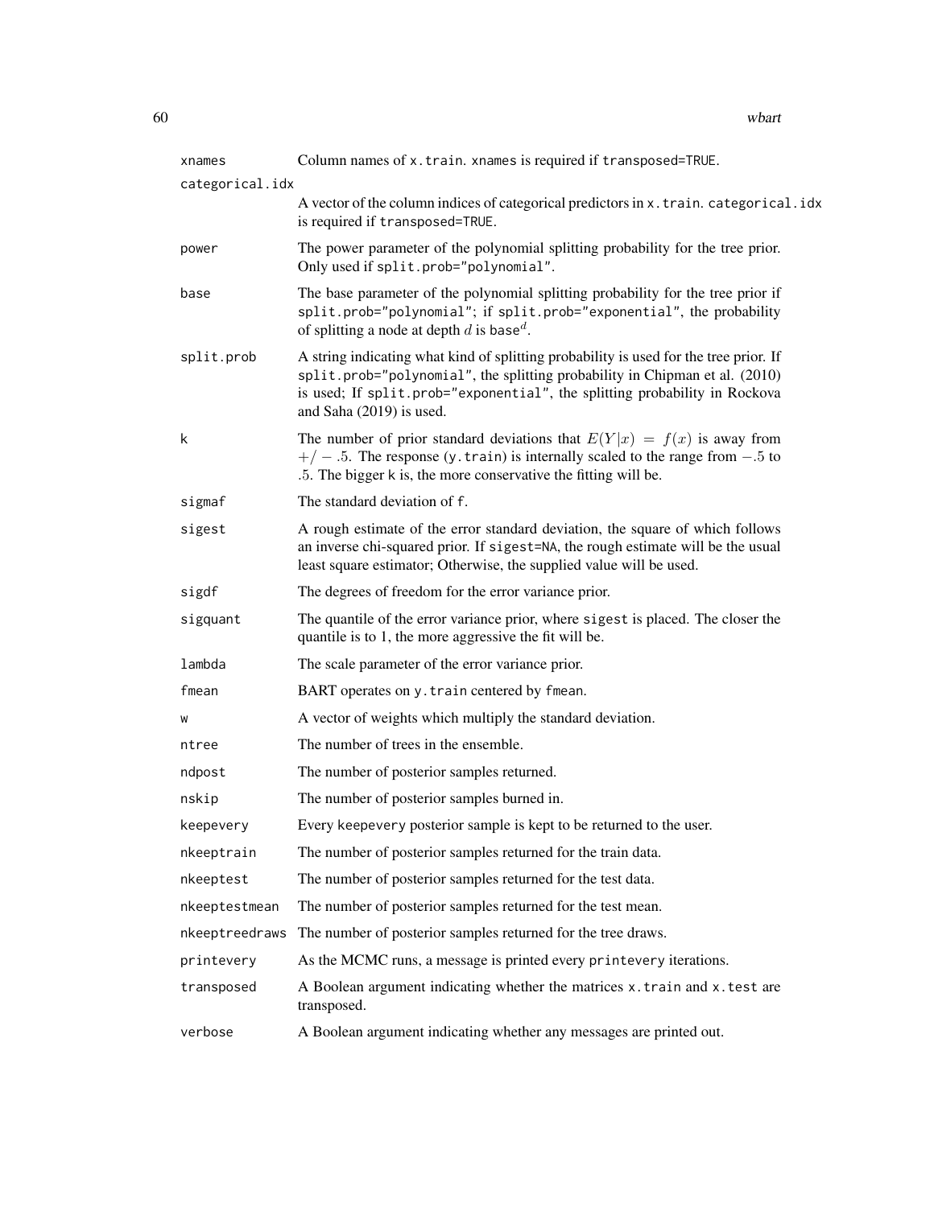| | |
|---|---|
| `xnames` | Column names of `x.train`. `xnames` is required if `transposed=TRUE`. |
| `categorical.idx` | A vector of the column indices of categorical predictors in `x.train`. `categorical.idx` is required if `transposed=TRUE`. |
| `power` | The power parameter of the polynomial splitting probability for the tree prior. Only used if `split.prob="polynomial"`. |
| `base` | The base parameter of the polynomial splitting probability for the tree prior if `split.prob="polynomial"`; if `split.prob="exponential"`, the probability of splitting a node at depth $d$ is $\texttt{base}^d$. |
| `split.prob` | A string indicating what kind of splitting probability is used for the tree prior. If `split.prob="polynomial"`, the splitting probability in Chipman et al. (2010) is used; If `split.prob="exponential"`, the splitting probability in Rockova and Saha (2019) is used. |
| `k` | The number of prior standard deviations that $E(Y\|x) = f(x)$ is away from $+/-.5$. The response (`y.train`) is internally scaled to the range from $-.5$ to $.5$. The bigger `k` is, the more conservative the fitting will be. |
| `sigmaf` | The standard deviation of `f`. |
| `sigest` | A rough estimate of the error standard deviation, the square of which follows an inverse chi-squared prior. If `sigest=NA`, the rough estimate will be the usual least square estimator; Otherwise, the supplied value will be used. |
| `sigdf` | The degrees of freedom for the error variance prior. |
| `sigquant` | The quantile of the error variance prior, where `sigest` is placed. The closer the quantile is to 1, the more aggressive the fit will be. |
| `lambda` | The scale parameter of the error variance prior. |
| `fmean` | BART operates on `y.train` centered by `fmean`. |
| `w` | A vector of weights which multiply the standard deviation. |
| `ntree` | The number of trees in the ensemble. |
| `ndpost` | The number of posterior samples returned. |
| `nskip` | The number of posterior samples burned in. |
| `keepevery` | Every `keepevery` posterior sample is kept to be returned to the user. |
| `nkeeptrain` | The number of posterior samples returned for the train data. |
| `nkeeptest` | The number of posterior samples returned for the test data. |
| `nkeeptestmean` | The number of posterior samples returned for the test mean. |
| `nkeeptreedraws` | The number of posterior samples returned for the tree draws. |
| `printevery` | As the MCMC runs, a message is printed every `printevery` iterations. |
| `transposed` | A Boolean argument indicating whether the matrices `x.train` and `x.test` are transposed. |
| `verbose` | A Boolean argument indicating whether any messages are printed out. |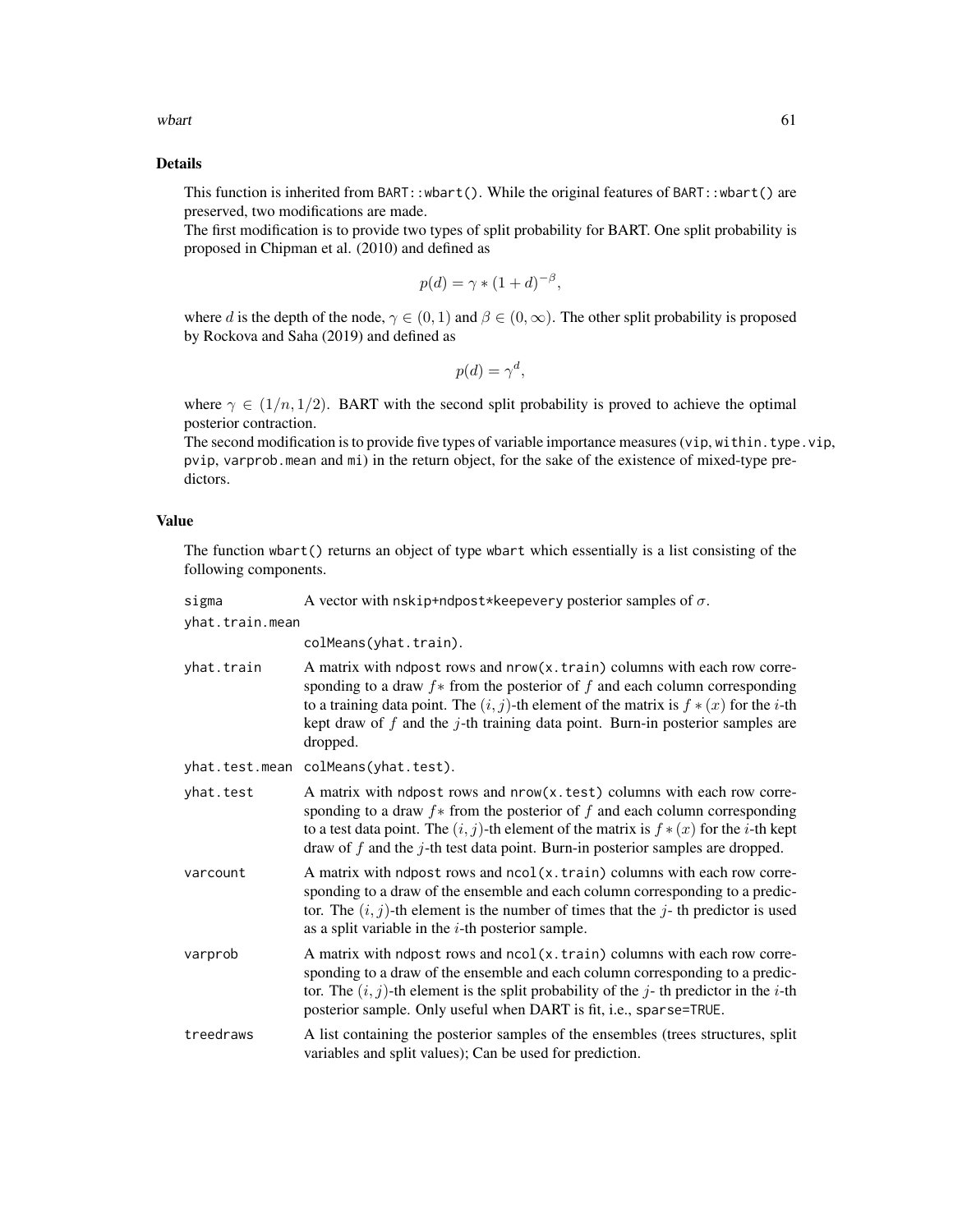### Details

This function is inherited from `BART::wbart()`. While the original features of `BART::wbart()` are preserved, two modifications are made.

The first modification is to provide two types of split probability for BART. One split probability is proposed in Chipman et al. (2010) and defined as

$$p(d) = \gamma * (1 + d)^{-\beta},$$

where $d$ is the depth of the node, $\gamma \in (0, 1)$ and $\beta \in (0, \infty)$. The other split probability is proposed by Rockova and Saha (2019) and defined as

$$p(d) = \gamma^d,$$

where $\gamma \in (1/n, 1/2)$. BART with the second split probability is proved to achieve the optimal posterior contraction.

The second modification is to provide five types of variable importance measures (`vip`, `within.type.vip`, `pvip`, `varprob.mean` and `mi`) in the return object, for the sake of the existence of mixed-type predictors.

### Value

The function `wbart()` returns an object of type `wbart` which essentially is a list consisting of the following components.

| | |
|---|---|
| `sigma` | A vector with `nskip+ndpost*keepevery` posterior samples of $\sigma$. |
| `yhat.train.mean` | `colMeans(yhat.train)`. |
| `yhat.train` | A matrix with `ndpost` rows and `nrow(x.train)` columns with each row corresponding to a draw $f*$ from the posterior of $f$ and each column corresponding to a training data point. The $(i, j)$-th element of the matrix is $f*(x)$ for the $i$-th kept draw of $f$ and the $j$-th training data point. Burn-in posterior samples are dropped. |
| `yhat.test.mean` | `colMeans(yhat.test)`. |
| `yhat.test` | A matrix with `ndpost` rows and `nrow(x.test)` columns with each row corresponding to a draw $f*$ from the posterior of $f$ and each column corresponding to a test data point. The $(i, j)$-th element of the matrix is $f*(x)$ for the $i$-th kept draw of $f$ and the $j$-th test data point. Burn-in posterior samples are dropped. |
| `varcount` | A matrix with `ndpost` rows and `ncol(x.train)` columns with each row corresponding to a draw of the ensemble and each column corresponding to a predictor. The $(i, j)$-th element is the number of times that the $j$- th predictor is used as a split variable in the $i$-th posterior sample. |
| `varprob` | A matrix with `ndpost` rows and `ncol(x.train)` columns with each row corresponding to a draw of the ensemble and each column corresponding to a predictor. The $(i, j)$-th element is the split probability of the $j$- th predictor in the $i$-th posterior sample. Only useful when DART is fit, i.e., `sparse=TRUE`. |
| `treedraws` | A list containing the posterior samples of the ensembles (trees structures, split variables and split values); Can be used for prediction. |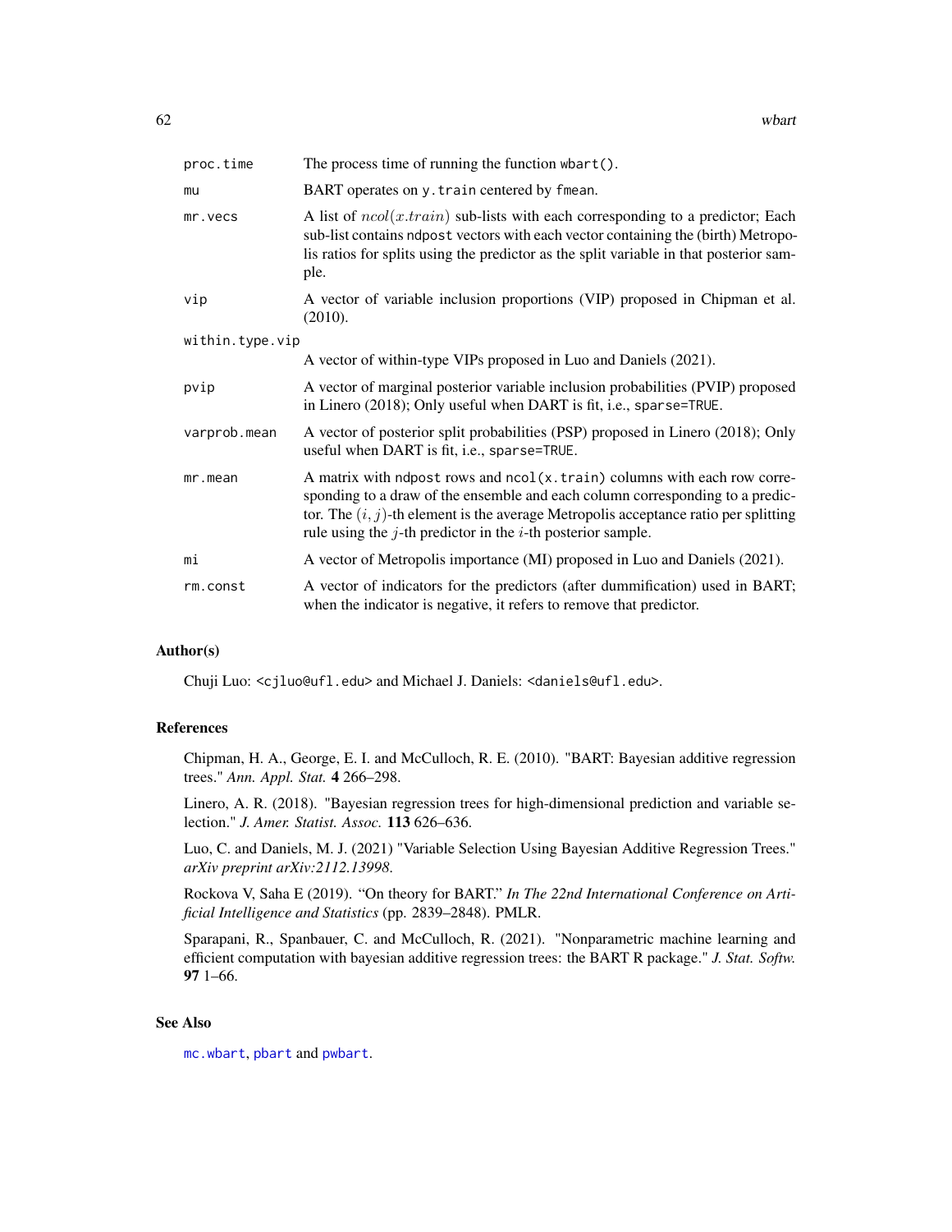| | |
|---|---|
| `proc.time` | The process time of running the function `wbart()`. |
| `mu` | BART operates on `y.train` centered by `fmean`. |
| `mr.vecs` | A list of $ncol(x.train)$ sub-lists with each corresponding to a predictor; Each sub-list contains `ndpost` vectors with each vector containing the (birth) Metropolis ratios for splits using the predictor as the split variable in that posterior sample. |
| `vip` | A vector of variable inclusion proportions (VIP) proposed in Chipman et al. (2010). |
| `within.type.vip` | A vector of within-type VIPs proposed in Luo and Daniels (2021). |
| `pvip` | A vector of marginal posterior variable inclusion probabilities (PVIP) proposed in Linero (2018); Only useful when DART is fit, i.e., `sparse=TRUE`. |
| `varprob.mean` | A vector of posterior split probabilities (PSP) proposed in Linero (2018); Only useful when DART is fit, i.e., `sparse=TRUE`. |
| `mr.mean` | A matrix with `ndpost` rows and `ncol(x.train)` columns with each row corresponding to a draw of the ensemble and each column corresponding to a predictor. The $(i, j)$-th element is the average Metropolis acceptance ratio per splitting rule using the $j$-th predictor in the $i$-th posterior sample. |
| `mi` | A vector of Metropolis importance (MI) proposed in Luo and Daniels (2021). |
| `rm.const` | A vector of indicators for the predictors (after dummification) used in BART; when the indicator is negative, it refers to remove that predictor. |

## Author(s)

Chuji Luo: <cjluo@ufl.edu> and Michael J. Daniels: <daniels@ufl.edu>.

## References

Chipman, H. A., George, E. I. and McCulloch, R. E. (2010). "BART: Bayesian additive regression trees." *Ann. Appl. Stat.* **4** 266–298.

Linero, A. R. (2018). "Bayesian regression trees for high-dimensional prediction and variable selection." *J. Amer. Statist. Assoc.* **113** 626–636.

Luo, C. and Daniels, M. J. (2021) "Variable Selection Using Bayesian Additive Regression Trees." *arXiv preprint arXiv:2112.13998*.

Rockova V, Saha E (2019). "On theory for BART." *In The 22nd International Conference on Artificial Intelligence and Statistics* (pp. 2839–2848). PMLR.

Sparapani, R., Spanbauer, C. and McCulloch, R. (2021). "Nonparametric machine learning and efficient computation with bayesian additive regression trees: the BART R package." *J. Stat. Softw.* **97** 1–66.

## See Also

`mc.wbart`, `pbart` and `pwbart`.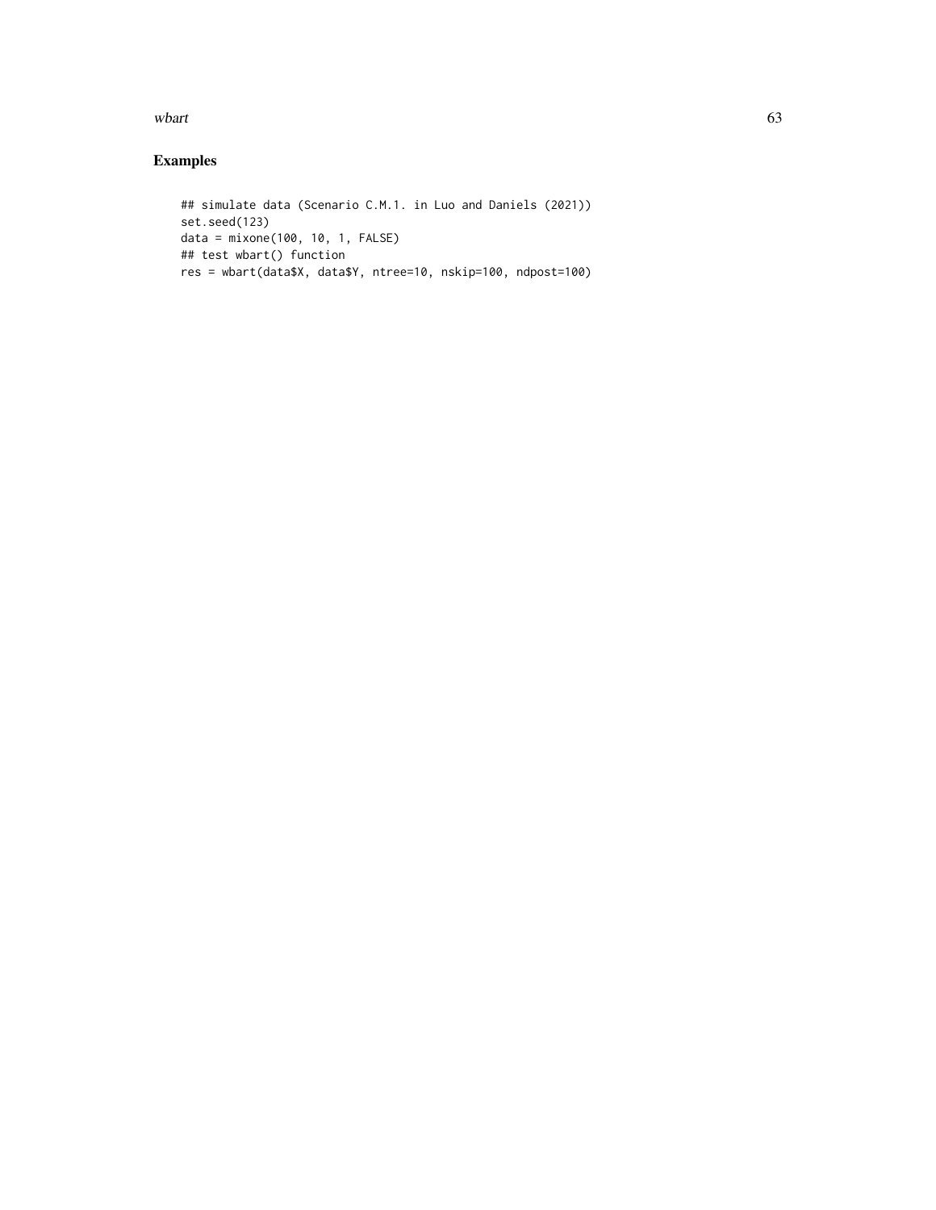## Examples

```
## simulate data (Scenario C.M.1. in Luo and Daniels (2021))
set.seed(123)
data = mixone(100, 10, 1, FALSE)
## test wbart() function
res = wbart(data$X, data$Y, ntree=10, nskip=100, ndpost=100)
```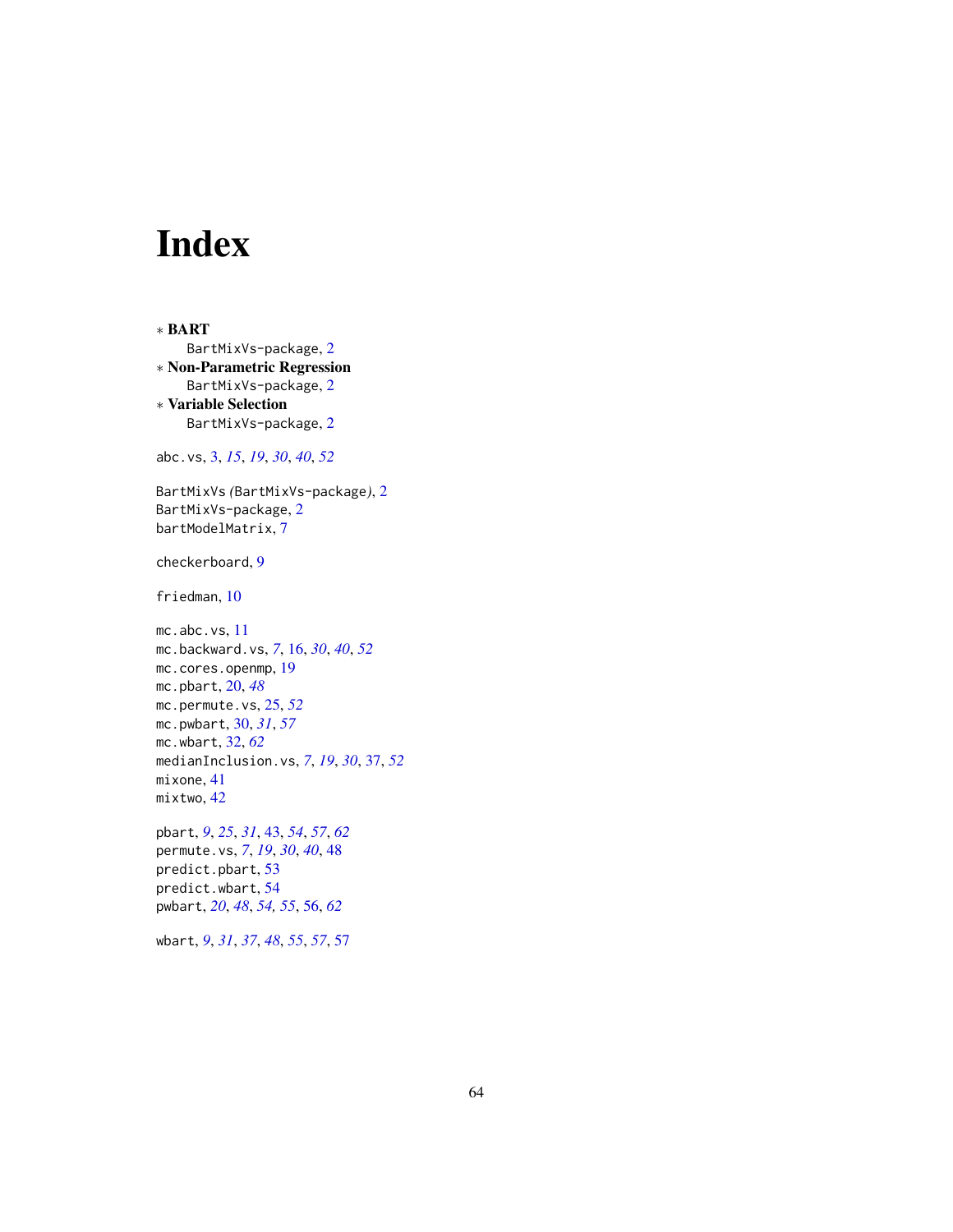# Index

∗ **BART**
    BartMixVs-package, 2
∗ **Non-Parametric Regression**
    BartMixVs-package, 2
∗ **Variable Selection**
    BartMixVs-package, 2

abc.vs, 3, *15*, *19*, *30*, *40*, *52*

BartMixVs (BartMixVs-package), 2
BartMixVs-package, 2
bartModelMatrix, 7

checkerboard, 9

friedman, 10

mc.abc.vs, 11
mc.backward.vs, *7*, 16, *30*, *40*, *52*
mc.cores.openmp, 19
mc.pbart, 20, *48*
mc.permute.vs, 25, *52*
mc.pwbart, 30, *31*, *57*
mc.wbart, 32, *62*
medianInclusion.vs, *7*, *19*, *30*, 37, *52*
mixone, 41
mixtwo, 42

pbart, *9*, *25*, *31*, 43, *54*, *57*, *62*
permute.vs, *7*, *19*, *30*, *40*, 48
predict.pbart, 53
predict.wbart, 54
pwbart, *20*, *48*, *54, 55*, 56, *62*

wbart, *9*, *31*, *37*, *48*, *55*, *57*, 57